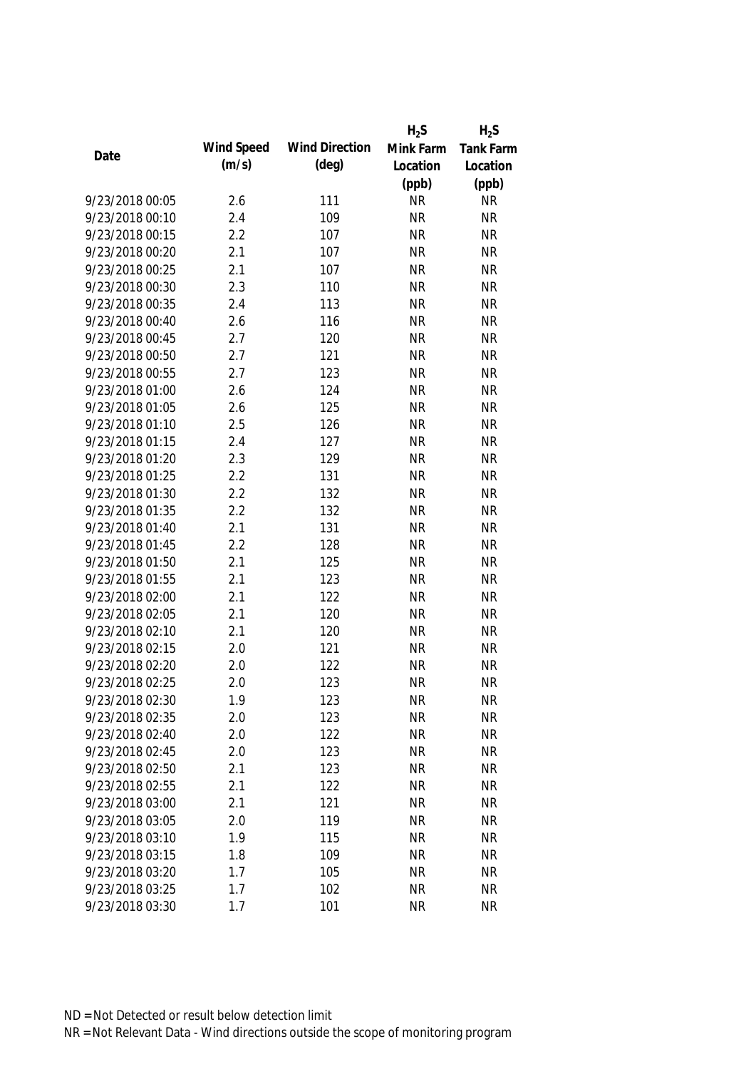| Date | Wind Speed (m/s) | Wind Direction (deg) | $H_2S$ Mink Farm Location (ppb) | $H_2S$ Tank Farm Location (ppb) |
|---|---|---|---|---|
| 9/23/2018 00:05 | 2.6 | 111 | NR | NR |
| 9/23/2018 00:10 | 2.4 | 109 | NR | NR |
| 9/23/2018 00:15 | 2.2 | 107 | NR | NR |
| 9/23/2018 00:20 | 2.1 | 107 | NR | NR |
| 9/23/2018 00:25 | 2.1 | 107 | NR | NR |
| 9/23/2018 00:30 | 2.3 | 110 | NR | NR |
| 9/23/2018 00:35 | 2.4 | 113 | NR | NR |
| 9/23/2018 00:40 | 2.6 | 116 | NR | NR |
| 9/23/2018 00:45 | 2.7 | 120 | NR | NR |
| 9/23/2018 00:50 | 2.7 | 121 | NR | NR |
| 9/23/2018 00:55 | 2.7 | 123 | NR | NR |
| 9/23/2018 01:00 | 2.6 | 124 | NR | NR |
| 9/23/2018 01:05 | 2.6 | 125 | NR | NR |
| 9/23/2018 01:10 | 2.5 | 126 | NR | NR |
| 9/23/2018 01:15 | 2.4 | 127 | NR | NR |
| 9/23/2018 01:20 | 2.3 | 129 | NR | NR |
| 9/23/2018 01:25 | 2.2 | 131 | NR | NR |
| 9/23/2018 01:30 | 2.2 | 132 | NR | NR |
| 9/23/2018 01:35 | 2.2 | 132 | NR | NR |
| 9/23/2018 01:40 | 2.1 | 131 | NR | NR |
| 9/23/2018 01:45 | 2.2 | 128 | NR | NR |
| 9/23/2018 01:50 | 2.1 | 125 | NR | NR |
| 9/23/2018 01:55 | 2.1 | 123 | NR | NR |
| 9/23/2018 02:00 | 2.1 | 122 | NR | NR |
| 9/23/2018 02:05 | 2.1 | 120 | NR | NR |
| 9/23/2018 02:10 | 2.1 | 120 | NR | NR |
| 9/23/2018 02:15 | 2.0 | 121 | NR | NR |
| 9/23/2018 02:20 | 2.0 | 122 | NR | NR |
| 9/23/2018 02:25 | 2.0 | 123 | NR | NR |
| 9/23/2018 02:30 | 1.9 | 123 | NR | NR |
| 9/23/2018 02:35 | 2.0 | 123 | NR | NR |
| 9/23/2018 02:40 | 2.0 | 122 | NR | NR |
| 9/23/2018 02:45 | 2.0 | 123 | NR | NR |
| 9/23/2018 02:50 | 2.1 | 123 | NR | NR |
| 9/23/2018 02:55 | 2.1 | 122 | NR | NR |
| 9/23/2018 03:00 | 2.1 | 121 | NR | NR |
| 9/23/2018 03:05 | 2.0 | 119 | NR | NR |
| 9/23/2018 03:10 | 1.9 | 115 | NR | NR |
| 9/23/2018 03:15 | 1.8 | 109 | NR | NR |
| 9/23/2018 03:20 | 1.7 | 105 | NR | NR |
| 9/23/2018 03:25 | 1.7 | 102 | NR | NR |
| 9/23/2018 03:30 | 1.7 | 101 | NR | NR |

ND = Not Detected or result below detection limit

NR = Not Relevant Data - Wind directions outside the scope of monitoring program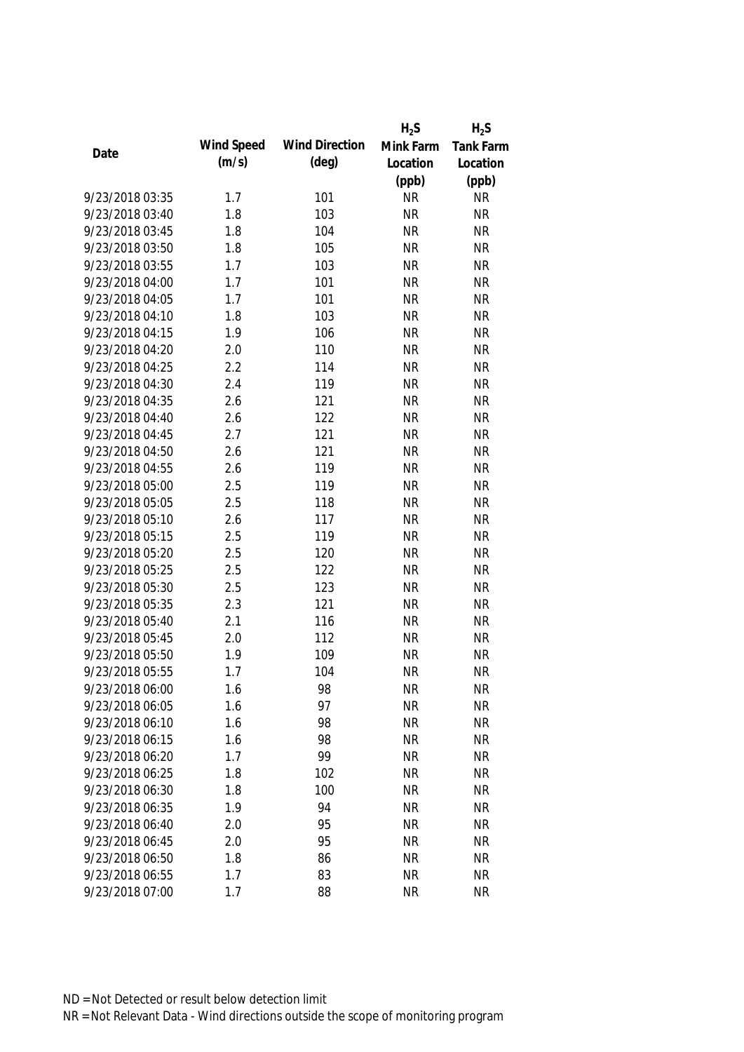| Date | Wind Speed (m/s) | Wind Direction (deg) | $H_2S$ Mink Farm Location (ppb) | $H_2S$ Tank Farm Location (ppb) |
|---|---|---|---|---|
| 9/23/2018 03:35 | 1.7 | 101 | NR | NR |
| 9/23/2018 03:40 | 1.8 | 103 | NR | NR |
| 9/23/2018 03:45 | 1.8 | 104 | NR | NR |
| 9/23/2018 03:50 | 1.8 | 105 | NR | NR |
| 9/23/2018 03:55 | 1.7 | 103 | NR | NR |
| 9/23/2018 04:00 | 1.7 | 101 | NR | NR |
| 9/23/2018 04:05 | 1.7 | 101 | NR | NR |
| 9/23/2018 04:10 | 1.8 | 103 | NR | NR |
| 9/23/2018 04:15 | 1.9 | 106 | NR | NR |
| 9/23/2018 04:20 | 2.0 | 110 | NR | NR |
| 9/23/2018 04:25 | 2.2 | 114 | NR | NR |
| 9/23/2018 04:30 | 2.4 | 119 | NR | NR |
| 9/23/2018 04:35 | 2.6 | 121 | NR | NR |
| 9/23/2018 04:40 | 2.6 | 122 | NR | NR |
| 9/23/2018 04:45 | 2.7 | 121 | NR | NR |
| 9/23/2018 04:50 | 2.6 | 121 | NR | NR |
| 9/23/2018 04:55 | 2.6 | 119 | NR | NR |
| 9/23/2018 05:00 | 2.5 | 119 | NR | NR |
| 9/23/2018 05:05 | 2.5 | 118 | NR | NR |
| 9/23/2018 05:10 | 2.6 | 117 | NR | NR |
| 9/23/2018 05:15 | 2.5 | 119 | NR | NR |
| 9/23/2018 05:20 | 2.5 | 120 | NR | NR |
| 9/23/2018 05:25 | 2.5 | 122 | NR | NR |
| 9/23/2018 05:30 | 2.5 | 123 | NR | NR |
| 9/23/2018 05:35 | 2.3 | 121 | NR | NR |
| 9/23/2018 05:40 | 2.1 | 116 | NR | NR |
| 9/23/2018 05:45 | 2.0 | 112 | NR | NR |
| 9/23/2018 05:50 | 1.9 | 109 | NR | NR |
| 9/23/2018 05:55 | 1.7 | 104 | NR | NR |
| 9/23/2018 06:00 | 1.6 | 98 | NR | NR |
| 9/23/2018 06:05 | 1.6 | 97 | NR | NR |
| 9/23/2018 06:10 | 1.6 | 98 | NR | NR |
| 9/23/2018 06:15 | 1.6 | 98 | NR | NR |
| 9/23/2018 06:20 | 1.7 | 99 | NR | NR |
| 9/23/2018 06:25 | 1.8 | 102 | NR | NR |
| 9/23/2018 06:30 | 1.8 | 100 | NR | NR |
| 9/23/2018 06:35 | 1.9 | 94 | NR | NR |
| 9/23/2018 06:40 | 2.0 | 95 | NR | NR |
| 9/23/2018 06:45 | 2.0 | 95 | NR | NR |
| 9/23/2018 06:50 | 1.8 | 86 | NR | NR |
| 9/23/2018 06:55 | 1.7 | 83 | NR | NR |
| 9/23/2018 07:00 | 1.7 | 88 | NR | NR |

ND = Not Detected or result below detection limit

NR = Not Relevant Data - Wind directions outside the scope of monitoring program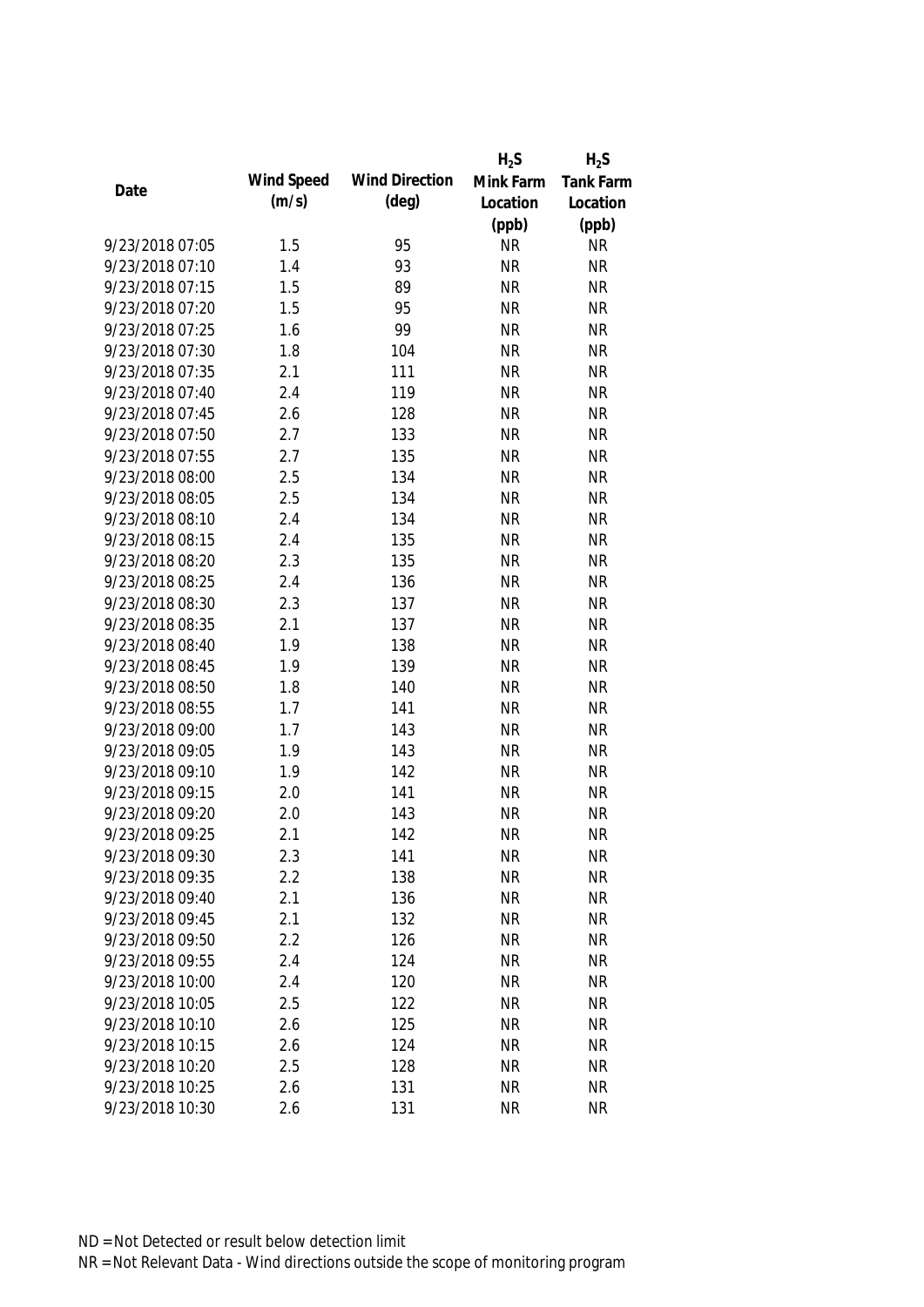| Date | Wind Speed (m/s) | Wind Direction (deg) | $H_2S$ Mink Farm Location (ppb) | $H_2S$ Tank Farm Location (ppb) |
|---|---|---|---|---|
| 9/23/2018 07:05 | 1.5 | 95 | NR | NR |
| 9/23/2018 07:10 | 1.4 | 93 | NR | NR |
| 9/23/2018 07:15 | 1.5 | 89 | NR | NR |
| 9/23/2018 07:20 | 1.5 | 95 | NR | NR |
| 9/23/2018 07:25 | 1.6 | 99 | NR | NR |
| 9/23/2018 07:30 | 1.8 | 104 | NR | NR |
| 9/23/2018 07:35 | 2.1 | 111 | NR | NR |
| 9/23/2018 07:40 | 2.4 | 119 | NR | NR |
| 9/23/2018 07:45 | 2.6 | 128 | NR | NR |
| 9/23/2018 07:50 | 2.7 | 133 | NR | NR |
| 9/23/2018 07:55 | 2.7 | 135 | NR | NR |
| 9/23/2018 08:00 | 2.5 | 134 | NR | NR |
| 9/23/2018 08:05 | 2.5 | 134 | NR | NR |
| 9/23/2018 08:10 | 2.4 | 134 | NR | NR |
| 9/23/2018 08:15 | 2.4 | 135 | NR | NR |
| 9/23/2018 08:20 | 2.3 | 135 | NR | NR |
| 9/23/2018 08:25 | 2.4 | 136 | NR | NR |
| 9/23/2018 08:30 | 2.3 | 137 | NR | NR |
| 9/23/2018 08:35 | 2.1 | 137 | NR | NR |
| 9/23/2018 08:40 | 1.9 | 138 | NR | NR |
| 9/23/2018 08:45 | 1.9 | 139 | NR | NR |
| 9/23/2018 08:50 | 1.8 | 140 | NR | NR |
| 9/23/2018 08:55 | 1.7 | 141 | NR | NR |
| 9/23/2018 09:00 | 1.7 | 143 | NR | NR |
| 9/23/2018 09:05 | 1.9 | 143 | NR | NR |
| 9/23/2018 09:10 | 1.9 | 142 | NR | NR |
| 9/23/2018 09:15 | 2.0 | 141 | NR | NR |
| 9/23/2018 09:20 | 2.0 | 143 | NR | NR |
| 9/23/2018 09:25 | 2.1 | 142 | NR | NR |
| 9/23/2018 09:30 | 2.3 | 141 | NR | NR |
| 9/23/2018 09:35 | 2.2 | 138 | NR | NR |
| 9/23/2018 09:40 | 2.1 | 136 | NR | NR |
| 9/23/2018 09:45 | 2.1 | 132 | NR | NR |
| 9/23/2018 09:50 | 2.2 | 126 | NR | NR |
| 9/23/2018 09:55 | 2.4 | 124 | NR | NR |
| 9/23/2018 10:00 | 2.4 | 120 | NR | NR |
| 9/23/2018 10:05 | 2.5 | 122 | NR | NR |
| 9/23/2018 10:10 | 2.6 | 125 | NR | NR |
| 9/23/2018 10:15 | 2.6 | 124 | NR | NR |
| 9/23/2018 10:20 | 2.5 | 128 | NR | NR |
| 9/23/2018 10:25 | 2.6 | 131 | NR | NR |
| 9/23/2018 10:30 | 2.6 | 131 | NR | NR |

ND = Not Detected or result below detection limit
NR = Not Relevant Data - Wind directions outside the scope of monitoring program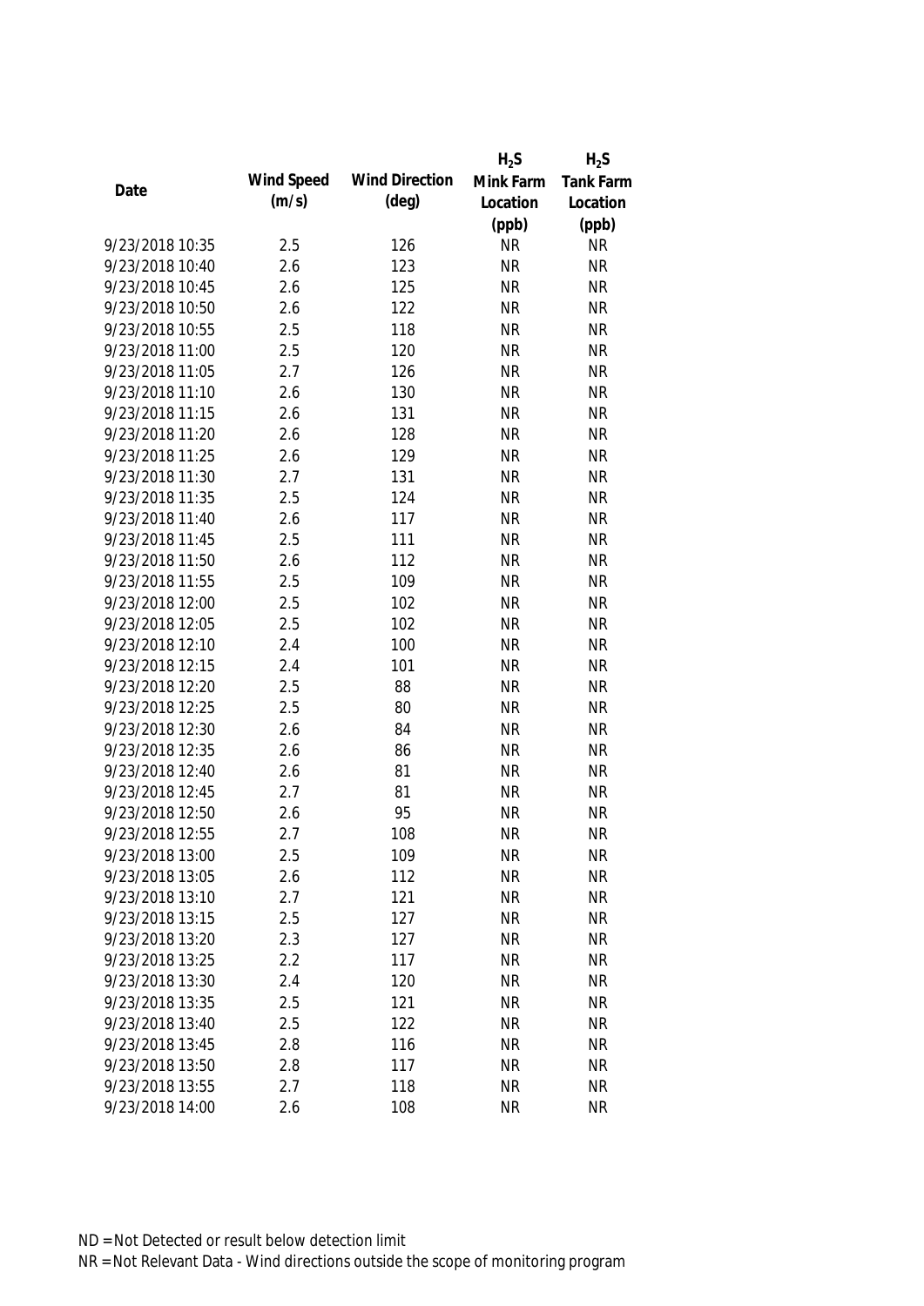| Date | Wind Speed (m/s) | Wind Direction (deg) | $H_2S$ Mink Farm Location (ppb) | $H_2S$ Tank Farm Location (ppb) |
|---|---|---|---|---|
| 9/23/2018 10:35 | 2.5 | 126 | NR | NR |
| 9/23/2018 10:40 | 2.6 | 123 | NR | NR |
| 9/23/2018 10:45 | 2.6 | 125 | NR | NR |
| 9/23/2018 10:50 | 2.6 | 122 | NR | NR |
| 9/23/2018 10:55 | 2.5 | 118 | NR | NR |
| 9/23/2018 11:00 | 2.5 | 120 | NR | NR |
| 9/23/2018 11:05 | 2.7 | 126 | NR | NR |
| 9/23/2018 11:10 | 2.6 | 130 | NR | NR |
| 9/23/2018 11:15 | 2.6 | 131 | NR | NR |
| 9/23/2018 11:20 | 2.6 | 128 | NR | NR |
| 9/23/2018 11:25 | 2.6 | 129 | NR | NR |
| 9/23/2018 11:30 | 2.7 | 131 | NR | NR |
| 9/23/2018 11:35 | 2.5 | 124 | NR | NR |
| 9/23/2018 11:40 | 2.6 | 117 | NR | NR |
| 9/23/2018 11:45 | 2.5 | 111 | NR | NR |
| 9/23/2018 11:50 | 2.6 | 112 | NR | NR |
| 9/23/2018 11:55 | 2.5 | 109 | NR | NR |
| 9/23/2018 12:00 | 2.5 | 102 | NR | NR |
| 9/23/2018 12:05 | 2.5 | 102 | NR | NR |
| 9/23/2018 12:10 | 2.4 | 100 | NR | NR |
| 9/23/2018 12:15 | 2.4 | 101 | NR | NR |
| 9/23/2018 12:20 | 2.5 | 88 | NR | NR |
| 9/23/2018 12:25 | 2.5 | 80 | NR | NR |
| 9/23/2018 12:30 | 2.6 | 84 | NR | NR |
| 9/23/2018 12:35 | 2.6 | 86 | NR | NR |
| 9/23/2018 12:40 | 2.6 | 81 | NR | NR |
| 9/23/2018 12:45 | 2.7 | 81 | NR | NR |
| 9/23/2018 12:50 | 2.6 | 95 | NR | NR |
| 9/23/2018 12:55 | 2.7 | 108 | NR | NR |
| 9/23/2018 13:00 | 2.5 | 109 | NR | NR |
| 9/23/2018 13:05 | 2.6 | 112 | NR | NR |
| 9/23/2018 13:10 | 2.7 | 121 | NR | NR |
| 9/23/2018 13:15 | 2.5 | 127 | NR | NR |
| 9/23/2018 13:20 | 2.3 | 127 | NR | NR |
| 9/23/2018 13:25 | 2.2 | 117 | NR | NR |
| 9/23/2018 13:30 | 2.4 | 120 | NR | NR |
| 9/23/2018 13:35 | 2.5 | 121 | NR | NR |
| 9/23/2018 13:40 | 2.5 | 122 | NR | NR |
| 9/23/2018 13:45 | 2.8 | 116 | NR | NR |
| 9/23/2018 13:50 | 2.8 | 117 | NR | NR |
| 9/23/2018 13:55 | 2.7 | 118 | NR | NR |
| 9/23/2018 14:00 | 2.6 | 108 | NR | NR |

ND = Not Detected or result below detection limit
NR = Not Relevant Data - Wind directions outside the scope of monitoring program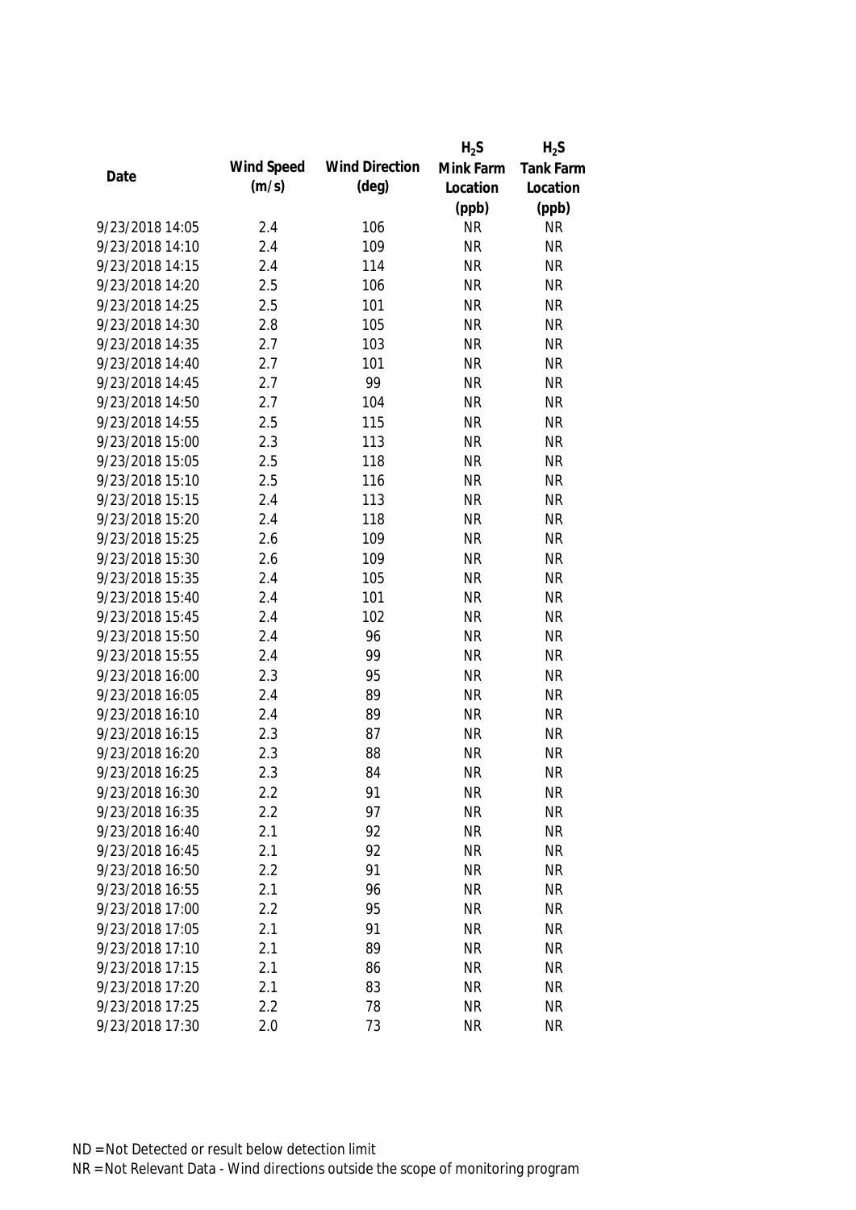| Date | Wind Speed (m/s) | Wind Direction (deg) | $H_2S$ Mink Farm Location (ppb) | $H_2S$ Tank Farm Location (ppb) |
|---|---|---|---|---|
| 9/23/2018 14:05 | 2.4 | 106 | NR | NR |
| 9/23/2018 14:10 | 2.4 | 109 | NR | NR |
| 9/23/2018 14:15 | 2.4 | 114 | NR | NR |
| 9/23/2018 14:20 | 2.5 | 106 | NR | NR |
| 9/23/2018 14:25 | 2.5 | 101 | NR | NR |
| 9/23/2018 14:30 | 2.8 | 105 | NR | NR |
| 9/23/2018 14:35 | 2.7 | 103 | NR | NR |
| 9/23/2018 14:40 | 2.7 | 101 | NR | NR |
| 9/23/2018 14:45 | 2.7 | 99 | NR | NR |
| 9/23/2018 14:50 | 2.7 | 104 | NR | NR |
| 9/23/2018 14:55 | 2.5 | 115 | NR | NR |
| 9/23/2018 15:00 | 2.3 | 113 | NR | NR |
| 9/23/2018 15:05 | 2.5 | 118 | NR | NR |
| 9/23/2018 15:10 | 2.5 | 116 | NR | NR |
| 9/23/2018 15:15 | 2.4 | 113 | NR | NR |
| 9/23/2018 15:20 | 2.4 | 118 | NR | NR |
| 9/23/2018 15:25 | 2.6 | 109 | NR | NR |
| 9/23/2018 15:30 | 2.6 | 109 | NR | NR |
| 9/23/2018 15:35 | 2.4 | 105 | NR | NR |
| 9/23/2018 15:40 | 2.4 | 101 | NR | NR |
| 9/23/2018 15:45 | 2.4 | 102 | NR | NR |
| 9/23/2018 15:50 | 2.4 | 96 | NR | NR |
| 9/23/2018 15:55 | 2.4 | 99 | NR | NR |
| 9/23/2018 16:00 | 2.3 | 95 | NR | NR |
| 9/23/2018 16:05 | 2.4 | 89 | NR | NR |
| 9/23/2018 16:10 | 2.4 | 89 | NR | NR |
| 9/23/2018 16:15 | 2.3 | 87 | NR | NR |
| 9/23/2018 16:20 | 2.3 | 88 | NR | NR |
| 9/23/2018 16:25 | 2.3 | 84 | NR | NR |
| 9/23/2018 16:30 | 2.2 | 91 | NR | NR |
| 9/23/2018 16:35 | 2.2 | 97 | NR | NR |
| 9/23/2018 16:40 | 2.1 | 92 | NR | NR |
| 9/23/2018 16:45 | 2.1 | 92 | NR | NR |
| 9/23/2018 16:50 | 2.2 | 91 | NR | NR |
| 9/23/2018 16:55 | 2.1 | 96 | NR | NR |
| 9/23/2018 17:00 | 2.2 | 95 | NR | NR |
| 9/23/2018 17:05 | 2.1 | 91 | NR | NR |
| 9/23/2018 17:10 | 2.1 | 89 | NR | NR |
| 9/23/2018 17:15 | 2.1 | 86 | NR | NR |
| 9/23/2018 17:20 | 2.1 | 83 | NR | NR |
| 9/23/2018 17:25 | 2.2 | 78 | NR | NR |
| 9/23/2018 17:30 | 2.0 | 73 | NR | NR |

ND = Not Detected or result below detection limit
NR = Not Relevant Data - Wind directions outside the scope of monitoring program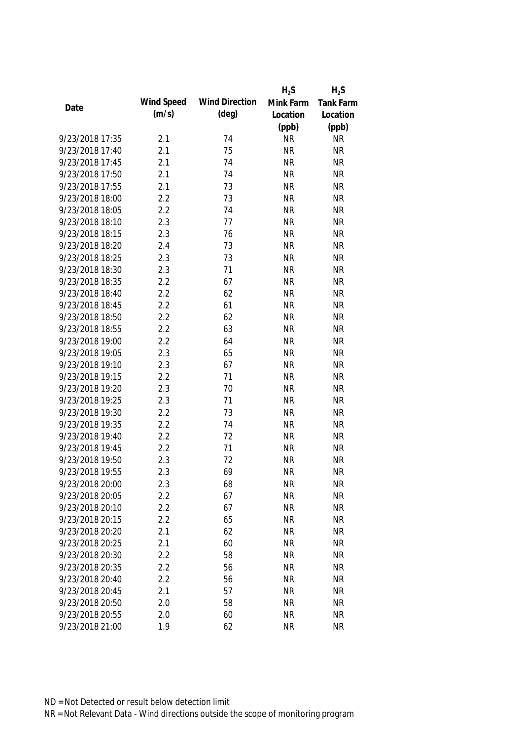| Date | Wind Speed (m/s) | Wind Direction (deg) | $H_2S$ Mink Farm Location (ppb) | $H_2S$ Tank Farm Location (ppb) |
|---|---|---|---|---|
| 9/23/2018 17:35 | 2.1 | 74 | NR | NR |
| 9/23/2018 17:40 | 2.1 | 75 | NR | NR |
| 9/23/2018 17:45 | 2.1 | 74 | NR | NR |
| 9/23/2018 17:50 | 2.1 | 74 | NR | NR |
| 9/23/2018 17:55 | 2.1 | 73 | NR | NR |
| 9/23/2018 18:00 | 2.2 | 73 | NR | NR |
| 9/23/2018 18:05 | 2.2 | 74 | NR | NR |
| 9/23/2018 18:10 | 2.3 | 77 | NR | NR |
| 9/23/2018 18:15 | 2.3 | 76 | NR | NR |
| 9/23/2018 18:20 | 2.4 | 73 | NR | NR |
| 9/23/2018 18:25 | 2.3 | 73 | NR | NR |
| 9/23/2018 18:30 | 2.3 | 71 | NR | NR |
| 9/23/2018 18:35 | 2.2 | 67 | NR | NR |
| 9/23/2018 18:40 | 2.2 | 62 | NR | NR |
| 9/23/2018 18:45 | 2.2 | 61 | NR | NR |
| 9/23/2018 18:50 | 2.2 | 62 | NR | NR |
| 9/23/2018 18:55 | 2.2 | 63 | NR | NR |
| 9/23/2018 19:00 | 2.2 | 64 | NR | NR |
| 9/23/2018 19:05 | 2.3 | 65 | NR | NR |
| 9/23/2018 19:10 | 2.3 | 67 | NR | NR |
| 9/23/2018 19:15 | 2.2 | 71 | NR | NR |
| 9/23/2018 19:20 | 2.3 | 70 | NR | NR |
| 9/23/2018 19:25 | 2.3 | 71 | NR | NR |
| 9/23/2018 19:30 | 2.2 | 73 | NR | NR |
| 9/23/2018 19:35 | 2.2 | 74 | NR | NR |
| 9/23/2018 19:40 | 2.2 | 72 | NR | NR |
| 9/23/2018 19:45 | 2.2 | 71 | NR | NR |
| 9/23/2018 19:50 | 2.3 | 72 | NR | NR |
| 9/23/2018 19:55 | 2.3 | 69 | NR | NR |
| 9/23/2018 20:00 | 2.3 | 68 | NR | NR |
| 9/23/2018 20:05 | 2.2 | 67 | NR | NR |
| 9/23/2018 20:10 | 2.2 | 67 | NR | NR |
| 9/23/2018 20:15 | 2.2 | 65 | NR | NR |
| 9/23/2018 20:20 | 2.1 | 62 | NR | NR |
| 9/23/2018 20:25 | 2.1 | 60 | NR | NR |
| 9/23/2018 20:30 | 2.2 | 58 | NR | NR |
| 9/23/2018 20:35 | 2.2 | 56 | NR | NR |
| 9/23/2018 20:40 | 2.2 | 56 | NR | NR |
| 9/23/2018 20:45 | 2.1 | 57 | NR | NR |
| 9/23/2018 20:50 | 2.0 | 58 | NR | NR |
| 9/23/2018 20:55 | 2.0 | 60 | NR | NR |
| 9/23/2018 21:00 | 1.9 | 62 | NR | NR |

ND = Not Detected or result below detection limit

NR = Not Relevant Data - Wind directions outside the scope of monitoring program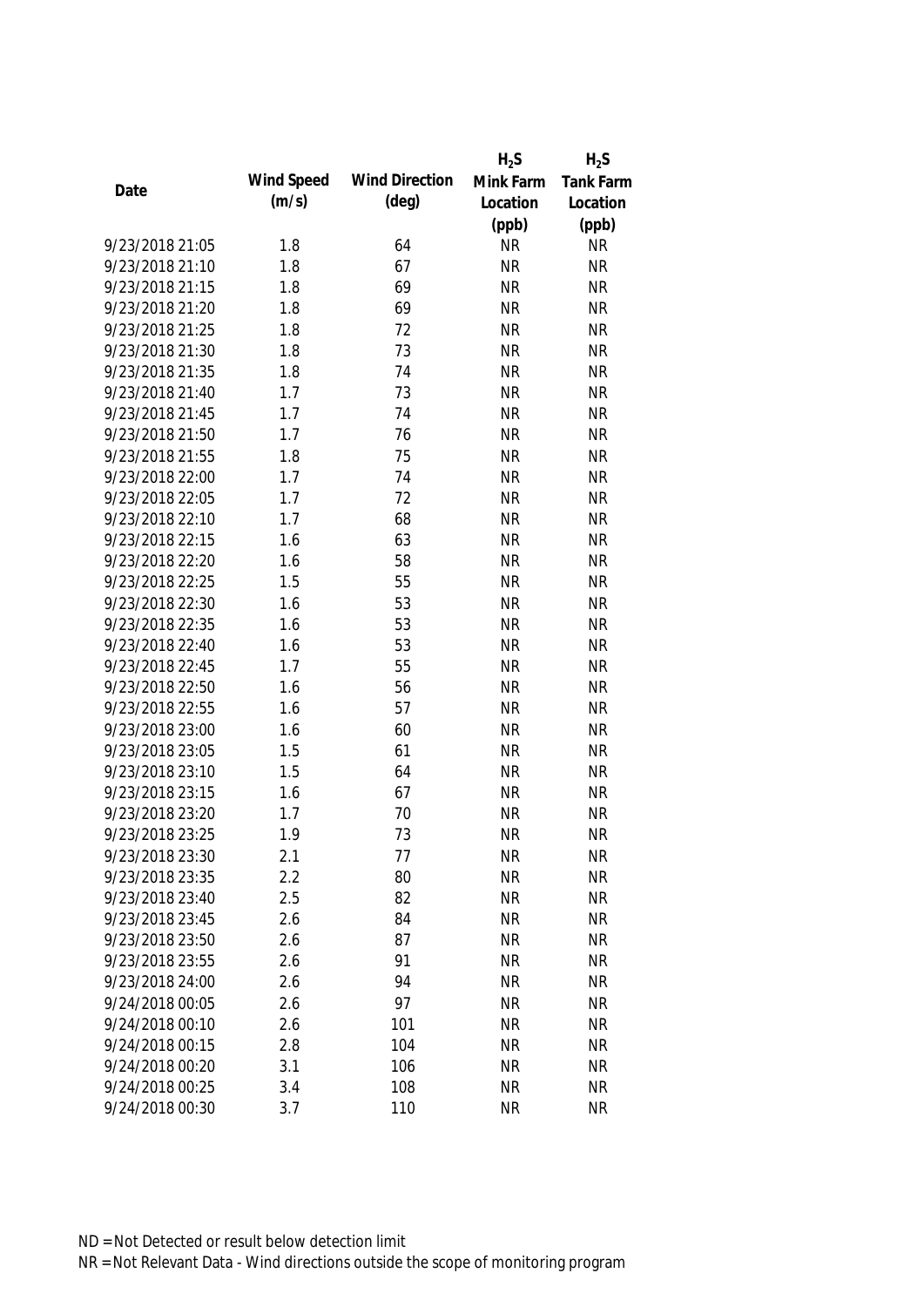| Date | Wind Speed (m/s) | Wind Direction (deg) | $H_2S$ Mink Farm Location (ppb) | $H_2S$ Tank Farm Location (ppb) |
|---|---|---|---|---|
| 9/23/2018 21:05 | 1.8 | 64 | NR | NR |
| 9/23/2018 21:10 | 1.8 | 67 | NR | NR |
| 9/23/2018 21:15 | 1.8 | 69 | NR | NR |
| 9/23/2018 21:20 | 1.8 | 69 | NR | NR |
| 9/23/2018 21:25 | 1.8 | 72 | NR | NR |
| 9/23/2018 21:30 | 1.8 | 73 | NR | NR |
| 9/23/2018 21:35 | 1.8 | 74 | NR | NR |
| 9/23/2018 21:40 | 1.7 | 73 | NR | NR |
| 9/23/2018 21:45 | 1.7 | 74 | NR | NR |
| 9/23/2018 21:50 | 1.7 | 76 | NR | NR |
| 9/23/2018 21:55 | 1.8 | 75 | NR | NR |
| 9/23/2018 22:00 | 1.7 | 74 | NR | NR |
| 9/23/2018 22:05 | 1.7 | 72 | NR | NR |
| 9/23/2018 22:10 | 1.7 | 68 | NR | NR |
| 9/23/2018 22:15 | 1.6 | 63 | NR | NR |
| 9/23/2018 22:20 | 1.6 | 58 | NR | NR |
| 9/23/2018 22:25 | 1.5 | 55 | NR | NR |
| 9/23/2018 22:30 | 1.6 | 53 | NR | NR |
| 9/23/2018 22:35 | 1.6 | 53 | NR | NR |
| 9/23/2018 22:40 | 1.6 | 53 | NR | NR |
| 9/23/2018 22:45 | 1.7 | 55 | NR | NR |
| 9/23/2018 22:50 | 1.6 | 56 | NR | NR |
| 9/23/2018 22:55 | 1.6 | 57 | NR | NR |
| 9/23/2018 23:00 | 1.6 | 60 | NR | NR |
| 9/23/2018 23:05 | 1.5 | 61 | NR | NR |
| 9/23/2018 23:10 | 1.5 | 64 | NR | NR |
| 9/23/2018 23:15 | 1.6 | 67 | NR | NR |
| 9/23/2018 23:20 | 1.7 | 70 | NR | NR |
| 9/23/2018 23:25 | 1.9 | 73 | NR | NR |
| 9/23/2018 23:30 | 2.1 | 77 | NR | NR |
| 9/23/2018 23:35 | 2.2 | 80 | NR | NR |
| 9/23/2018 23:40 | 2.5 | 82 | NR | NR |
| 9/23/2018 23:45 | 2.6 | 84 | NR | NR |
| 9/23/2018 23:50 | 2.6 | 87 | NR | NR |
| 9/23/2018 23:55 | 2.6 | 91 | NR | NR |
| 9/23/2018 24:00 | 2.6 | 94 | NR | NR |
| 9/24/2018 00:05 | 2.6 | 97 | NR | NR |
| 9/24/2018 00:10 | 2.6 | 101 | NR | NR |
| 9/24/2018 00:15 | 2.8 | 104 | NR | NR |
| 9/24/2018 00:20 | 3.1 | 106 | NR | NR |
| 9/24/2018 00:25 | 3.4 | 108 | NR | NR |
| 9/24/2018 00:30 | 3.7 | 110 | NR | NR |

ND = Not Detected or result below detection limit
NR = Not Relevant Data - Wind directions outside the scope of monitoring program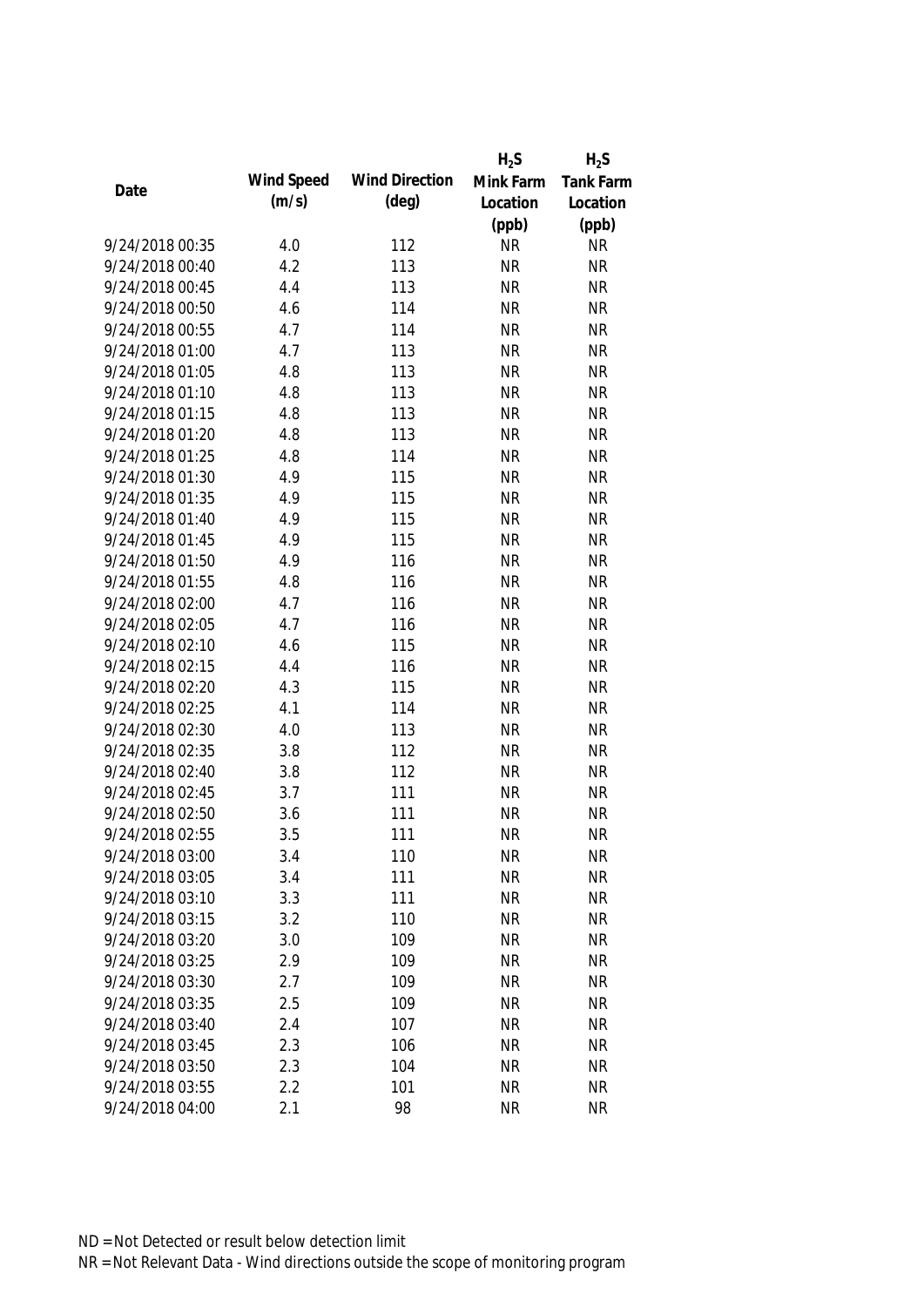| Date | Wind Speed (m/s) | Wind Direction (deg) | $H_2S$ Mink Farm Location (ppb) | $H_2S$ Tank Farm Location (ppb) |
|---|---|---|---|---|
| 9/24/2018 00:35 | 4.0 | 112 | NR | NR |
| 9/24/2018 00:40 | 4.2 | 113 | NR | NR |
| 9/24/2018 00:45 | 4.4 | 113 | NR | NR |
| 9/24/2018 00:50 | 4.6 | 114 | NR | NR |
| 9/24/2018 00:55 | 4.7 | 114 | NR | NR |
| 9/24/2018 01:00 | 4.7 | 113 | NR | NR |
| 9/24/2018 01:05 | 4.8 | 113 | NR | NR |
| 9/24/2018 01:10 | 4.8 | 113 | NR | NR |
| 9/24/2018 01:15 | 4.8 | 113 | NR | NR |
| 9/24/2018 01:20 | 4.8 | 113 | NR | NR |
| 9/24/2018 01:25 | 4.8 | 114 | NR | NR |
| 9/24/2018 01:30 | 4.9 | 115 | NR | NR |
| 9/24/2018 01:35 | 4.9 | 115 | NR | NR |
| 9/24/2018 01:40 | 4.9 | 115 | NR | NR |
| 9/24/2018 01:45 | 4.9 | 115 | NR | NR |
| 9/24/2018 01:50 | 4.9 | 116 | NR | NR |
| 9/24/2018 01:55 | 4.8 | 116 | NR | NR |
| 9/24/2018 02:00 | 4.7 | 116 | NR | NR |
| 9/24/2018 02:05 | 4.7 | 116 | NR | NR |
| 9/24/2018 02:10 | 4.6 | 115 | NR | NR |
| 9/24/2018 02:15 | 4.4 | 116 | NR | NR |
| 9/24/2018 02:20 | 4.3 | 115 | NR | NR |
| 9/24/2018 02:25 | 4.1 | 114 | NR | NR |
| 9/24/2018 02:30 | 4.0 | 113 | NR | NR |
| 9/24/2018 02:35 | 3.8 | 112 | NR | NR |
| 9/24/2018 02:40 | 3.8 | 112 | NR | NR |
| 9/24/2018 02:45 | 3.7 | 111 | NR | NR |
| 9/24/2018 02:50 | 3.6 | 111 | NR | NR |
| 9/24/2018 02:55 | 3.5 | 111 | NR | NR |
| 9/24/2018 03:00 | 3.4 | 110 | NR | NR |
| 9/24/2018 03:05 | 3.4 | 111 | NR | NR |
| 9/24/2018 03:10 | 3.3 | 111 | NR | NR |
| 9/24/2018 03:15 | 3.2 | 110 | NR | NR |
| 9/24/2018 03:20 | 3.0 | 109 | NR | NR |
| 9/24/2018 03:25 | 2.9 | 109 | NR | NR |
| 9/24/2018 03:30 | 2.7 | 109 | NR | NR |
| 9/24/2018 03:35 | 2.5 | 109 | NR | NR |
| 9/24/2018 03:40 | 2.4 | 107 | NR | NR |
| 9/24/2018 03:45 | 2.3 | 106 | NR | NR |
| 9/24/2018 03:50 | 2.3 | 104 | NR | NR |
| 9/24/2018 03:55 | 2.2 | 101 | NR | NR |
| 9/24/2018 04:00 | 2.1 | 98 | NR | NR |

ND = Not Detected or result below detection limit

NR = Not Relevant Data - Wind directions outside the scope of monitoring program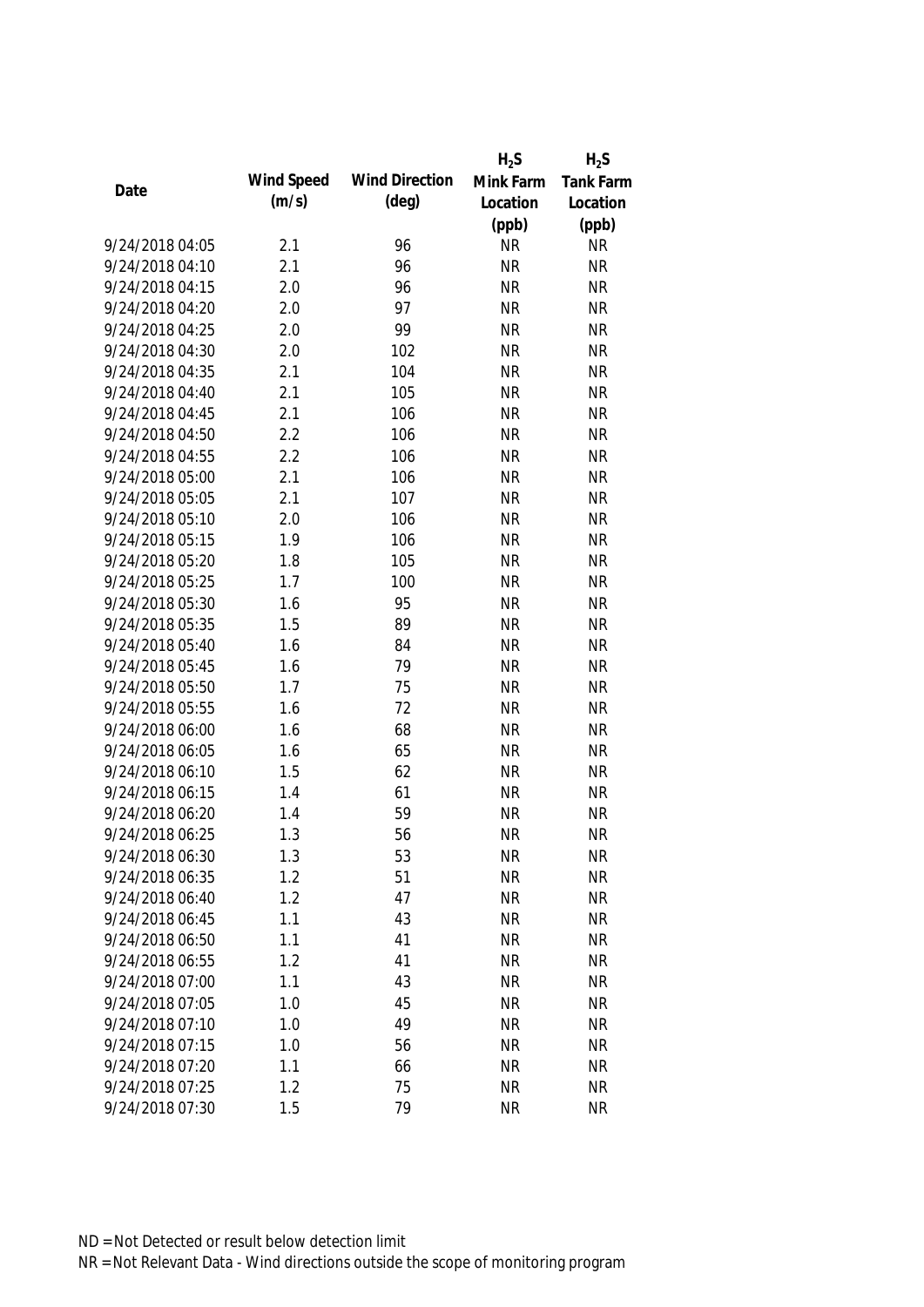| Date | Wind Speed (m/s) | Wind Direction (deg) | $H_2S$ Mink Farm Location (ppb) | $H_2S$ Tank Farm Location (ppb) |
|---|---|---|---|---|
| 9/24/2018 04:05 | 2.1 | 96 | NR | NR |
| 9/24/2018 04:10 | 2.1 | 96 | NR | NR |
| 9/24/2018 04:15 | 2.0 | 96 | NR | NR |
| 9/24/2018 04:20 | 2.0 | 97 | NR | NR |
| 9/24/2018 04:25 | 2.0 | 99 | NR | NR |
| 9/24/2018 04:30 | 2.0 | 102 | NR | NR |
| 9/24/2018 04:35 | 2.1 | 104 | NR | NR |
| 9/24/2018 04:40 | 2.1 | 105 | NR | NR |
| 9/24/2018 04:45 | 2.1 | 106 | NR | NR |
| 9/24/2018 04:50 | 2.2 | 106 | NR | NR |
| 9/24/2018 04:55 | 2.2 | 106 | NR | NR |
| 9/24/2018 05:00 | 2.1 | 106 | NR | NR |
| 9/24/2018 05:05 | 2.1 | 107 | NR | NR |
| 9/24/2018 05:10 | 2.0 | 106 | NR | NR |
| 9/24/2018 05:15 | 1.9 | 106 | NR | NR |
| 9/24/2018 05:20 | 1.8 | 105 | NR | NR |
| 9/24/2018 05:25 | 1.7 | 100 | NR | NR |
| 9/24/2018 05:30 | 1.6 | 95 | NR | NR |
| 9/24/2018 05:35 | 1.5 | 89 | NR | NR |
| 9/24/2018 05:40 | 1.6 | 84 | NR | NR |
| 9/24/2018 05:45 | 1.6 | 79 | NR | NR |
| 9/24/2018 05:50 | 1.7 | 75 | NR | NR |
| 9/24/2018 05:55 | 1.6 | 72 | NR | NR |
| 9/24/2018 06:00 | 1.6 | 68 | NR | NR |
| 9/24/2018 06:05 | 1.6 | 65 | NR | NR |
| 9/24/2018 06:10 | 1.5 | 62 | NR | NR |
| 9/24/2018 06:15 | 1.4 | 61 | NR | NR |
| 9/24/2018 06:20 | 1.4 | 59 | NR | NR |
| 9/24/2018 06:25 | 1.3 | 56 | NR | NR |
| 9/24/2018 06:30 | 1.3 | 53 | NR | NR |
| 9/24/2018 06:35 | 1.2 | 51 | NR | NR |
| 9/24/2018 06:40 | 1.2 | 47 | NR | NR |
| 9/24/2018 06:45 | 1.1 | 43 | NR | NR |
| 9/24/2018 06:50 | 1.1 | 41 | NR | NR |
| 9/24/2018 06:55 | 1.2 | 41 | NR | NR |
| 9/24/2018 07:00 | 1.1 | 43 | NR | NR |
| 9/24/2018 07:05 | 1.0 | 45 | NR | NR |
| 9/24/2018 07:10 | 1.0 | 49 | NR | NR |
| 9/24/2018 07:15 | 1.0 | 56 | NR | NR |
| 9/24/2018 07:20 | 1.1 | 66 | NR | NR |
| 9/24/2018 07:25 | 1.2 | 75 | NR | NR |
| 9/24/2018 07:30 | 1.5 | 79 | NR | NR |

ND = Not Detected or result below detection limit

NR = Not Relevant Data - Wind directions outside the scope of monitoring program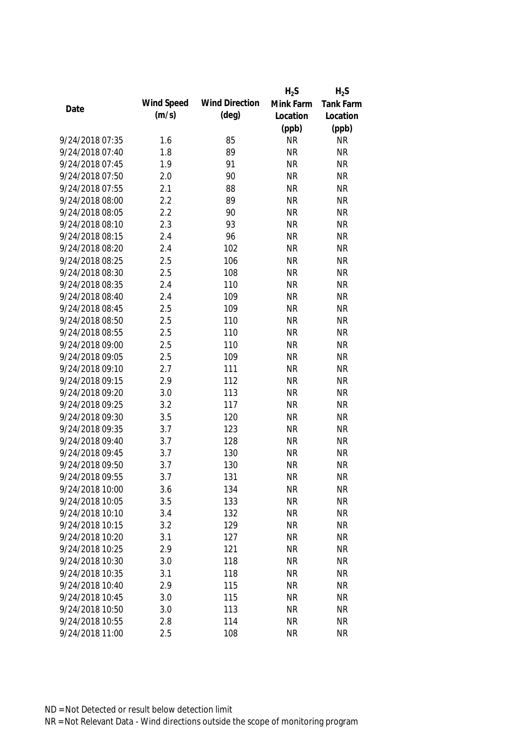| Date | Wind Speed (m/s) | Wind Direction (deg) | $H_2S$ Mink Farm Location (ppb) | $H_2S$ Tank Farm Location (ppb) |
|---|---|---|---|---|
| 9/24/2018 07:35 | 1.6 | 85 | NR | NR |
| 9/24/2018 07:40 | 1.8 | 89 | NR | NR |
| 9/24/2018 07:45 | 1.9 | 91 | NR | NR |
| 9/24/2018 07:50 | 2.0 | 90 | NR | NR |
| 9/24/2018 07:55 | 2.1 | 88 | NR | NR |
| 9/24/2018 08:00 | 2.2 | 89 | NR | NR |
| 9/24/2018 08:05 | 2.2 | 90 | NR | NR |
| 9/24/2018 08:10 | 2.3 | 93 | NR | NR |
| 9/24/2018 08:15 | 2.4 | 96 | NR | NR |
| 9/24/2018 08:20 | 2.4 | 102 | NR | NR |
| 9/24/2018 08:25 | 2.5 | 106 | NR | NR |
| 9/24/2018 08:30 | 2.5 | 108 | NR | NR |
| 9/24/2018 08:35 | 2.4 | 110 | NR | NR |
| 9/24/2018 08:40 | 2.4 | 109 | NR | NR |
| 9/24/2018 08:45 | 2.5 | 109 | NR | NR |
| 9/24/2018 08:50 | 2.5 | 110 | NR | NR |
| 9/24/2018 08:55 | 2.5 | 110 | NR | NR |
| 9/24/2018 09:00 | 2.5 | 110 | NR | NR |
| 9/24/2018 09:05 | 2.5 | 109 | NR | NR |
| 9/24/2018 09:10 | 2.7 | 111 | NR | NR |
| 9/24/2018 09:15 | 2.9 | 112 | NR | NR |
| 9/24/2018 09:20 | 3.0 | 113 | NR | NR |
| 9/24/2018 09:25 | 3.2 | 117 | NR | NR |
| 9/24/2018 09:30 | 3.5 | 120 | NR | NR |
| 9/24/2018 09:35 | 3.7 | 123 | NR | NR |
| 9/24/2018 09:40 | 3.7 | 128 | NR | NR |
| 9/24/2018 09:45 | 3.7 | 130 | NR | NR |
| 9/24/2018 09:50 | 3.7 | 130 | NR | NR |
| 9/24/2018 09:55 | 3.7 | 131 | NR | NR |
| 9/24/2018 10:00 | 3.6 | 134 | NR | NR |
| 9/24/2018 10:05 | 3.5 | 133 | NR | NR |
| 9/24/2018 10:10 | 3.4 | 132 | NR | NR |
| 9/24/2018 10:15 | 3.2 | 129 | NR | NR |
| 9/24/2018 10:20 | 3.1 | 127 | NR | NR |
| 9/24/2018 10:25 | 2.9 | 121 | NR | NR |
| 9/24/2018 10:30 | 3.0 | 118 | NR | NR |
| 9/24/2018 10:35 | 3.1 | 118 | NR | NR |
| 9/24/2018 10:40 | 2.9 | 115 | NR | NR |
| 9/24/2018 10:45 | 3.0 | 115 | NR | NR |
| 9/24/2018 10:50 | 3.0 | 113 | NR | NR |
| 9/24/2018 10:55 | 2.8 | 114 | NR | NR |
| 9/24/2018 11:00 | 2.5 | 108 | NR | NR |

ND = Not Detected or result below detection limit

NR = Not Relevant Data - Wind directions outside the scope of monitoring program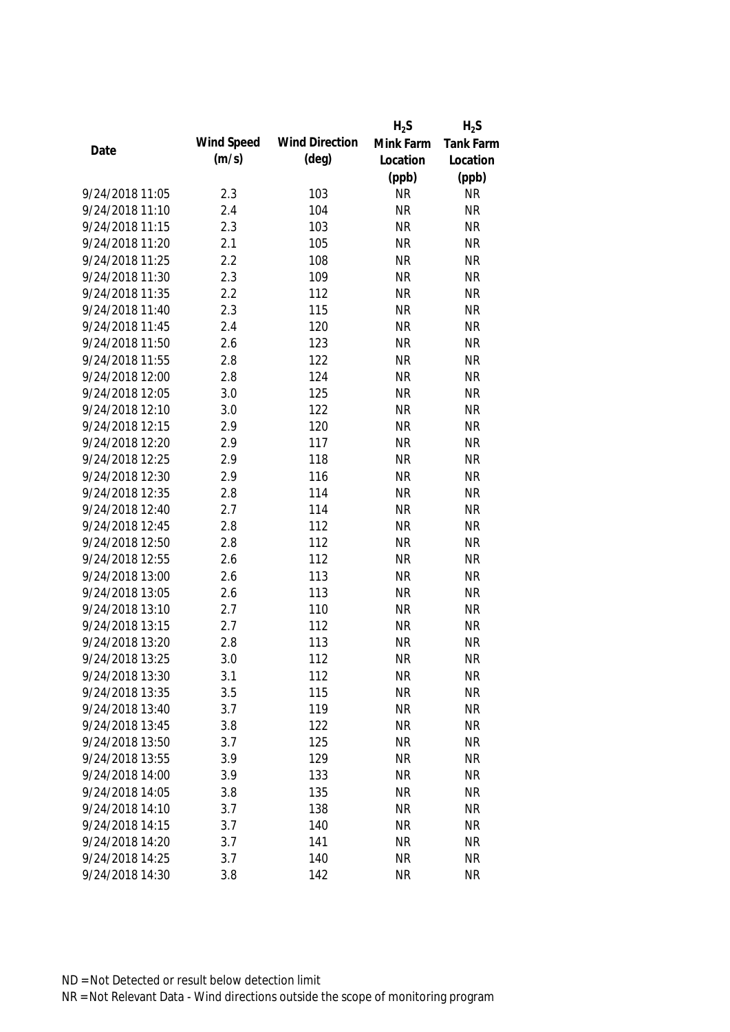| Date | Wind Speed (m/s) | Wind Direction (deg) | $H_2S$ Mink Farm Location (ppb) | $H_2S$ Tank Farm Location (ppb) |
|---|---|---|---|---|
| 9/24/2018 11:05 | 2.3 | 103 | NR | NR |
| 9/24/2018 11:10 | 2.4 | 104 | NR | NR |
| 9/24/2018 11:15 | 2.3 | 103 | NR | NR |
| 9/24/2018 11:20 | 2.1 | 105 | NR | NR |
| 9/24/2018 11:25 | 2.2 | 108 | NR | NR |
| 9/24/2018 11:30 | 2.3 | 109 | NR | NR |
| 9/24/2018 11:35 | 2.2 | 112 | NR | NR |
| 9/24/2018 11:40 | 2.3 | 115 | NR | NR |
| 9/24/2018 11:45 | 2.4 | 120 | NR | NR |
| 9/24/2018 11:50 | 2.6 | 123 | NR | NR |
| 9/24/2018 11:55 | 2.8 | 122 | NR | NR |
| 9/24/2018 12:00 | 2.8 | 124 | NR | NR |
| 9/24/2018 12:05 | 3.0 | 125 | NR | NR |
| 9/24/2018 12:10 | 3.0 | 122 | NR | NR |
| 9/24/2018 12:15 | 2.9 | 120 | NR | NR |
| 9/24/2018 12:20 | 2.9 | 117 | NR | NR |
| 9/24/2018 12:25 | 2.9 | 118 | NR | NR |
| 9/24/2018 12:30 | 2.9 | 116 | NR | NR |
| 9/24/2018 12:35 | 2.8 | 114 | NR | NR |
| 9/24/2018 12:40 | 2.7 | 114 | NR | NR |
| 9/24/2018 12:45 | 2.8 | 112 | NR | NR |
| 9/24/2018 12:50 | 2.8 | 112 | NR | NR |
| 9/24/2018 12:55 | 2.6 | 112 | NR | NR |
| 9/24/2018 13:00 | 2.6 | 113 | NR | NR |
| 9/24/2018 13:05 | 2.6 | 113 | NR | NR |
| 9/24/2018 13:10 | 2.7 | 110 | NR | NR |
| 9/24/2018 13:15 | 2.7 | 112 | NR | NR |
| 9/24/2018 13:20 | 2.8 | 113 | NR | NR |
| 9/24/2018 13:25 | 3.0 | 112 | NR | NR |
| 9/24/2018 13:30 | 3.1 | 112 | NR | NR |
| 9/24/2018 13:35 | 3.5 | 115 | NR | NR |
| 9/24/2018 13:40 | 3.7 | 119 | NR | NR |
| 9/24/2018 13:45 | 3.8 | 122 | NR | NR |
| 9/24/2018 13:50 | 3.7 | 125 | NR | NR |
| 9/24/2018 13:55 | 3.9 | 129 | NR | NR |
| 9/24/2018 14:00 | 3.9 | 133 | NR | NR |
| 9/24/2018 14:05 | 3.8 | 135 | NR | NR |
| 9/24/2018 14:10 | 3.7 | 138 | NR | NR |
| 9/24/2018 14:15 | 3.7 | 140 | NR | NR |
| 9/24/2018 14:20 | 3.7 | 141 | NR | NR |
| 9/24/2018 14:25 | 3.7 | 140 | NR | NR |
| 9/24/2018 14:30 | 3.8 | 142 | NR | NR |

ND = Not Detected or result below detection limit
NR = Not Relevant Data - Wind directions outside the scope of monitoring program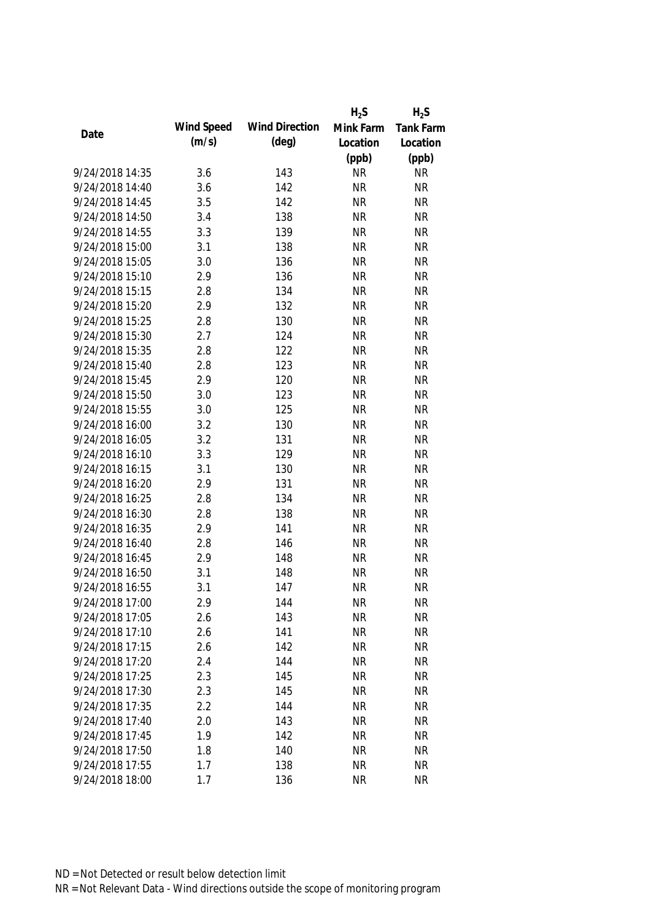| Date | Wind Speed (m/s) | Wind Direction (deg) | $H_2S$ Mink Farm Location (ppb) | $H_2S$ Tank Farm Location (ppb) |
|---|---|---|---|---|
| 9/24/2018 14:35 | 3.6 | 143 | NR | NR |
| 9/24/2018 14:40 | 3.6 | 142 | NR | NR |
| 9/24/2018 14:45 | 3.5 | 142 | NR | NR |
| 9/24/2018 14:50 | 3.4 | 138 | NR | NR |
| 9/24/2018 14:55 | 3.3 | 139 | NR | NR |
| 9/24/2018 15:00 | 3.1 | 138 | NR | NR |
| 9/24/2018 15:05 | 3.0 | 136 | NR | NR |
| 9/24/2018 15:10 | 2.9 | 136 | NR | NR |
| 9/24/2018 15:15 | 2.8 | 134 | NR | NR |
| 9/24/2018 15:20 | 2.9 | 132 | NR | NR |
| 9/24/2018 15:25 | 2.8 | 130 | NR | NR |
| 9/24/2018 15:30 | 2.7 | 124 | NR | NR |
| 9/24/2018 15:35 | 2.8 | 122 | NR | NR |
| 9/24/2018 15:40 | 2.8 | 123 | NR | NR |
| 9/24/2018 15:45 | 2.9 | 120 | NR | NR |
| 9/24/2018 15:50 | 3.0 | 123 | NR | NR |
| 9/24/2018 15:55 | 3.0 | 125 | NR | NR |
| 9/24/2018 16:00 | 3.2 | 130 | NR | NR |
| 9/24/2018 16:05 | 3.2 | 131 | NR | NR |
| 9/24/2018 16:10 | 3.3 | 129 | NR | NR |
| 9/24/2018 16:15 | 3.1 | 130 | NR | NR |
| 9/24/2018 16:20 | 2.9 | 131 | NR | NR |
| 9/24/2018 16:25 | 2.8 | 134 | NR | NR |
| 9/24/2018 16:30 | 2.8 | 138 | NR | NR |
| 9/24/2018 16:35 | 2.9 | 141 | NR | NR |
| 9/24/2018 16:40 | 2.8 | 146 | NR | NR |
| 9/24/2018 16:45 | 2.9 | 148 | NR | NR |
| 9/24/2018 16:50 | 3.1 | 148 | NR | NR |
| 9/24/2018 16:55 | 3.1 | 147 | NR | NR |
| 9/24/2018 17:00 | 2.9 | 144 | NR | NR |
| 9/24/2018 17:05 | 2.6 | 143 | NR | NR |
| 9/24/2018 17:10 | 2.6 | 141 | NR | NR |
| 9/24/2018 17:15 | 2.6 | 142 | NR | NR |
| 9/24/2018 17:20 | 2.4 | 144 | NR | NR |
| 9/24/2018 17:25 | 2.3 | 145 | NR | NR |
| 9/24/2018 17:30 | 2.3 | 145 | NR | NR |
| 9/24/2018 17:35 | 2.2 | 144 | NR | NR |
| 9/24/2018 17:40 | 2.0 | 143 | NR | NR |
| 9/24/2018 17:45 | 1.9 | 142 | NR | NR |
| 9/24/2018 17:50 | 1.8 | 140 | NR | NR |
| 9/24/2018 17:55 | 1.7 | 138 | NR | NR |
| 9/24/2018 18:00 | 1.7 | 136 | NR | NR |

ND = Not Detected or result below detection limit

NR = Not Relevant Data - Wind directions outside the scope of monitoring program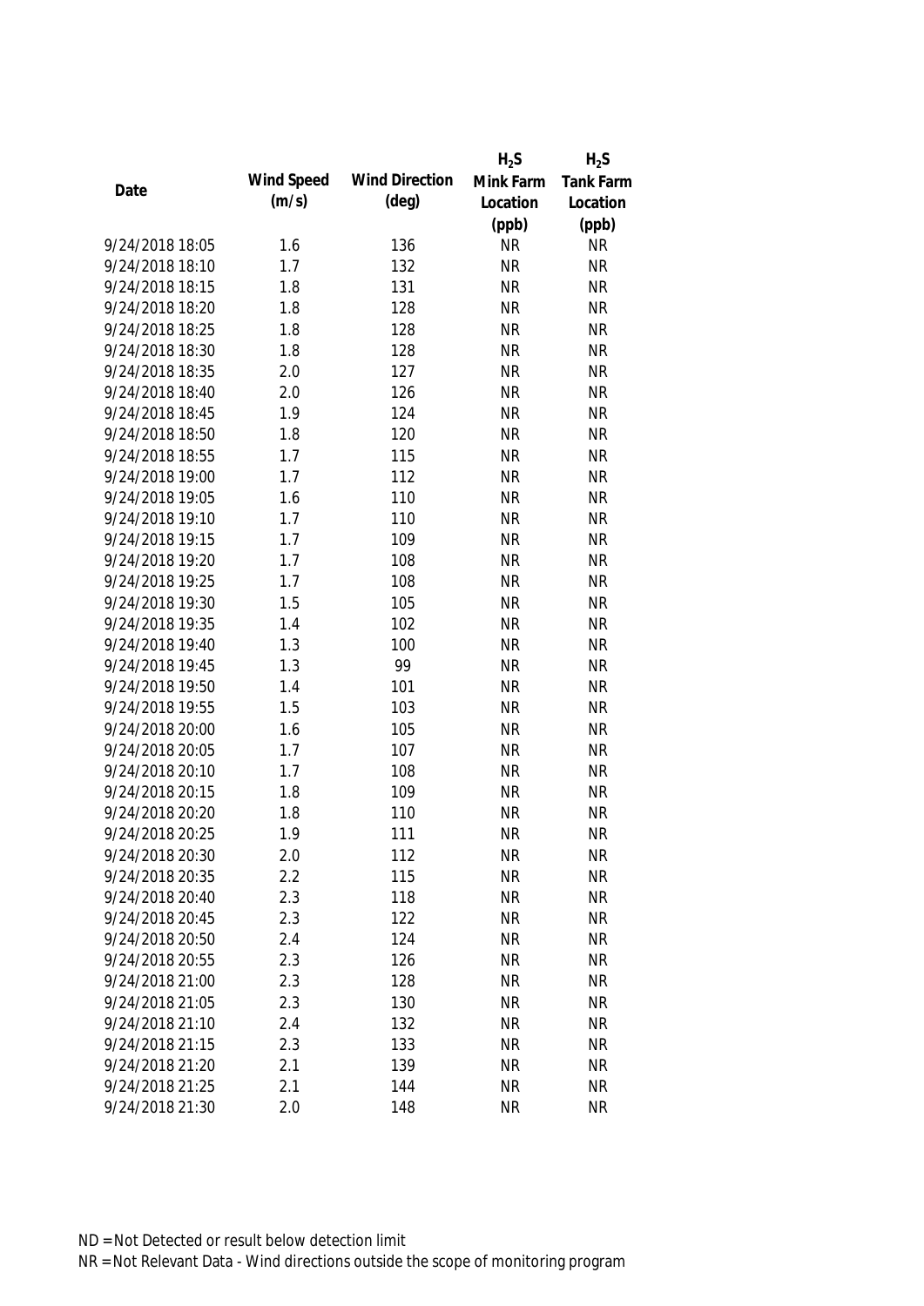| Date | Wind Speed (m/s) | Wind Direction (deg) | $H_2S$ Mink Farm Location (ppb) | $H_2S$ Tank Farm Location (ppb) |
|---|---|---|---|---|
| 9/24/2018 18:05 | 1.6 | 136 | NR | NR |
| 9/24/2018 18:10 | 1.7 | 132 | NR | NR |
| 9/24/2018 18:15 | 1.8 | 131 | NR | NR |
| 9/24/2018 18:20 | 1.8 | 128 | NR | NR |
| 9/24/2018 18:25 | 1.8 | 128 | NR | NR |
| 9/24/2018 18:30 | 1.8 | 128 | NR | NR |
| 9/24/2018 18:35 | 2.0 | 127 | NR | NR |
| 9/24/2018 18:40 | 2.0 | 126 | NR | NR |
| 9/24/2018 18:45 | 1.9 | 124 | NR | NR |
| 9/24/2018 18:50 | 1.8 | 120 | NR | NR |
| 9/24/2018 18:55 | 1.7 | 115 | NR | NR |
| 9/24/2018 19:00 | 1.7 | 112 | NR | NR |
| 9/24/2018 19:05 | 1.6 | 110 | NR | NR |
| 9/24/2018 19:10 | 1.7 | 110 | NR | NR |
| 9/24/2018 19:15 | 1.7 | 109 | NR | NR |
| 9/24/2018 19:20 | 1.7 | 108 | NR | NR |
| 9/24/2018 19:25 | 1.7 | 108 | NR | NR |
| 9/24/2018 19:30 | 1.5 | 105 | NR | NR |
| 9/24/2018 19:35 | 1.4 | 102 | NR | NR |
| 9/24/2018 19:40 | 1.3 | 100 | NR | NR |
| 9/24/2018 19:45 | 1.3 | 99 | NR | NR |
| 9/24/2018 19:50 | 1.4 | 101 | NR | NR |
| 9/24/2018 19:55 | 1.5 | 103 | NR | NR |
| 9/24/2018 20:00 | 1.6 | 105 | NR | NR |
| 9/24/2018 20:05 | 1.7 | 107 | NR | NR |
| 9/24/2018 20:10 | 1.7 | 108 | NR | NR |
| 9/24/2018 20:15 | 1.8 | 109 | NR | NR |
| 9/24/2018 20:20 | 1.8 | 110 | NR | NR |
| 9/24/2018 20:25 | 1.9 | 111 | NR | NR |
| 9/24/2018 20:30 | 2.0 | 112 | NR | NR |
| 9/24/2018 20:35 | 2.2 | 115 | NR | NR |
| 9/24/2018 20:40 | 2.3 | 118 | NR | NR |
| 9/24/2018 20:45 | 2.3 | 122 | NR | NR |
| 9/24/2018 20:50 | 2.4 | 124 | NR | NR |
| 9/24/2018 20:55 | 2.3 | 126 | NR | NR |
| 9/24/2018 21:00 | 2.3 | 128 | NR | NR |
| 9/24/2018 21:05 | 2.3 | 130 | NR | NR |
| 9/24/2018 21:10 | 2.4 | 132 | NR | NR |
| 9/24/2018 21:15 | 2.3 | 133 | NR | NR |
| 9/24/2018 21:20 | 2.1 | 139 | NR | NR |
| 9/24/2018 21:25 | 2.1 | 144 | NR | NR |
| 9/24/2018 21:30 | 2.0 | 148 | NR | NR |

ND = Not Detected or result below detection limit

NR = Not Relevant Data - Wind directions outside the scope of monitoring program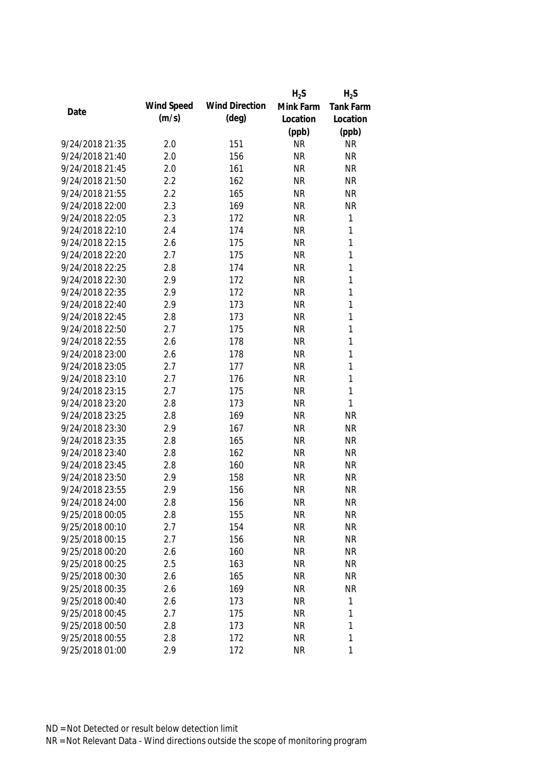| Date | Wind Speed (m/s) | Wind Direction (deg) | $H_2S$ Mink Farm Location (ppb) | $H_2S$ Tank Farm Location (ppb) |
|---|---|---|---|---|
| 9/24/2018 21:35 | 2.0 | 151 | NR | NR |
| 9/24/2018 21:40 | 2.0 | 156 | NR | NR |
| 9/24/2018 21:45 | 2.0 | 161 | NR | NR |
| 9/24/2018 21:50 | 2.2 | 162 | NR | NR |
| 9/24/2018 21:55 | 2.2 | 165 | NR | NR |
| 9/24/2018 22:00 | 2.3 | 169 | NR | NR |
| 9/24/2018 22:05 | 2.3 | 172 | NR | 1 |
| 9/24/2018 22:10 | 2.4 | 174 | NR | 1 |
| 9/24/2018 22:15 | 2.6 | 175 | NR | 1 |
| 9/24/2018 22:20 | 2.7 | 175 | NR | 1 |
| 9/24/2018 22:25 | 2.8 | 174 | NR | 1 |
| 9/24/2018 22:30 | 2.9 | 172 | NR | 1 |
| 9/24/2018 22:35 | 2.9 | 172 | NR | 1 |
| 9/24/2018 22:40 | 2.9 | 173 | NR | 1 |
| 9/24/2018 22:45 | 2.8 | 173 | NR | 1 |
| 9/24/2018 22:50 | 2.7 | 175 | NR | 1 |
| 9/24/2018 22:55 | 2.6 | 178 | NR | 1 |
| 9/24/2018 23:00 | 2.6 | 178 | NR | 1 |
| 9/24/2018 23:05 | 2.7 | 177 | NR | 1 |
| 9/24/2018 23:10 | 2.7 | 176 | NR | 1 |
| 9/24/2018 23:15 | 2.7 | 175 | NR | 1 |
| 9/24/2018 23:20 | 2.8 | 173 | NR | 1 |
| 9/24/2018 23:25 | 2.8 | 169 | NR | NR |
| 9/24/2018 23:30 | 2.9 | 167 | NR | NR |
| 9/24/2018 23:35 | 2.8 | 165 | NR | NR |
| 9/24/2018 23:40 | 2.8 | 162 | NR | NR |
| 9/24/2018 23:45 | 2.8 | 160 | NR | NR |
| 9/24/2018 23:50 | 2.9 | 158 | NR | NR |
| 9/24/2018 23:55 | 2.9 | 156 | NR | NR |
| 9/24/2018 24:00 | 2.8 | 156 | NR | NR |
| 9/25/2018 00:05 | 2.8 | 155 | NR | NR |
| 9/25/2018 00:10 | 2.7 | 154 | NR | NR |
| 9/25/2018 00:15 | 2.7 | 156 | NR | NR |
| 9/25/2018 00:20 | 2.6 | 160 | NR | NR |
| 9/25/2018 00:25 | 2.5 | 163 | NR | NR |
| 9/25/2018 00:30 | 2.6 | 165 | NR | NR |
| 9/25/2018 00:35 | 2.6 | 169 | NR | NR |
| 9/25/2018 00:40 | 2.6 | 173 | NR | 1 |
| 9/25/2018 00:45 | 2.7 | 175 | NR | 1 |
| 9/25/2018 00:50 | 2.8 | 173 | NR | 1 |
| 9/25/2018 00:55 | 2.8 | 172 | NR | 1 |
| 9/25/2018 01:00 | 2.9 | 172 | NR | 1 |

ND = Not Detected or result below detection limit

NR = Not Relevant Data - Wind directions outside the scope of monitoring program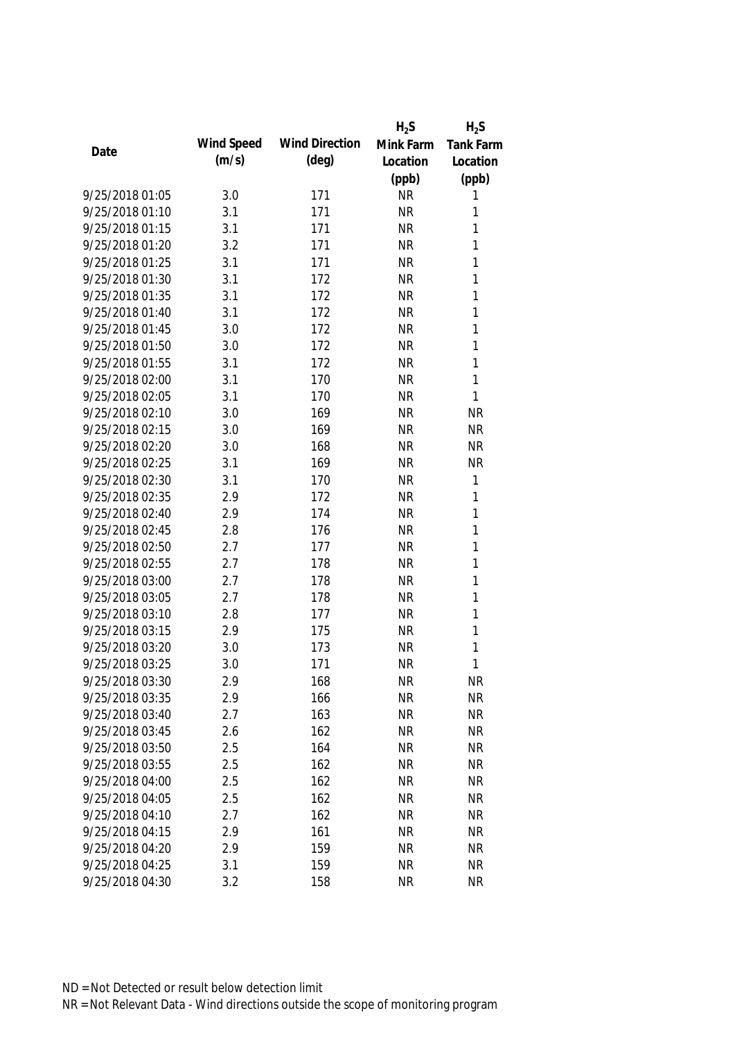| Date | Wind Speed (m/s) | Wind Direction (deg) | $H_2S$ Mink Farm Location (ppb) | $H_2S$ Tank Farm Location (ppb) |
|---|---|---|---|---|
| 9/25/2018 01:05 | 3.0 | 171 | NR | 1 |
| 9/25/2018 01:10 | 3.1 | 171 | NR | 1 |
| 9/25/2018 01:15 | 3.1 | 171 | NR | 1 |
| 9/25/2018 01:20 | 3.2 | 171 | NR | 1 |
| 9/25/2018 01:25 | 3.1 | 171 | NR | 1 |
| 9/25/2018 01:30 | 3.1 | 172 | NR | 1 |
| 9/25/2018 01:35 | 3.1 | 172 | NR | 1 |
| 9/25/2018 01:40 | 3.1 | 172 | NR | 1 |
| 9/25/2018 01:45 | 3.0 | 172 | NR | 1 |
| 9/25/2018 01:50 | 3.0 | 172 | NR | 1 |
| 9/25/2018 01:55 | 3.1 | 172 | NR | 1 |
| 9/25/2018 02:00 | 3.1 | 170 | NR | 1 |
| 9/25/2018 02:05 | 3.1 | 170 | NR | 1 |
| 9/25/2018 02:10 | 3.0 | 169 | NR | NR |
| 9/25/2018 02:15 | 3.0 | 169 | NR | NR |
| 9/25/2018 02:20 | 3.0 | 168 | NR | NR |
| 9/25/2018 02:25 | 3.1 | 169 | NR | NR |
| 9/25/2018 02:30 | 3.1 | 170 | NR | 1 |
| 9/25/2018 02:35 | 2.9 | 172 | NR | 1 |
| 9/25/2018 02:40 | 2.9 | 174 | NR | 1 |
| 9/25/2018 02:45 | 2.8 | 176 | NR | 1 |
| 9/25/2018 02:50 | 2.7 | 177 | NR | 1 |
| 9/25/2018 02:55 | 2.7 | 178 | NR | 1 |
| 9/25/2018 03:00 | 2.7 | 178 | NR | 1 |
| 9/25/2018 03:05 | 2.7 | 178 | NR | 1 |
| 9/25/2018 03:10 | 2.8 | 177 | NR | 1 |
| 9/25/2018 03:15 | 2.9 | 175 | NR | 1 |
| 9/25/2018 03:20 | 3.0 | 173 | NR | 1 |
| 9/25/2018 03:25 | 3.0 | 171 | NR | 1 |
| 9/25/2018 03:30 | 2.9 | 168 | NR | NR |
| 9/25/2018 03:35 | 2.9 | 166 | NR | NR |
| 9/25/2018 03:40 | 2.7 | 163 | NR | NR |
| 9/25/2018 03:45 | 2.6 | 162 | NR | NR |
| 9/25/2018 03:50 | 2.5 | 164 | NR | NR |
| 9/25/2018 03:55 | 2.5 | 162 | NR | NR |
| 9/25/2018 04:00 | 2.5 | 162 | NR | NR |
| 9/25/2018 04:05 | 2.5 | 162 | NR | NR |
| 9/25/2018 04:10 | 2.7 | 162 | NR | NR |
| 9/25/2018 04:15 | 2.9 | 161 | NR | NR |
| 9/25/2018 04:20 | 2.9 | 159 | NR | NR |
| 9/25/2018 04:25 | 3.1 | 159 | NR | NR |
| 9/25/2018 04:30 | 3.2 | 158 | NR | NR |

ND = Not Detected or result below detection limit

NR = Not Relevant Data - Wind directions outside the scope of monitoring program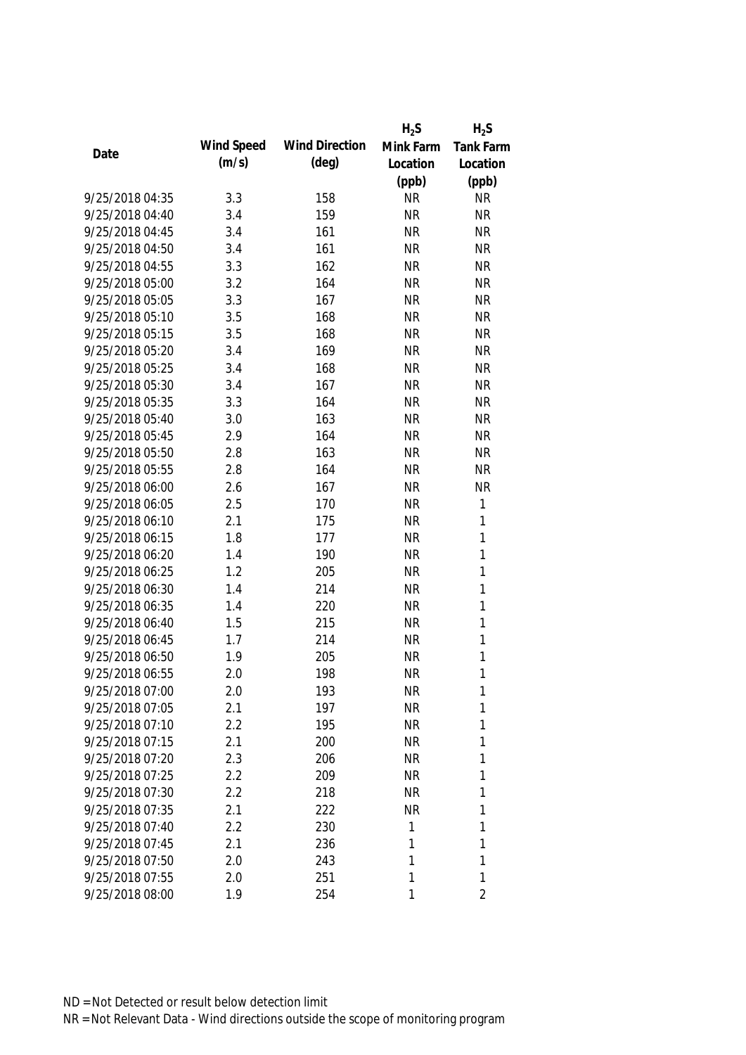| Date | Wind Speed (m/s) | Wind Direction (deg) | $H_2S$ Mink Farm Location (ppb) | $H_2S$ Tank Farm Location (ppb) |
|---|---|---|---|---|
| 9/25/2018 04:35 | 3.3 | 158 | NR | NR |
| 9/25/2018 04:40 | 3.4 | 159 | NR | NR |
| 9/25/2018 04:45 | 3.4 | 161 | NR | NR |
| 9/25/2018 04:50 | 3.4 | 161 | NR | NR |
| 9/25/2018 04:55 | 3.3 | 162 | NR | NR |
| 9/25/2018 05:00 | 3.2 | 164 | NR | NR |
| 9/25/2018 05:05 | 3.3 | 167 | NR | NR |
| 9/25/2018 05:10 | 3.5 | 168 | NR | NR |
| 9/25/2018 05:15 | 3.5 | 168 | NR | NR |
| 9/25/2018 05:20 | 3.4 | 169 | NR | NR |
| 9/25/2018 05:25 | 3.4 | 168 | NR | NR |
| 9/25/2018 05:30 | 3.4 | 167 | NR | NR |
| 9/25/2018 05:35 | 3.3 | 164 | NR | NR |
| 9/25/2018 05:40 | 3.0 | 163 | NR | NR |
| 9/25/2018 05:45 | 2.9 | 164 | NR | NR |
| 9/25/2018 05:50 | 2.8 | 163 | NR | NR |
| 9/25/2018 05:55 | 2.8 | 164 | NR | NR |
| 9/25/2018 06:00 | 2.6 | 167 | NR | NR |
| 9/25/2018 06:05 | 2.5 | 170 | NR | 1 |
| 9/25/2018 06:10 | 2.1 | 175 | NR | 1 |
| 9/25/2018 06:15 | 1.8 | 177 | NR | 1 |
| 9/25/2018 06:20 | 1.4 | 190 | NR | 1 |
| 9/25/2018 06:25 | 1.2 | 205 | NR | 1 |
| 9/25/2018 06:30 | 1.4 | 214 | NR | 1 |
| 9/25/2018 06:35 | 1.4 | 220 | NR | 1 |
| 9/25/2018 06:40 | 1.5 | 215 | NR | 1 |
| 9/25/2018 06:45 | 1.7 | 214 | NR | 1 |
| 9/25/2018 06:50 | 1.9 | 205 | NR | 1 |
| 9/25/2018 06:55 | 2.0 | 198 | NR | 1 |
| 9/25/2018 07:00 | 2.0 | 193 | NR | 1 |
| 9/25/2018 07:05 | 2.1 | 197 | NR | 1 |
| 9/25/2018 07:10 | 2.2 | 195 | NR | 1 |
| 9/25/2018 07:15 | 2.1 | 200 | NR | 1 |
| 9/25/2018 07:20 | 2.3 | 206 | NR | 1 |
| 9/25/2018 07:25 | 2.2 | 209 | NR | 1 |
| 9/25/2018 07:30 | 2.2 | 218 | NR | 1 |
| 9/25/2018 07:35 | 2.1 | 222 | NR | 1 |
| 9/25/2018 07:40 | 2.2 | 230 | 1 | 1 |
| 9/25/2018 07:45 | 2.1 | 236 | 1 | 1 |
| 9/25/2018 07:50 | 2.0 | 243 | 1 | 1 |
| 9/25/2018 07:55 | 2.0 | 251 | 1 | 1 |
| 9/25/2018 08:00 | 1.9 | 254 | 1 | 2 |

ND = Not Detected or result below detection limit
NR = Not Relevant Data - Wind directions outside the scope of monitoring program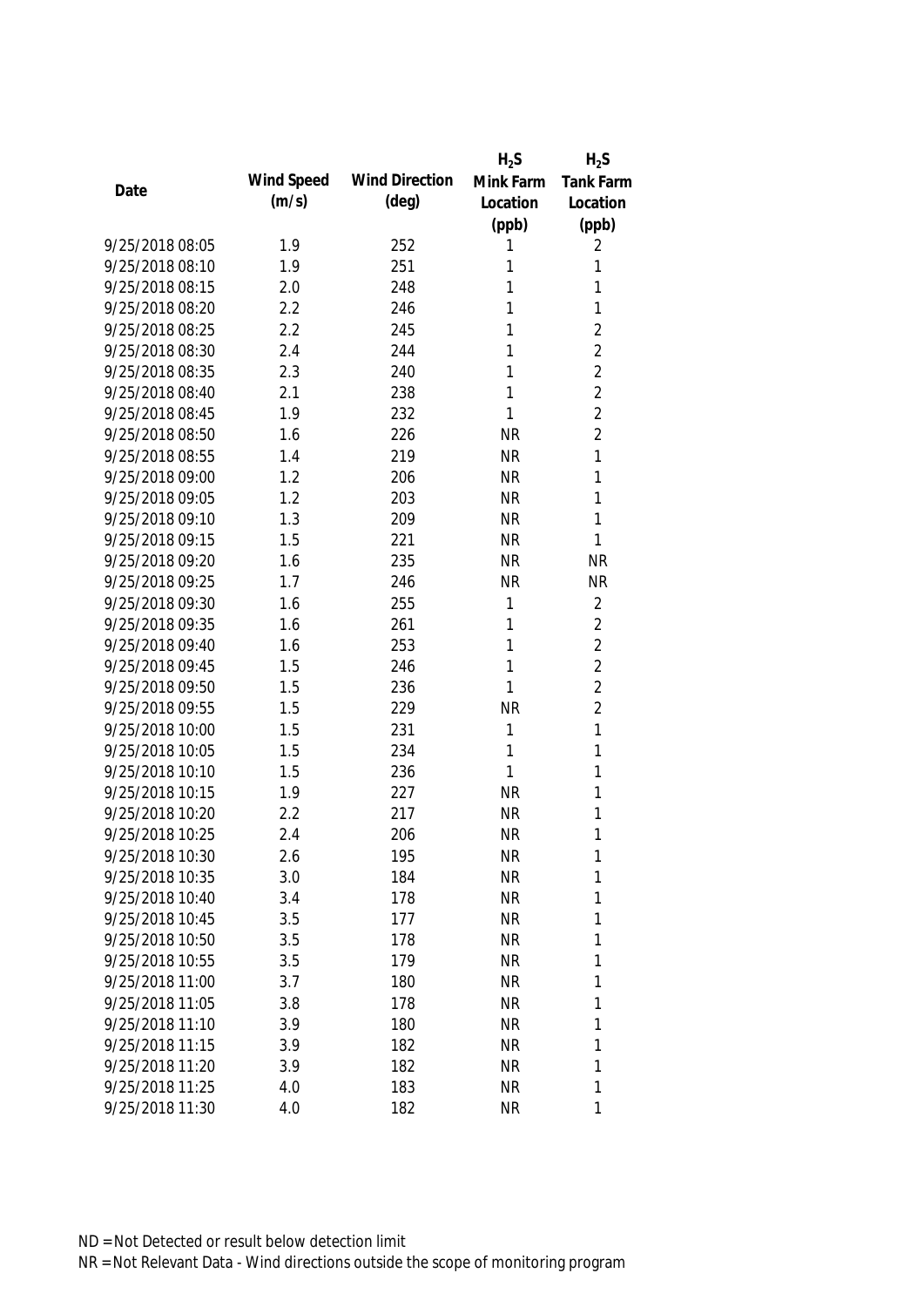| Date | Wind Speed (m/s) | Wind Direction (deg) | $H_2S$ Mink Farm Location (ppb) | $H_2S$ Tank Farm Location (ppb) |
|---|---|---|---|---|
| 9/25/2018 08:05 | 1.9 | 252 | 1 | 2 |
| 9/25/2018 08:10 | 1.9 | 251 | 1 | 1 |
| 9/25/2018 08:15 | 2.0 | 248 | 1 | 1 |
| 9/25/2018 08:20 | 2.2 | 246 | 1 | 1 |
| 9/25/2018 08:25 | 2.2 | 245 | 1 | 2 |
| 9/25/2018 08:30 | 2.4 | 244 | 1 | 2 |
| 9/25/2018 08:35 | 2.3 | 240 | 1 | 2 |
| 9/25/2018 08:40 | 2.1 | 238 | 1 | 2 |
| 9/25/2018 08:45 | 1.9 | 232 | 1 | 2 |
| 9/25/2018 08:50 | 1.6 | 226 | NR | 2 |
| 9/25/2018 08:55 | 1.4 | 219 | NR | 1 |
| 9/25/2018 09:00 | 1.2 | 206 | NR | 1 |
| 9/25/2018 09:05 | 1.2 | 203 | NR | 1 |
| 9/25/2018 09:10 | 1.3 | 209 | NR | 1 |
| 9/25/2018 09:15 | 1.5 | 221 | NR | 1 |
| 9/25/2018 09:20 | 1.6 | 235 | NR | NR |
| 9/25/2018 09:25 | 1.7 | 246 | NR | NR |
| 9/25/2018 09:30 | 1.6 | 255 | 1 | 2 |
| 9/25/2018 09:35 | 1.6 | 261 | 1 | 2 |
| 9/25/2018 09:40 | 1.6 | 253 | 1 | 2 |
| 9/25/2018 09:45 | 1.5 | 246 | 1 | 2 |
| 9/25/2018 09:50 | 1.5 | 236 | 1 | 2 |
| 9/25/2018 09:55 | 1.5 | 229 | NR | 2 |
| 9/25/2018 10:00 | 1.5 | 231 | 1 | 1 |
| 9/25/2018 10:05 | 1.5 | 234 | 1 | 1 |
| 9/25/2018 10:10 | 1.5 | 236 | 1 | 1 |
| 9/25/2018 10:15 | 1.9 | 227 | NR | 1 |
| 9/25/2018 10:20 | 2.2 | 217 | NR | 1 |
| 9/25/2018 10:25 | 2.4 | 206 | NR | 1 |
| 9/25/2018 10:30 | 2.6 | 195 | NR | 1 |
| 9/25/2018 10:35 | 3.0 | 184 | NR | 1 |
| 9/25/2018 10:40 | 3.4 | 178 | NR | 1 |
| 9/25/2018 10:45 | 3.5 | 177 | NR | 1 |
| 9/25/2018 10:50 | 3.5 | 178 | NR | 1 |
| 9/25/2018 10:55 | 3.5 | 179 | NR | 1 |
| 9/25/2018 11:00 | 3.7 | 180 | NR | 1 |
| 9/25/2018 11:05 | 3.8 | 178 | NR | 1 |
| 9/25/2018 11:10 | 3.9 | 180 | NR | 1 |
| 9/25/2018 11:15 | 3.9 | 182 | NR | 1 |
| 9/25/2018 11:20 | 3.9 | 182 | NR | 1 |
| 9/25/2018 11:25 | 4.0 | 183 | NR | 1 |
| 9/25/2018 11:30 | 4.0 | 182 | NR | 1 |

ND = Not Detected or result below detection limit

NR = Not Relevant Data - Wind directions outside the scope of monitoring program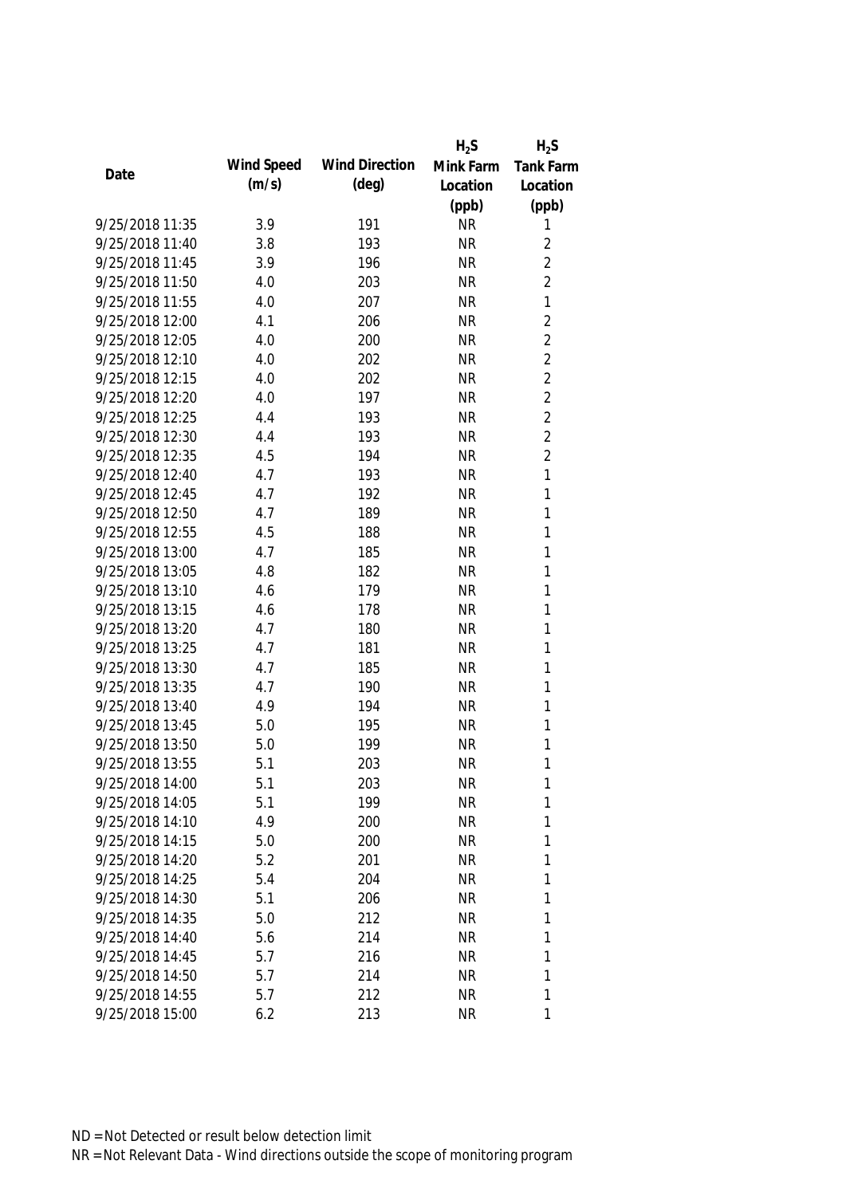| Date | Wind Speed (m/s) | Wind Direction (deg) | $H_2S$ Mink Farm Location (ppb) | $H_2S$ Tank Farm Location (ppb) |
|---|---|---|---|---|
| 9/25/2018 11:35 | 3.9 | 191 | NR | 1 |
| 9/25/2018 11:40 | 3.8 | 193 | NR | 2 |
| 9/25/2018 11:45 | 3.9 | 196 | NR | 2 |
| 9/25/2018 11:50 | 4.0 | 203 | NR | 2 |
| 9/25/2018 11:55 | 4.0 | 207 | NR | 1 |
| 9/25/2018 12:00 | 4.1 | 206 | NR | 2 |
| 9/25/2018 12:05 | 4.0 | 200 | NR | 2 |
| 9/25/2018 12:10 | 4.0 | 202 | NR | 2 |
| 9/25/2018 12:15 | 4.0 | 202 | NR | 2 |
| 9/25/2018 12:20 | 4.0 | 197 | NR | 2 |
| 9/25/2018 12:25 | 4.4 | 193 | NR | 2 |
| 9/25/2018 12:30 | 4.4 | 193 | NR | 2 |
| 9/25/2018 12:35 | 4.5 | 194 | NR | 2 |
| 9/25/2018 12:40 | 4.7 | 193 | NR | 1 |
| 9/25/2018 12:45 | 4.7 | 192 | NR | 1 |
| 9/25/2018 12:50 | 4.7 | 189 | NR | 1 |
| 9/25/2018 12:55 | 4.5 | 188 | NR | 1 |
| 9/25/2018 13:00 | 4.7 | 185 | NR | 1 |
| 9/25/2018 13:05 | 4.8 | 182 | NR | 1 |
| 9/25/2018 13:10 | 4.6 | 179 | NR | 1 |
| 9/25/2018 13:15 | 4.6 | 178 | NR | 1 |
| 9/25/2018 13:20 | 4.7 | 180 | NR | 1 |
| 9/25/2018 13:25 | 4.7 | 181 | NR | 1 |
| 9/25/2018 13:30 | 4.7 | 185 | NR | 1 |
| 9/25/2018 13:35 | 4.7 | 190 | NR | 1 |
| 9/25/2018 13:40 | 4.9 | 194 | NR | 1 |
| 9/25/2018 13:45 | 5.0 | 195 | NR | 1 |
| 9/25/2018 13:50 | 5.0 | 199 | NR | 1 |
| 9/25/2018 13:55 | 5.1 | 203 | NR | 1 |
| 9/25/2018 14:00 | 5.1 | 203 | NR | 1 |
| 9/25/2018 14:05 | 5.1 | 199 | NR | 1 |
| 9/25/2018 14:10 | 4.9 | 200 | NR | 1 |
| 9/25/2018 14:15 | 5.0 | 200 | NR | 1 |
| 9/25/2018 14:20 | 5.2 | 201 | NR | 1 |
| 9/25/2018 14:25 | 5.4 | 204 | NR | 1 |
| 9/25/2018 14:30 | 5.1 | 206 | NR | 1 |
| 9/25/2018 14:35 | 5.0 | 212 | NR | 1 |
| 9/25/2018 14:40 | 5.6 | 214 | NR | 1 |
| 9/25/2018 14:45 | 5.7 | 216 | NR | 1 |
| 9/25/2018 14:50 | 5.7 | 214 | NR | 1 |
| 9/25/2018 14:55 | 5.7 | 212 | NR | 1 |
| 9/25/2018 15:00 | 6.2 | 213 | NR | 1 |

ND = Not Detected or result below detection limit

NR = Not Relevant Data - Wind directions outside the scope of monitoring program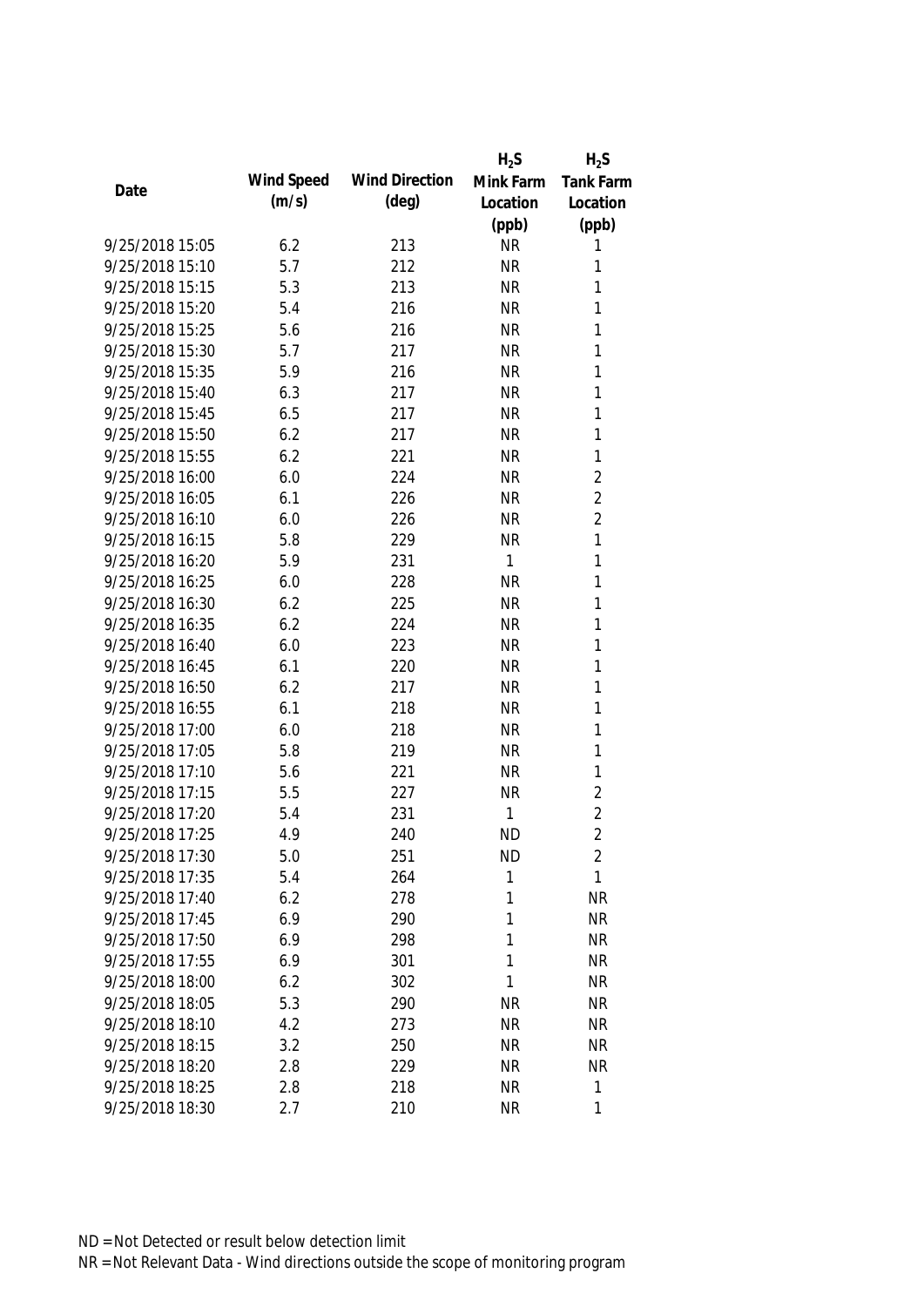| Date | Wind Speed (m/s) | Wind Direction (deg) | $H_2S$ Mink Farm Location (ppb) | $H_2S$ Tank Farm Location (ppb) |
|---|---|---|---|---|
| 9/25/2018 15:05 | 6.2 | 213 | NR | 1 |
| 9/25/2018 15:10 | 5.7 | 212 | NR | 1 |
| 9/25/2018 15:15 | 5.3 | 213 | NR | 1 |
| 9/25/2018 15:20 | 5.4 | 216 | NR | 1 |
| 9/25/2018 15:25 | 5.6 | 216 | NR | 1 |
| 9/25/2018 15:30 | 5.7 | 217 | NR | 1 |
| 9/25/2018 15:35 | 5.9 | 216 | NR | 1 |
| 9/25/2018 15:40 | 6.3 | 217 | NR | 1 |
| 9/25/2018 15:45 | 6.5 | 217 | NR | 1 |
| 9/25/2018 15:50 | 6.2 | 217 | NR | 1 |
| 9/25/2018 15:55 | 6.2 | 221 | NR | 1 |
| 9/25/2018 16:00 | 6.0 | 224 | NR | 2 |
| 9/25/2018 16:05 | 6.1 | 226 | NR | 2 |
| 9/25/2018 16:10 | 6.0 | 226 | NR | 2 |
| 9/25/2018 16:15 | 5.8 | 229 | NR | 1 |
| 9/25/2018 16:20 | 5.9 | 231 | 1 | 1 |
| 9/25/2018 16:25 | 6.0 | 228 | NR | 1 |
| 9/25/2018 16:30 | 6.2 | 225 | NR | 1 |
| 9/25/2018 16:35 | 6.2 | 224 | NR | 1 |
| 9/25/2018 16:40 | 6.0 | 223 | NR | 1 |
| 9/25/2018 16:45 | 6.1 | 220 | NR | 1 |
| 9/25/2018 16:50 | 6.2 | 217 | NR | 1 |
| 9/25/2018 16:55 | 6.1 | 218 | NR | 1 |
| 9/25/2018 17:00 | 6.0 | 218 | NR | 1 |
| 9/25/2018 17:05 | 5.8 | 219 | NR | 1 |
| 9/25/2018 17:10 | 5.6 | 221 | NR | 1 |
| 9/25/2018 17:15 | 5.5 | 227 | NR | 2 |
| 9/25/2018 17:20 | 5.4 | 231 | 1 | 2 |
| 9/25/2018 17:25 | 4.9 | 240 | ND | 2 |
| 9/25/2018 17:30 | 5.0 | 251 | ND | 2 |
| 9/25/2018 17:35 | 5.4 | 264 | 1 | 1 |
| 9/25/2018 17:40 | 6.2 | 278 | 1 | NR |
| 9/25/2018 17:45 | 6.9 | 290 | 1 | NR |
| 9/25/2018 17:50 | 6.9 | 298 | 1 | NR |
| 9/25/2018 17:55 | 6.9 | 301 | 1 | NR |
| 9/25/2018 18:00 | 6.2 | 302 | 1 | NR |
| 9/25/2018 18:05 | 5.3 | 290 | NR | NR |
| 9/25/2018 18:10 | 4.2 | 273 | NR | NR |
| 9/25/2018 18:15 | 3.2 | 250 | NR | NR |
| 9/25/2018 18:20 | 2.8 | 229 | NR | NR |
| 9/25/2018 18:25 | 2.8 | 218 | NR | 1 |
| 9/25/2018 18:30 | 2.7 | 210 | NR | 1 |

ND = Not Detected or result below detection limit

NR = Not Relevant Data - Wind directions outside the scope of monitoring program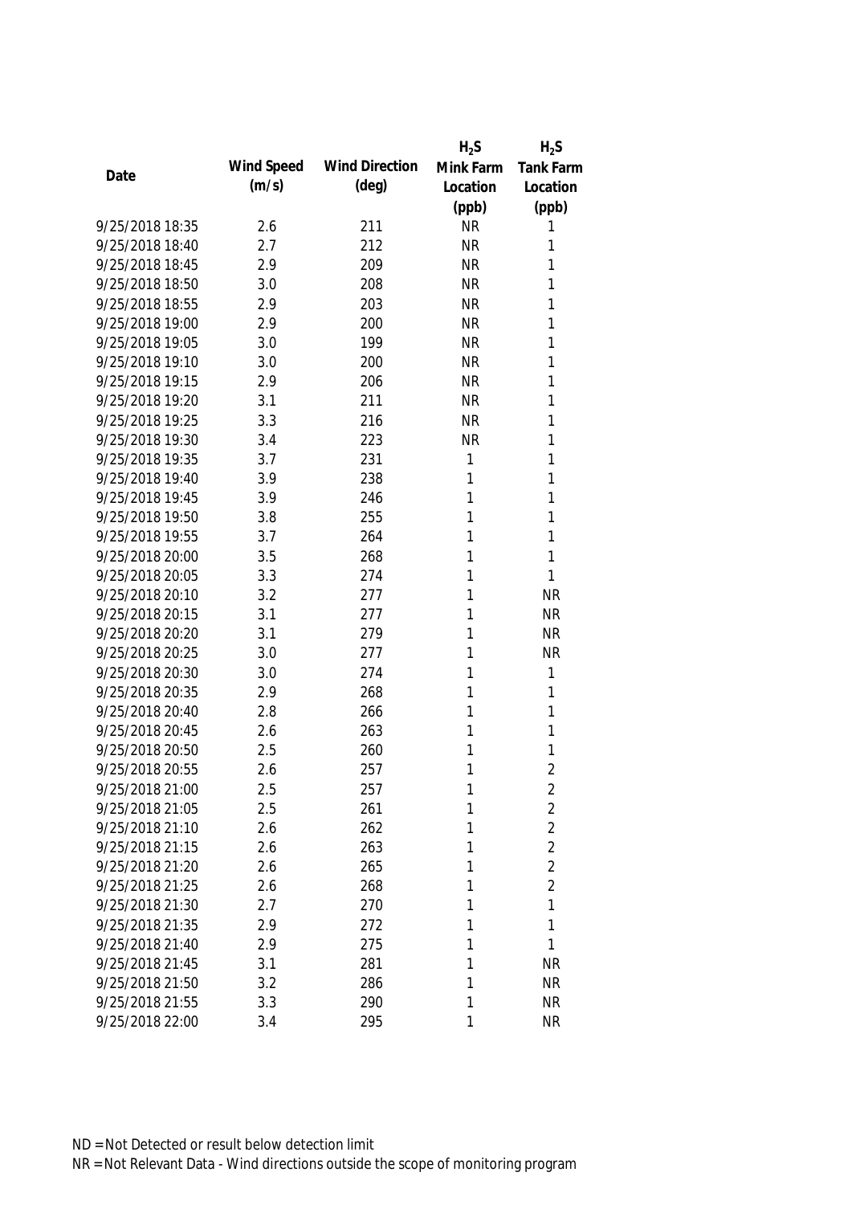| Date | Wind Speed (m/s) | Wind Direction (deg) | $H_2S$ Mink Farm Location (ppb) | $H_2S$ Tank Farm Location (ppb) |
|---|---|---|---|---|
| 9/25/2018 18:35 | 2.6 | 211 | NR | 1 |
| 9/25/2018 18:40 | 2.7 | 212 | NR | 1 |
| 9/25/2018 18:45 | 2.9 | 209 | NR | 1 |
| 9/25/2018 18:50 | 3.0 | 208 | NR | 1 |
| 9/25/2018 18:55 | 2.9 | 203 | NR | 1 |
| 9/25/2018 19:00 | 2.9 | 200 | NR | 1 |
| 9/25/2018 19:05 | 3.0 | 199 | NR | 1 |
| 9/25/2018 19:10 | 3.0 | 200 | NR | 1 |
| 9/25/2018 19:15 | 2.9 | 206 | NR | 1 |
| 9/25/2018 19:20 | 3.1 | 211 | NR | 1 |
| 9/25/2018 19:25 | 3.3 | 216 | NR | 1 |
| 9/25/2018 19:30 | 3.4 | 223 | NR | 1 |
| 9/25/2018 19:35 | 3.7 | 231 | 1 | 1 |
| 9/25/2018 19:40 | 3.9 | 238 | 1 | 1 |
| 9/25/2018 19:45 | 3.9 | 246 | 1 | 1 |
| 9/25/2018 19:50 | 3.8 | 255 | 1 | 1 |
| 9/25/2018 19:55 | 3.7 | 264 | 1 | 1 |
| 9/25/2018 20:00 | 3.5 | 268 | 1 | 1 |
| 9/25/2018 20:05 | 3.3 | 274 | 1 | 1 |
| 9/25/2018 20:10 | 3.2 | 277 | 1 | NR |
| 9/25/2018 20:15 | 3.1 | 277 | 1 | NR |
| 9/25/2018 20:20 | 3.1 | 279 | 1 | NR |
| 9/25/2018 20:25 | 3.0 | 277 | 1 | NR |
| 9/25/2018 20:30 | 3.0 | 274 | 1 | 1 |
| 9/25/2018 20:35 | 2.9 | 268 | 1 | 1 |
| 9/25/2018 20:40 | 2.8 | 266 | 1 | 1 |
| 9/25/2018 20:45 | 2.6 | 263 | 1 | 1 |
| 9/25/2018 20:50 | 2.5 | 260 | 1 | 1 |
| 9/25/2018 20:55 | 2.6 | 257 | 1 | 2 |
| 9/25/2018 21:00 | 2.5 | 257 | 1 | 2 |
| 9/25/2018 21:05 | 2.5 | 261 | 1 | 2 |
| 9/25/2018 21:10 | 2.6 | 262 | 1 | 2 |
| 9/25/2018 21:15 | 2.6 | 263 | 1 | 2 |
| 9/25/2018 21:20 | 2.6 | 265 | 1 | 2 |
| 9/25/2018 21:25 | 2.6 | 268 | 1 | 2 |
| 9/25/2018 21:30 | 2.7 | 270 | 1 | 1 |
| 9/25/2018 21:35 | 2.9 | 272 | 1 | 1 |
| 9/25/2018 21:40 | 2.9 | 275 | 1 | 1 |
| 9/25/2018 21:45 | 3.1 | 281 | 1 | NR |
| 9/25/2018 21:50 | 3.2 | 286 | 1 | NR |
| 9/25/2018 21:55 | 3.3 | 290 | 1 | NR |
| 9/25/2018 22:00 | 3.4 | 295 | 1 | NR |

ND = Not Detected or result below detection limit
NR = Not Relevant Data - Wind directions outside the scope of monitoring program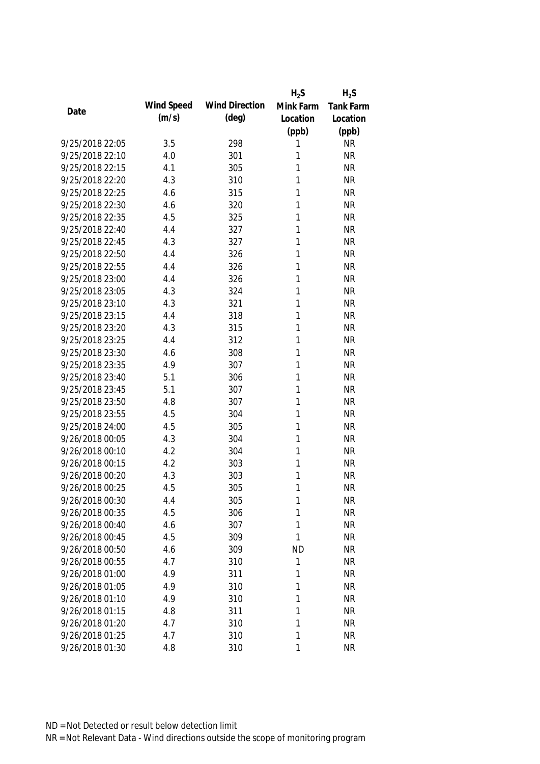| Date | Wind Speed (m/s) | Wind Direction (deg) | $H_2S$ Mink Farm Location (ppb) | $H_2S$ Tank Farm Location (ppb) |
|---|---|---|---|---|
| 9/25/2018 22:05 | 3.5 | 298 | 1 | NR |
| 9/25/2018 22:10 | 4.0 | 301 | 1 | NR |
| 9/25/2018 22:15 | 4.1 | 305 | 1 | NR |
| 9/25/2018 22:20 | 4.3 | 310 | 1 | NR |
| 9/25/2018 22:25 | 4.6 | 315 | 1 | NR |
| 9/25/2018 22:30 | 4.6 | 320 | 1 | NR |
| 9/25/2018 22:35 | 4.5 | 325 | 1 | NR |
| 9/25/2018 22:40 | 4.4 | 327 | 1 | NR |
| 9/25/2018 22:45 | 4.3 | 327 | 1 | NR |
| 9/25/2018 22:50 | 4.4 | 326 | 1 | NR |
| 9/25/2018 22:55 | 4.4 | 326 | 1 | NR |
| 9/25/2018 23:00 | 4.4 | 326 | 1 | NR |
| 9/25/2018 23:05 | 4.3 | 324 | 1 | NR |
| 9/25/2018 23:10 | 4.3 | 321 | 1 | NR |
| 9/25/2018 23:15 | 4.4 | 318 | 1 | NR |
| 9/25/2018 23:20 | 4.3 | 315 | 1 | NR |
| 9/25/2018 23:25 | 4.4 | 312 | 1 | NR |
| 9/25/2018 23:30 | 4.6 | 308 | 1 | NR |
| 9/25/2018 23:35 | 4.9 | 307 | 1 | NR |
| 9/25/2018 23:40 | 5.1 | 306 | 1 | NR |
| 9/25/2018 23:45 | 5.1 | 307 | 1 | NR |
| 9/25/2018 23:50 | 4.8 | 307 | 1 | NR |
| 9/25/2018 23:55 | 4.5 | 304 | 1 | NR |
| 9/25/2018 24:00 | 4.5 | 305 | 1 | NR |
| 9/26/2018 00:05 | 4.3 | 304 | 1 | NR |
| 9/26/2018 00:10 | 4.2 | 304 | 1 | NR |
| 9/26/2018 00:15 | 4.2 | 303 | 1 | NR |
| 9/26/2018 00:20 | 4.3 | 303 | 1 | NR |
| 9/26/2018 00:25 | 4.5 | 305 | 1 | NR |
| 9/26/2018 00:30 | 4.4 | 305 | 1 | NR |
| 9/26/2018 00:35 | 4.5 | 306 | 1 | NR |
| 9/26/2018 00:40 | 4.6 | 307 | 1 | NR |
| 9/26/2018 00:45 | 4.5 | 309 | 1 | NR |
| 9/26/2018 00:50 | 4.6 | 309 | ND | NR |
| 9/26/2018 00:55 | 4.7 | 310 | 1 | NR |
| 9/26/2018 01:00 | 4.9 | 311 | 1 | NR |
| 9/26/2018 01:05 | 4.9 | 310 | 1 | NR |
| 9/26/2018 01:10 | 4.9 | 310 | 1 | NR |
| 9/26/2018 01:15 | 4.8 | 311 | 1 | NR |
| 9/26/2018 01:20 | 4.7 | 310 | 1 | NR |
| 9/26/2018 01:25 | 4.7 | 310 | 1 | NR |
| 9/26/2018 01:30 | 4.8 | 310 | 1 | NR |

ND = Not Detected or result below detection limit

NR = Not Relevant Data - Wind directions outside the scope of monitoring program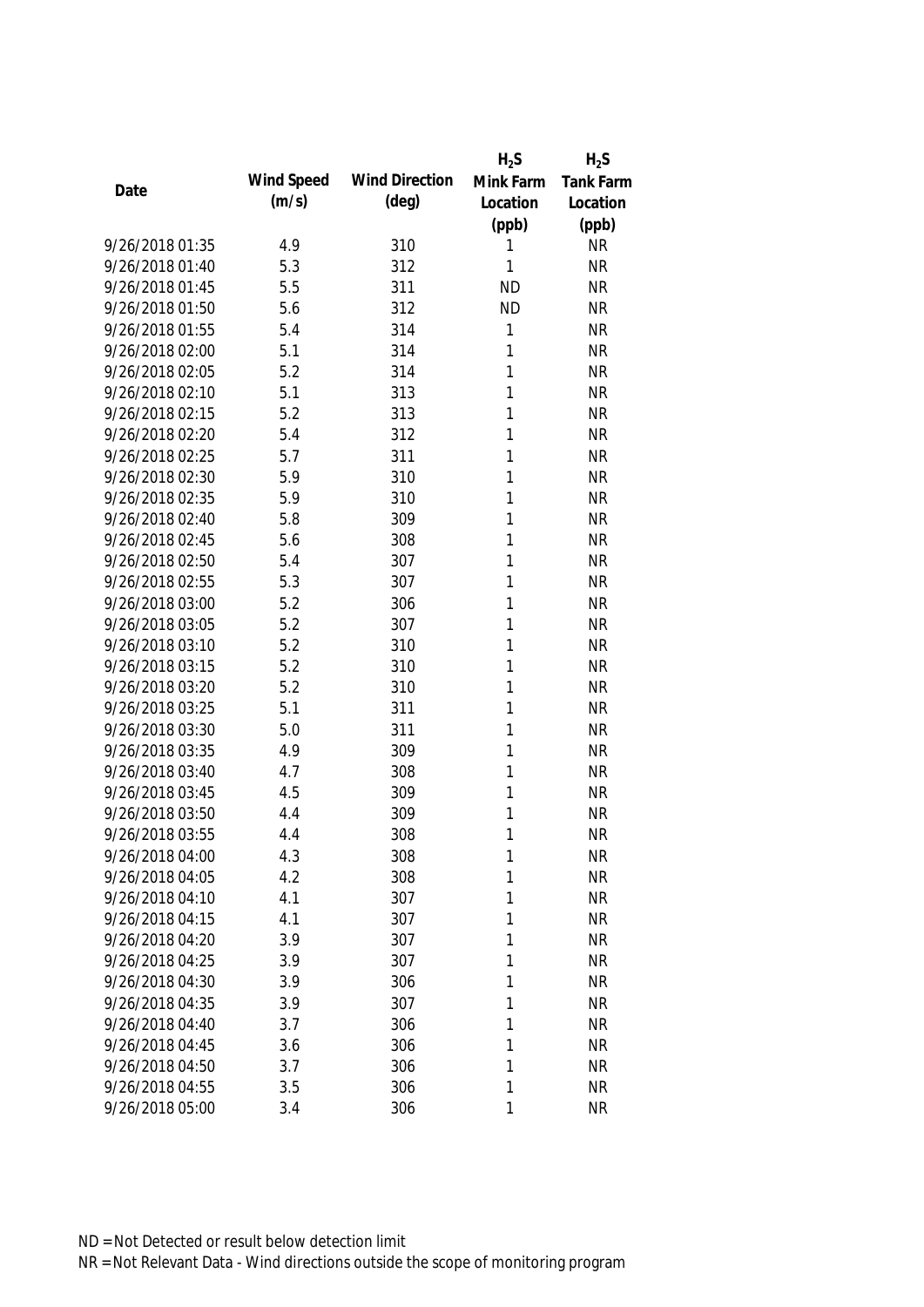| Date | Wind Speed (m/s) | Wind Direction (deg) | $H_2S$ Mink Farm Location (ppb) | $H_2S$ Tank Farm Location (ppb) |
|---|---|---|---|---|
| 9/26/2018 01:35 | 4.9 | 310 | 1 | NR |
| 9/26/2018 01:40 | 5.3 | 312 | 1 | NR |
| 9/26/2018 01:45 | 5.5 | 311 | ND | NR |
| 9/26/2018 01:50 | 5.6 | 312 | ND | NR |
| 9/26/2018 01:55 | 5.4 | 314 | 1 | NR |
| 9/26/2018 02:00 | 5.1 | 314 | 1 | NR |
| 9/26/2018 02:05 | 5.2 | 314 | 1 | NR |
| 9/26/2018 02:10 | 5.1 | 313 | 1 | NR |
| 9/26/2018 02:15 | 5.2 | 313 | 1 | NR |
| 9/26/2018 02:20 | 5.4 | 312 | 1 | NR |
| 9/26/2018 02:25 | 5.7 | 311 | 1 | NR |
| 9/26/2018 02:30 | 5.9 | 310 | 1 | NR |
| 9/26/2018 02:35 | 5.9 | 310 | 1 | NR |
| 9/26/2018 02:40 | 5.8 | 309 | 1 | NR |
| 9/26/2018 02:45 | 5.6 | 308 | 1 | NR |
| 9/26/2018 02:50 | 5.4 | 307 | 1 | NR |
| 9/26/2018 02:55 | 5.3 | 307 | 1 | NR |
| 9/26/2018 03:00 | 5.2 | 306 | 1 | NR |
| 9/26/2018 03:05 | 5.2 | 307 | 1 | NR |
| 9/26/2018 03:10 | 5.2 | 310 | 1 | NR |
| 9/26/2018 03:15 | 5.2 | 310 | 1 | NR |
| 9/26/2018 03:20 | 5.2 | 310 | 1 | NR |
| 9/26/2018 03:25 | 5.1 | 311 | 1 | NR |
| 9/26/2018 03:30 | 5.0 | 311 | 1 | NR |
| 9/26/2018 03:35 | 4.9 | 309 | 1 | NR |
| 9/26/2018 03:40 | 4.7 | 308 | 1 | NR |
| 9/26/2018 03:45 | 4.5 | 309 | 1 | NR |
| 9/26/2018 03:50 | 4.4 | 309 | 1 | NR |
| 9/26/2018 03:55 | 4.4 | 308 | 1 | NR |
| 9/26/2018 04:00 | 4.3 | 308 | 1 | NR |
| 9/26/2018 04:05 | 4.2 | 308 | 1 | NR |
| 9/26/2018 04:10 | 4.1 | 307 | 1 | NR |
| 9/26/2018 04:15 | 4.1 | 307 | 1 | NR |
| 9/26/2018 04:20 | 3.9 | 307 | 1 | NR |
| 9/26/2018 04:25 | 3.9 | 307 | 1 | NR |
| 9/26/2018 04:30 | 3.9 | 306 | 1 | NR |
| 9/26/2018 04:35 | 3.9 | 307 | 1 | NR |
| 9/26/2018 04:40 | 3.7 | 306 | 1 | NR |
| 9/26/2018 04:45 | 3.6 | 306 | 1 | NR |
| 9/26/2018 04:50 | 3.7 | 306 | 1 | NR |
| 9/26/2018 04:55 | 3.5 | 306 | 1 | NR |
| 9/26/2018 05:00 | 3.4 | 306 | 1 | NR |

ND = Not Detected or result below detection limit

NR = Not Relevant Data - Wind directions outside the scope of monitoring program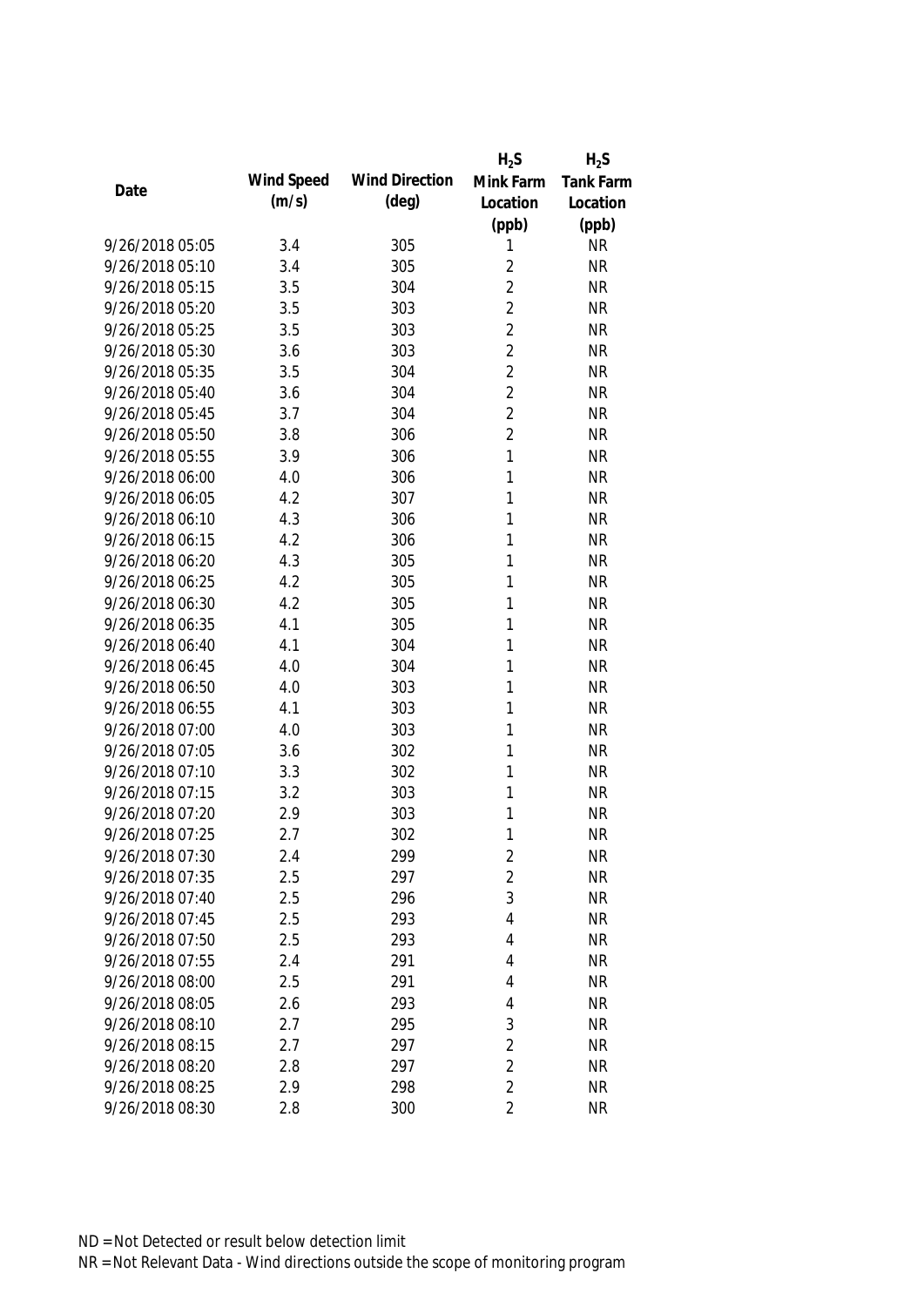| Date | Wind Speed (m/s) | Wind Direction (deg) | $H_2S$ Mink Farm Location (ppb) | $H_2S$ Tank Farm Location (ppb) |
| --- | --- | --- | --- | --- |
| 9/26/2018 05:05 | 3.4 | 305 | 1 | NR |
| 9/26/2018 05:10 | 3.4 | 305 | 2 | NR |
| 9/26/2018 05:15 | 3.5 | 304 | 2 | NR |
| 9/26/2018 05:20 | 3.5 | 303 | 2 | NR |
| 9/26/2018 05:25 | 3.5 | 303 | 2 | NR |
| 9/26/2018 05:30 | 3.6 | 303 | 2 | NR |
| 9/26/2018 05:35 | 3.5 | 304 | 2 | NR |
| 9/26/2018 05:40 | 3.6 | 304 | 2 | NR |
| 9/26/2018 05:45 | 3.7 | 304 | 2 | NR |
| 9/26/2018 05:50 | 3.8 | 306 | 2 | NR |
| 9/26/2018 05:55 | 3.9 | 306 | 1 | NR |
| 9/26/2018 06:00 | 4.0 | 306 | 1 | NR |
| 9/26/2018 06:05 | 4.2 | 307 | 1 | NR |
| 9/26/2018 06:10 | 4.3 | 306 | 1 | NR |
| 9/26/2018 06:15 | 4.2 | 306 | 1 | NR |
| 9/26/2018 06:20 | 4.3 | 305 | 1 | NR |
| 9/26/2018 06:25 | 4.2 | 305 | 1 | NR |
| 9/26/2018 06:30 | 4.2 | 305 | 1 | NR |
| 9/26/2018 06:35 | 4.1 | 305 | 1 | NR |
| 9/26/2018 06:40 | 4.1 | 304 | 1 | NR |
| 9/26/2018 06:45 | 4.0 | 304 | 1 | NR |
| 9/26/2018 06:50 | 4.0 | 303 | 1 | NR |
| 9/26/2018 06:55 | 4.1 | 303 | 1 | NR |
| 9/26/2018 07:00 | 4.0 | 303 | 1 | NR |
| 9/26/2018 07:05 | 3.6 | 302 | 1 | NR |
| 9/26/2018 07:10 | 3.3 | 302 | 1 | NR |
| 9/26/2018 07:15 | 3.2 | 303 | 1 | NR |
| 9/26/2018 07:20 | 2.9 | 303 | 1 | NR |
| 9/26/2018 07:25 | 2.7 | 302 | 1 | NR |
| 9/26/2018 07:30 | 2.4 | 299 | 2 | NR |
| 9/26/2018 07:35 | 2.5 | 297 | 2 | NR |
| 9/26/2018 07:40 | 2.5 | 296 | 3 | NR |
| 9/26/2018 07:45 | 2.5 | 293 | 4 | NR |
| 9/26/2018 07:50 | 2.5 | 293 | 4 | NR |
| 9/26/2018 07:55 | 2.4 | 291 | 4 | NR |
| 9/26/2018 08:00 | 2.5 | 291 | 4 | NR |
| 9/26/2018 08:05 | 2.6 | 293 | 4 | NR |
| 9/26/2018 08:10 | 2.7 | 295 | 3 | NR |
| 9/26/2018 08:15 | 2.7 | 297 | 2 | NR |
| 9/26/2018 08:20 | 2.8 | 297 | 2 | NR |
| 9/26/2018 08:25 | 2.9 | 298 | 2 | NR |
| 9/26/2018 08:30 | 2.8 | 300 | 2 | NR |

ND = Not Detected or result below detection limit
NR = Not Relevant Data - Wind directions outside the scope of monitoring program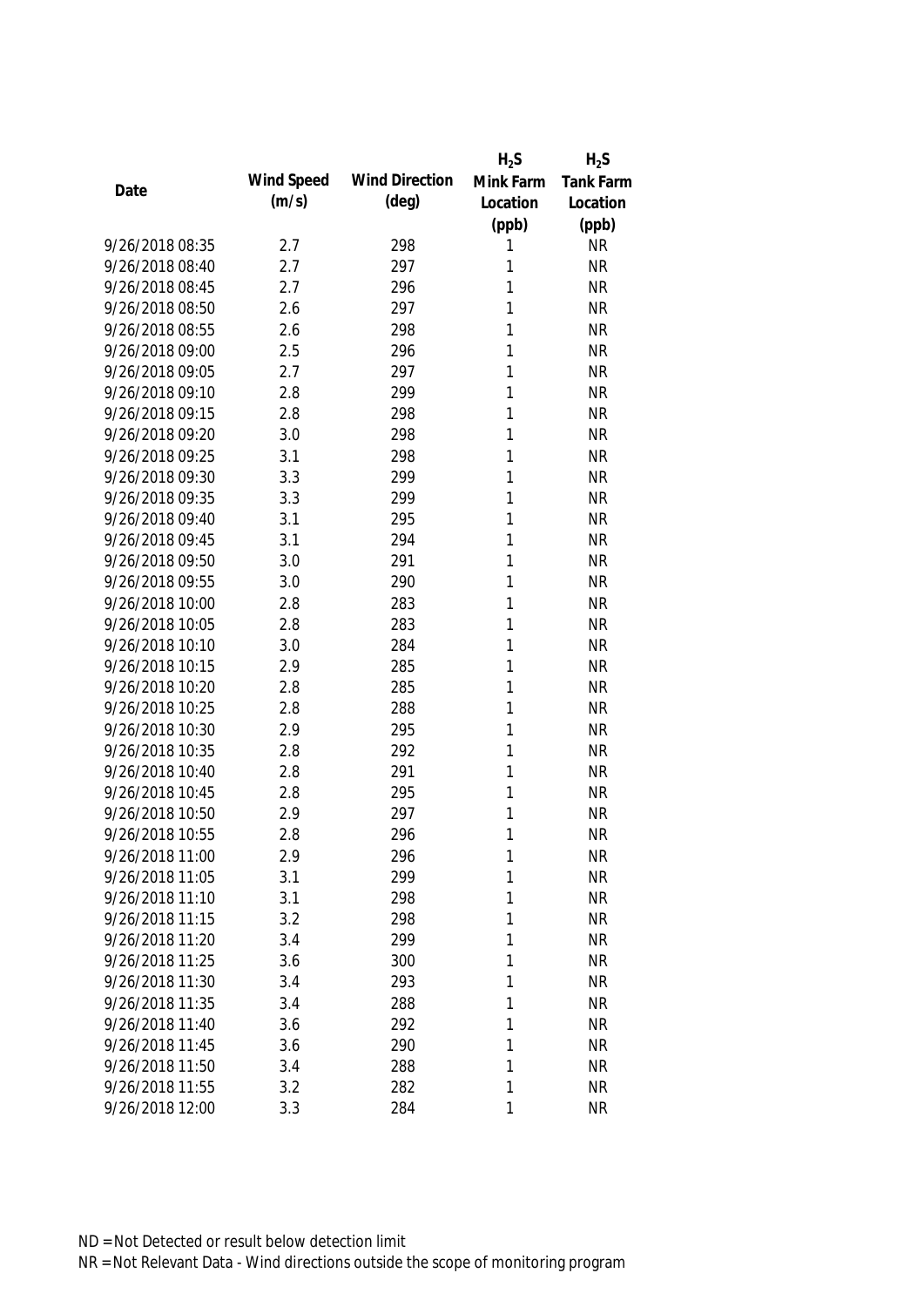| Date | Wind Speed (m/s) | Wind Direction (deg) | $H_2S$ Mink Farm Location (ppb) | $H_2S$ Tank Farm Location (ppb) |
|---|---|---|---|---|
| 9/26/2018 08:35 | 2.7 | 298 | 1 | NR |
| 9/26/2018 08:40 | 2.7 | 297 | 1 | NR |
| 9/26/2018 08:45 | 2.7 | 296 | 1 | NR |
| 9/26/2018 08:50 | 2.6 | 297 | 1 | NR |
| 9/26/2018 08:55 | 2.6 | 298 | 1 | NR |
| 9/26/2018 09:00 | 2.5 | 296 | 1 | NR |
| 9/26/2018 09:05 | 2.7 | 297 | 1 | NR |
| 9/26/2018 09:10 | 2.8 | 299 | 1 | NR |
| 9/26/2018 09:15 | 2.8 | 298 | 1 | NR |
| 9/26/2018 09:20 | 3.0 | 298 | 1 | NR |
| 9/26/2018 09:25 | 3.1 | 298 | 1 | NR |
| 9/26/2018 09:30 | 3.3 | 299 | 1 | NR |
| 9/26/2018 09:35 | 3.3 | 299 | 1 | NR |
| 9/26/2018 09:40 | 3.1 | 295 | 1 | NR |
| 9/26/2018 09:45 | 3.1 | 294 | 1 | NR |
| 9/26/2018 09:50 | 3.0 | 291 | 1 | NR |
| 9/26/2018 09:55 | 3.0 | 290 | 1 | NR |
| 9/26/2018 10:00 | 2.8 | 283 | 1 | NR |
| 9/26/2018 10:05 | 2.8 | 283 | 1 | NR |
| 9/26/2018 10:10 | 3.0 | 284 | 1 | NR |
| 9/26/2018 10:15 | 2.9 | 285 | 1 | NR |
| 9/26/2018 10:20 | 2.8 | 285 | 1 | NR |
| 9/26/2018 10:25 | 2.8 | 288 | 1 | NR |
| 9/26/2018 10:30 | 2.9 | 295 | 1 | NR |
| 9/26/2018 10:35 | 2.8 | 292 | 1 | NR |
| 9/26/2018 10:40 | 2.8 | 291 | 1 | NR |
| 9/26/2018 10:45 | 2.8 | 295 | 1 | NR |
| 9/26/2018 10:50 | 2.9 | 297 | 1 | NR |
| 9/26/2018 10:55 | 2.8 | 296 | 1 | NR |
| 9/26/2018 11:00 | 2.9 | 296 | 1 | NR |
| 9/26/2018 11:05 | 3.1 | 299 | 1 | NR |
| 9/26/2018 11:10 | 3.1 | 298 | 1 | NR |
| 9/26/2018 11:15 | 3.2 | 298 | 1 | NR |
| 9/26/2018 11:20 | 3.4 | 299 | 1 | NR |
| 9/26/2018 11:25 | 3.6 | 300 | 1 | NR |
| 9/26/2018 11:30 | 3.4 | 293 | 1 | NR |
| 9/26/2018 11:35 | 3.4 | 288 | 1 | NR |
| 9/26/2018 11:40 | 3.6 | 292 | 1 | NR |
| 9/26/2018 11:45 | 3.6 | 290 | 1 | NR |
| 9/26/2018 11:50 | 3.4 | 288 | 1 | NR |
| 9/26/2018 11:55 | 3.2 | 282 | 1 | NR |
| 9/26/2018 12:00 | 3.3 | 284 | 1 | NR |

ND = Not Detected or result below detection limit

NR = Not Relevant Data - Wind directions outside the scope of monitoring program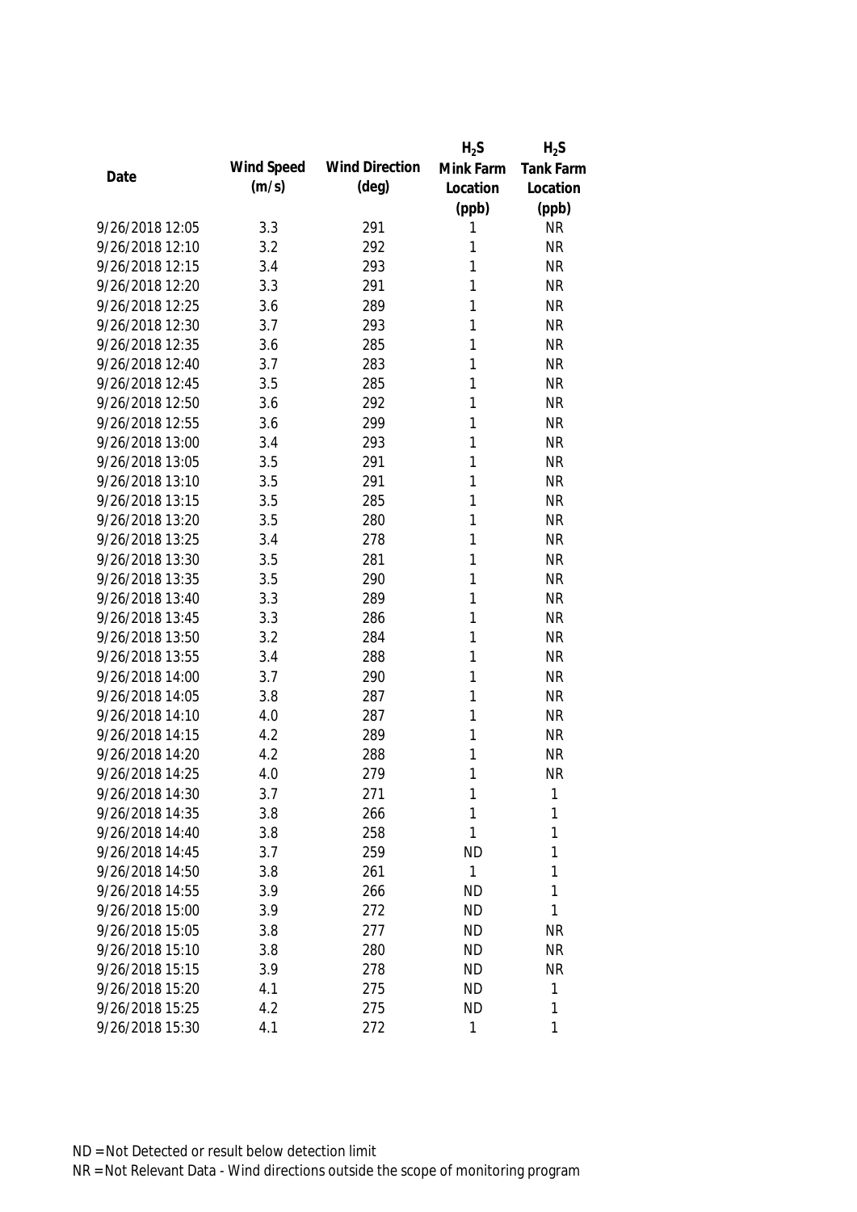| Date | Wind Speed (m/s) | Wind Direction (deg) | $H_2S$ Mink Farm Location (ppb) | $H_2S$ Tank Farm Location (ppb) |
|---|---|---|---|---|
| 9/26/2018 12:05 | 3.3 | 291 | 1 | NR |
| 9/26/2018 12:10 | 3.2 | 292 | 1 | NR |
| 9/26/2018 12:15 | 3.4 | 293 | 1 | NR |
| 9/26/2018 12:20 | 3.3 | 291 | 1 | NR |
| 9/26/2018 12:25 | 3.6 | 289 | 1 | NR |
| 9/26/2018 12:30 | 3.7 | 293 | 1 | NR |
| 9/26/2018 12:35 | 3.6 | 285 | 1 | NR |
| 9/26/2018 12:40 | 3.7 | 283 | 1 | NR |
| 9/26/2018 12:45 | 3.5 | 285 | 1 | NR |
| 9/26/2018 12:50 | 3.6 | 292 | 1 | NR |
| 9/26/2018 12:55 | 3.6 | 299 | 1 | NR |
| 9/26/2018 13:00 | 3.4 | 293 | 1 | NR |
| 9/26/2018 13:05 | 3.5 | 291 | 1 | NR |
| 9/26/2018 13:10 | 3.5 | 291 | 1 | NR |
| 9/26/2018 13:15 | 3.5 | 285 | 1 | NR |
| 9/26/2018 13:20 | 3.5 | 280 | 1 | NR |
| 9/26/2018 13:25 | 3.4 | 278 | 1 | NR |
| 9/26/2018 13:30 | 3.5 | 281 | 1 | NR |
| 9/26/2018 13:35 | 3.5 | 290 | 1 | NR |
| 9/26/2018 13:40 | 3.3 | 289 | 1 | NR |
| 9/26/2018 13:45 | 3.3 | 286 | 1 | NR |
| 9/26/2018 13:50 | 3.2 | 284 | 1 | NR |
| 9/26/2018 13:55 | 3.4 | 288 | 1 | NR |
| 9/26/2018 14:00 | 3.7 | 290 | 1 | NR |
| 9/26/2018 14:05 | 3.8 | 287 | 1 | NR |
| 9/26/2018 14:10 | 4.0 | 287 | 1 | NR |
| 9/26/2018 14:15 | 4.2 | 289 | 1 | NR |
| 9/26/2018 14:20 | 4.2 | 288 | 1 | NR |
| 9/26/2018 14:25 | 4.0 | 279 | 1 | NR |
| 9/26/2018 14:30 | 3.7 | 271 | 1 | 1 |
| 9/26/2018 14:35 | 3.8 | 266 | 1 | 1 |
| 9/26/2018 14:40 | 3.8 | 258 | 1 | 1 |
| 9/26/2018 14:45 | 3.7 | 259 | ND | 1 |
| 9/26/2018 14:50 | 3.8 | 261 | 1 | 1 |
| 9/26/2018 14:55 | 3.9 | 266 | ND | 1 |
| 9/26/2018 15:00 | 3.9 | 272 | ND | 1 |
| 9/26/2018 15:05 | 3.8 | 277 | ND | NR |
| 9/26/2018 15:10 | 3.8 | 280 | ND | NR |
| 9/26/2018 15:15 | 3.9 | 278 | ND | NR |
| 9/26/2018 15:20 | 4.1 | 275 | ND | 1 |
| 9/26/2018 15:25 | 4.2 | 275 | ND | 1 |
| 9/26/2018 15:30 | 4.1 | 272 | 1 | 1 |

ND = Not Detected or result below detection limit

NR = Not Relevant Data - Wind directions outside the scope of monitoring program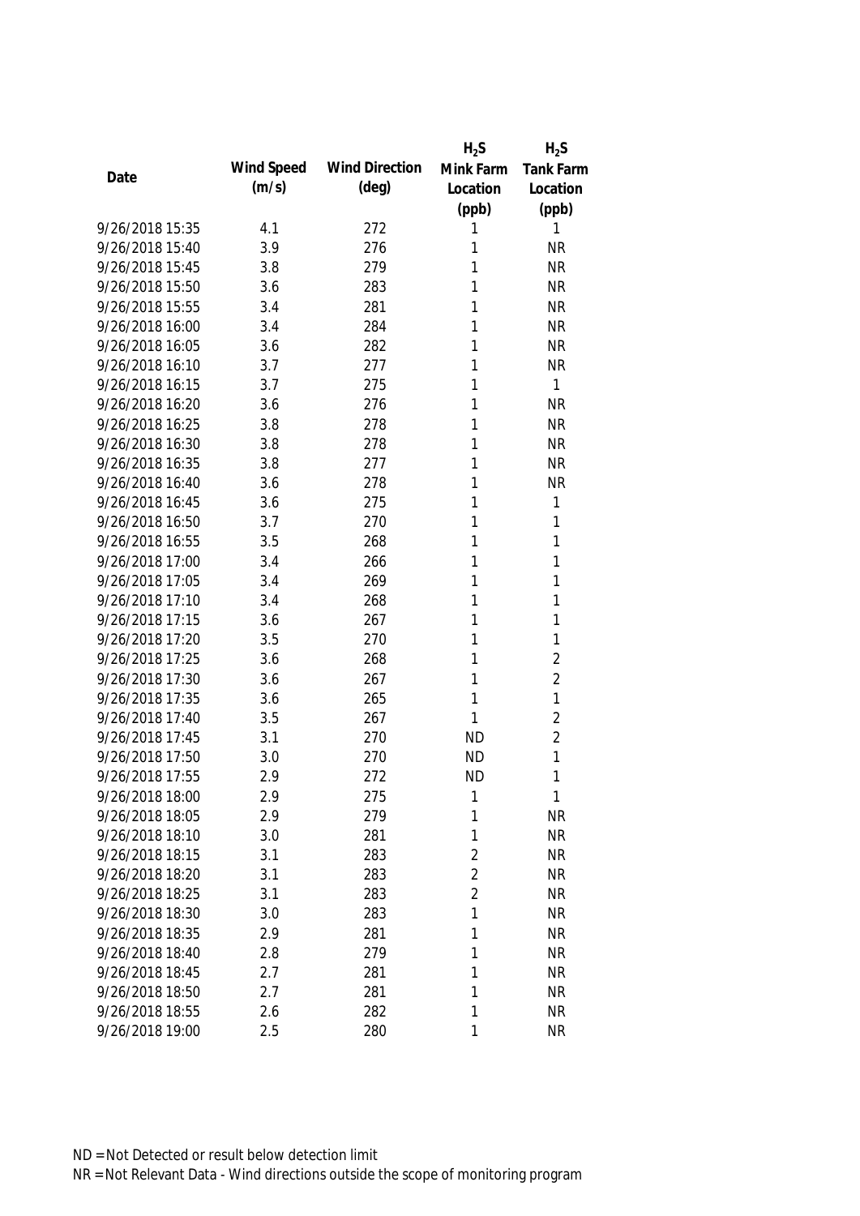| Date | Wind Speed (m/s) | Wind Direction (deg) | $H_2S$ Mink Farm Location (ppb) | $H_2S$ Tank Farm Location (ppb) |
|---|---|---|---|---|
| 9/26/2018 15:35 | 4.1 | 272 | 1 | 1 |
| 9/26/2018 15:40 | 3.9 | 276 | 1 | NR |
| 9/26/2018 15:45 | 3.8 | 279 | 1 | NR |
| 9/26/2018 15:50 | 3.6 | 283 | 1 | NR |
| 9/26/2018 15:55 | 3.4 | 281 | 1 | NR |
| 9/26/2018 16:00 | 3.4 | 284 | 1 | NR |
| 9/26/2018 16:05 | 3.6 | 282 | 1 | NR |
| 9/26/2018 16:10 | 3.7 | 277 | 1 | NR |
| 9/26/2018 16:15 | 3.7 | 275 | 1 | 1 |
| 9/26/2018 16:20 | 3.6 | 276 | 1 | NR |
| 9/26/2018 16:25 | 3.8 | 278 | 1 | NR |
| 9/26/2018 16:30 | 3.8 | 278 | 1 | NR |
| 9/26/2018 16:35 | 3.8 | 277 | 1 | NR |
| 9/26/2018 16:40 | 3.6 | 278 | 1 | NR |
| 9/26/2018 16:45 | 3.6 | 275 | 1 | 1 |
| 9/26/2018 16:50 | 3.7 | 270 | 1 | 1 |
| 9/26/2018 16:55 | 3.5 | 268 | 1 | 1 |
| 9/26/2018 17:00 | 3.4 | 266 | 1 | 1 |
| 9/26/2018 17:05 | 3.4 | 269 | 1 | 1 |
| 9/26/2018 17:10 | 3.4 | 268 | 1 | 1 |
| 9/26/2018 17:15 | 3.6 | 267 | 1 | 1 |
| 9/26/2018 17:20 | 3.5 | 270 | 1 | 1 |
| 9/26/2018 17:25 | 3.6 | 268 | 1 | 2 |
| 9/26/2018 17:30 | 3.6 | 267 | 1 | 2 |
| 9/26/2018 17:35 | 3.6 | 265 | 1 | 1 |
| 9/26/2018 17:40 | 3.5 | 267 | 1 | 2 |
| 9/26/2018 17:45 | 3.1 | 270 | ND | 2 |
| 9/26/2018 17:50 | 3.0 | 270 | ND | 1 |
| 9/26/2018 17:55 | 2.9 | 272 | ND | 1 |
| 9/26/2018 18:00 | 2.9 | 275 | 1 | 1 |
| 9/26/2018 18:05 | 2.9 | 279 | 1 | NR |
| 9/26/2018 18:10 | 3.0 | 281 | 1 | NR |
| 9/26/2018 18:15 | 3.1 | 283 | 2 | NR |
| 9/26/2018 18:20 | 3.1 | 283 | 2 | NR |
| 9/26/2018 18:25 | 3.1 | 283 | 2 | NR |
| 9/26/2018 18:30 | 3.0 | 283 | 1 | NR |
| 9/26/2018 18:35 | 2.9 | 281 | 1 | NR |
| 9/26/2018 18:40 | 2.8 | 279 | 1 | NR |
| 9/26/2018 18:45 | 2.7 | 281 | 1 | NR |
| 9/26/2018 18:50 | 2.7 | 281 | 1 | NR |
| 9/26/2018 18:55 | 2.6 | 282 | 1 | NR |
| 9/26/2018 19:00 | 2.5 | 280 | 1 | NR |

ND = Not Detected or result below detection limit

NR = Not Relevant Data - Wind directions outside the scope of monitoring program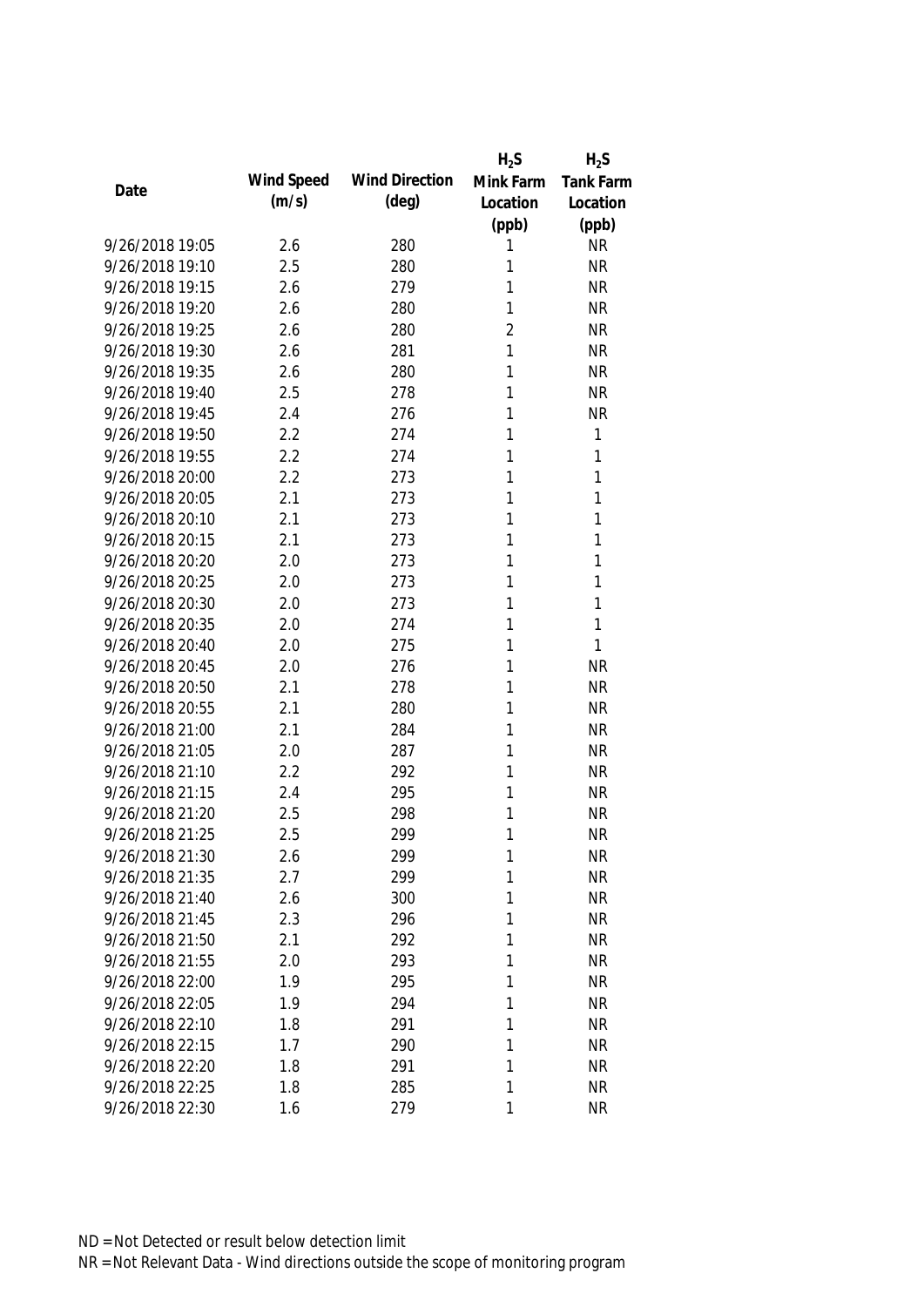| Date | Wind Speed (m/s) | Wind Direction (deg) | $H_2S$ Mink Farm Location (ppb) | $H_2S$ Tank Farm Location (ppb) |
|---|---|---|---|---|
| 9/26/2018 19:05 | 2.6 | 280 | 1 | NR |
| 9/26/2018 19:10 | 2.5 | 280 | 1 | NR |
| 9/26/2018 19:15 | 2.6 | 279 | 1 | NR |
| 9/26/2018 19:20 | 2.6 | 280 | 1 | NR |
| 9/26/2018 19:25 | 2.6 | 280 | 2 | NR |
| 9/26/2018 19:30 | 2.6 | 281 | 1 | NR |
| 9/26/2018 19:35 | 2.6 | 280 | 1 | NR |
| 9/26/2018 19:40 | 2.5 | 278 | 1 | NR |
| 9/26/2018 19:45 | 2.4 | 276 | 1 | NR |
| 9/26/2018 19:50 | 2.2 | 274 | 1 | 1 |
| 9/26/2018 19:55 | 2.2 | 274 | 1 | 1 |
| 9/26/2018 20:00 | 2.2 | 273 | 1 | 1 |
| 9/26/2018 20:05 | 2.1 | 273 | 1 | 1 |
| 9/26/2018 20:10 | 2.1 | 273 | 1 | 1 |
| 9/26/2018 20:15 | 2.1 | 273 | 1 | 1 |
| 9/26/2018 20:20 | 2.0 | 273 | 1 | 1 |
| 9/26/2018 20:25 | 2.0 | 273 | 1 | 1 |
| 9/26/2018 20:30 | 2.0 | 273 | 1 | 1 |
| 9/26/2018 20:35 | 2.0 | 274 | 1 | 1 |
| 9/26/2018 20:40 | 2.0 | 275 | 1 | 1 |
| 9/26/2018 20:45 | 2.0 | 276 | 1 | NR |
| 9/26/2018 20:50 | 2.1 | 278 | 1 | NR |
| 9/26/2018 20:55 | 2.1 | 280 | 1 | NR |
| 9/26/2018 21:00 | 2.1 | 284 | 1 | NR |
| 9/26/2018 21:05 | 2.0 | 287 | 1 | NR |
| 9/26/2018 21:10 | 2.2 | 292 | 1 | NR |
| 9/26/2018 21:15 | 2.4 | 295 | 1 | NR |
| 9/26/2018 21:20 | 2.5 | 298 | 1 | NR |
| 9/26/2018 21:25 | 2.5 | 299 | 1 | NR |
| 9/26/2018 21:30 | 2.6 | 299 | 1 | NR |
| 9/26/2018 21:35 | 2.7 | 299 | 1 | NR |
| 9/26/2018 21:40 | 2.6 | 300 | 1 | NR |
| 9/26/2018 21:45 | 2.3 | 296 | 1 | NR |
| 9/26/2018 21:50 | 2.1 | 292 | 1 | NR |
| 9/26/2018 21:55 | 2.0 | 293 | 1 | NR |
| 9/26/2018 22:00 | 1.9 | 295 | 1 | NR |
| 9/26/2018 22:05 | 1.9 | 294 | 1 | NR |
| 9/26/2018 22:10 | 1.8 | 291 | 1 | NR |
| 9/26/2018 22:15 | 1.7 | 290 | 1 | NR |
| 9/26/2018 22:20 | 1.8 | 291 | 1 | NR |
| 9/26/2018 22:25 | 1.8 | 285 | 1 | NR |
| 9/26/2018 22:30 | 1.6 | 279 | 1 | NR |

ND = Not Detected or result below detection limit

NR = Not Relevant Data - Wind directions outside the scope of monitoring program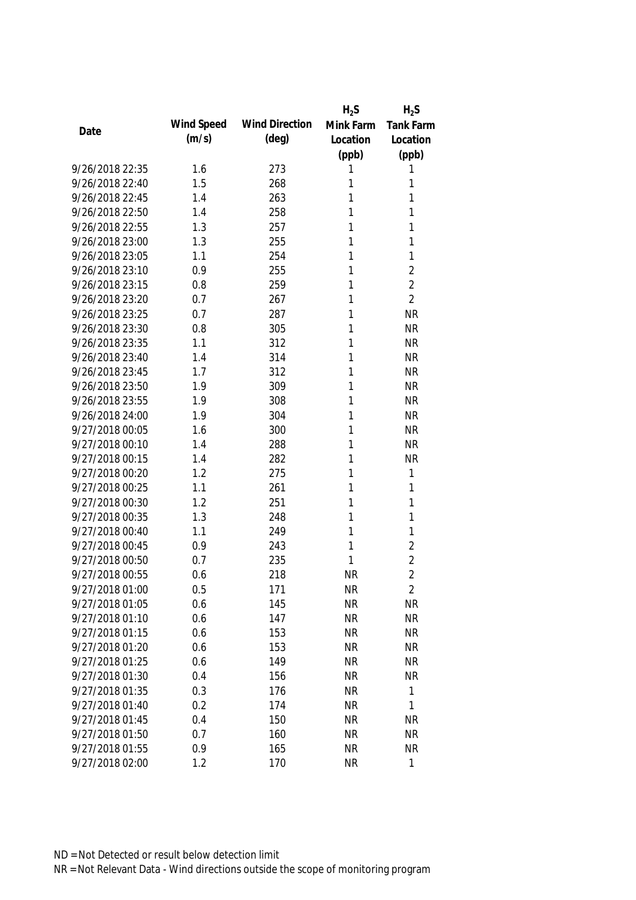| Date | Wind Speed (m/s) | Wind Direction (deg) | $H_2S$ Mink Farm Location (ppb) | $H_2S$ Tank Farm Location (ppb) |
|---|---|---|---|---|
| 9/26/2018 22:35 | 1.6 | 273 | 1 | 1 |
| 9/26/2018 22:40 | 1.5 | 268 | 1 | 1 |
| 9/26/2018 22:45 | 1.4 | 263 | 1 | 1 |
| 9/26/2018 22:50 | 1.4 | 258 | 1 | 1 |
| 9/26/2018 22:55 | 1.3 | 257 | 1 | 1 |
| 9/26/2018 23:00 | 1.3 | 255 | 1 | 1 |
| 9/26/2018 23:05 | 1.1 | 254 | 1 | 1 |
| 9/26/2018 23:10 | 0.9 | 255 | 1 | 2 |
| 9/26/2018 23:15 | 0.8 | 259 | 1 | 2 |
| 9/26/2018 23:20 | 0.7 | 267 | 1 | 2 |
| 9/26/2018 23:25 | 0.7 | 287 | 1 | NR |
| 9/26/2018 23:30 | 0.8 | 305 | 1 | NR |
| 9/26/2018 23:35 | 1.1 | 312 | 1 | NR |
| 9/26/2018 23:40 | 1.4 | 314 | 1 | NR |
| 9/26/2018 23:45 | 1.7 | 312 | 1 | NR |
| 9/26/2018 23:50 | 1.9 | 309 | 1 | NR |
| 9/26/2018 23:55 | 1.9 | 308 | 1 | NR |
| 9/26/2018 24:00 | 1.9 | 304 | 1 | NR |
| 9/27/2018 00:05 | 1.6 | 300 | 1 | NR |
| 9/27/2018 00:10 | 1.4 | 288 | 1 | NR |
| 9/27/2018 00:15 | 1.4 | 282 | 1 | NR |
| 9/27/2018 00:20 | 1.2 | 275 | 1 | 1 |
| 9/27/2018 00:25 | 1.1 | 261 | 1 | 1 |
| 9/27/2018 00:30 | 1.2 | 251 | 1 | 1 |
| 9/27/2018 00:35 | 1.3 | 248 | 1 | 1 |
| 9/27/2018 00:40 | 1.1 | 249 | 1 | 1 |
| 9/27/2018 00:45 | 0.9 | 243 | 1 | 2 |
| 9/27/2018 00:50 | 0.7 | 235 | 1 | 2 |
| 9/27/2018 00:55 | 0.6 | 218 | NR | 2 |
| 9/27/2018 01:00 | 0.5 | 171 | NR | 2 |
| 9/27/2018 01:05 | 0.6 | 145 | NR | NR |
| 9/27/2018 01:10 | 0.6 | 147 | NR | NR |
| 9/27/2018 01:15 | 0.6 | 153 | NR | NR |
| 9/27/2018 01:20 | 0.6 | 153 | NR | NR |
| 9/27/2018 01:25 | 0.6 | 149 | NR | NR |
| 9/27/2018 01:30 | 0.4 | 156 | NR | NR |
| 9/27/2018 01:35 | 0.3 | 176 | NR | 1 |
| 9/27/2018 01:40 | 0.2 | 174 | NR | 1 |
| 9/27/2018 01:45 | 0.4 | 150 | NR | NR |
| 9/27/2018 01:50 | 0.7 | 160 | NR | NR |
| 9/27/2018 01:55 | 0.9 | 165 | NR | NR |
| 9/27/2018 02:00 | 1.2 | 170 | NR | 1 |

ND = Not Detected or result below detection limit

NR = Not Relevant Data - Wind directions outside the scope of monitoring program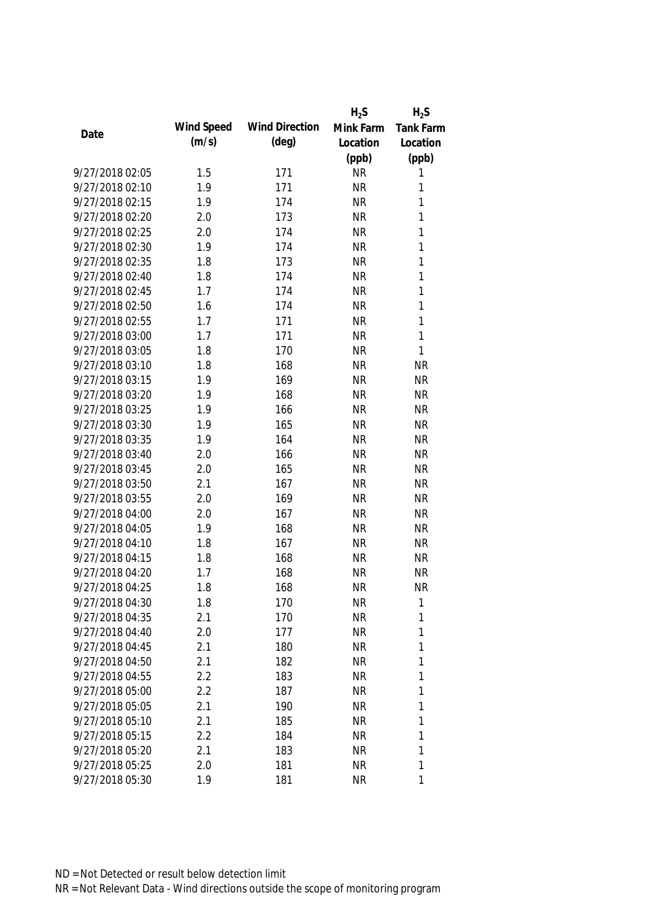| Date | Wind Speed (m/s) | Wind Direction (deg) | $H_2S$ Mink Farm Location (ppb) | $H_2S$ Tank Farm Location (ppb) |
|---|---|---|---|---|
| 9/27/2018 02:05 | 1.5 | 171 | NR | 1 |
| 9/27/2018 02:10 | 1.9 | 171 | NR | 1 |
| 9/27/2018 02:15 | 1.9 | 174 | NR | 1 |
| 9/27/2018 02:20 | 2.0 | 173 | NR | 1 |
| 9/27/2018 02:25 | 2.0 | 174 | NR | 1 |
| 9/27/2018 02:30 | 1.9 | 174 | NR | 1 |
| 9/27/2018 02:35 | 1.8 | 173 | NR | 1 |
| 9/27/2018 02:40 | 1.8 | 174 | NR | 1 |
| 9/27/2018 02:45 | 1.7 | 174 | NR | 1 |
| 9/27/2018 02:50 | 1.6 | 174 | NR | 1 |
| 9/27/2018 02:55 | 1.7 | 171 | NR | 1 |
| 9/27/2018 03:00 | 1.7 | 171 | NR | 1 |
| 9/27/2018 03:05 | 1.8 | 170 | NR | 1 |
| 9/27/2018 03:10 | 1.8 | 168 | NR | NR |
| 9/27/2018 03:15 | 1.9 | 169 | NR | NR |
| 9/27/2018 03:20 | 1.9 | 168 | NR | NR |
| 9/27/2018 03:25 | 1.9 | 166 | NR | NR |
| 9/27/2018 03:30 | 1.9 | 165 | NR | NR |
| 9/27/2018 03:35 | 1.9 | 164 | NR | NR |
| 9/27/2018 03:40 | 2.0 | 166 | NR | NR |
| 9/27/2018 03:45 | 2.0 | 165 | NR | NR |
| 9/27/2018 03:50 | 2.1 | 167 | NR | NR |
| 9/27/2018 03:55 | 2.0 | 169 | NR | NR |
| 9/27/2018 04:00 | 2.0 | 167 | NR | NR |
| 9/27/2018 04:05 | 1.9 | 168 | NR | NR |
| 9/27/2018 04:10 | 1.8 | 167 | NR | NR |
| 9/27/2018 04:15 | 1.8 | 168 | NR | NR |
| 9/27/2018 04:20 | 1.7 | 168 | NR | NR |
| 9/27/2018 04:25 | 1.8 | 168 | NR | NR |
| 9/27/2018 04:30 | 1.8 | 170 | NR | 1 |
| 9/27/2018 04:35 | 2.1 | 170 | NR | 1 |
| 9/27/2018 04:40 | 2.0 | 177 | NR | 1 |
| 9/27/2018 04:45 | 2.1 | 180 | NR | 1 |
| 9/27/2018 04:50 | 2.1 | 182 | NR | 1 |
| 9/27/2018 04:55 | 2.2 | 183 | NR | 1 |
| 9/27/2018 05:00 | 2.2 | 187 | NR | 1 |
| 9/27/2018 05:05 | 2.1 | 190 | NR | 1 |
| 9/27/2018 05:10 | 2.1 | 185 | NR | 1 |
| 9/27/2018 05:15 | 2.2 | 184 | NR | 1 |
| 9/27/2018 05:20 | 2.1 | 183 | NR | 1 |
| 9/27/2018 05:25 | 2.0 | 181 | NR | 1 |
| 9/27/2018 05:30 | 1.9 | 181 | NR | 1 |

ND = Not Detected or result below detection limit

NR = Not Relevant Data - Wind directions outside the scope of monitoring program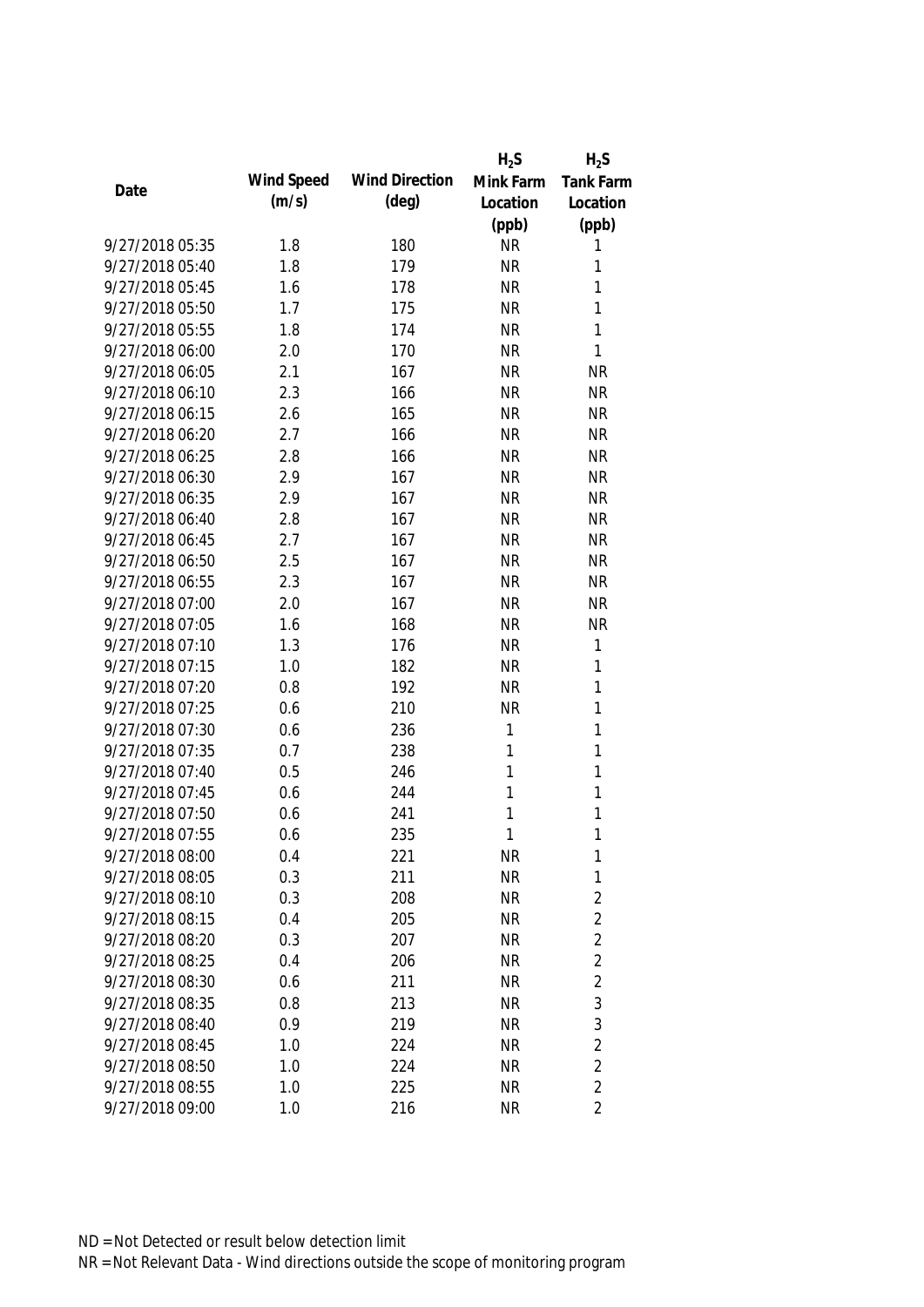| Date | Wind Speed (m/s) | Wind Direction (deg) | $H_2S$ Mink Farm Location (ppb) | $H_2S$ Tank Farm Location (ppb) |
|---|---|---|---|---|
| 9/27/2018 05:35 | 1.8 | 180 | NR | 1 |
| 9/27/2018 05:40 | 1.8 | 179 | NR | 1 |
| 9/27/2018 05:45 | 1.6 | 178 | NR | 1 |
| 9/27/2018 05:50 | 1.7 | 175 | NR | 1 |
| 9/27/2018 05:55 | 1.8 | 174 | NR | 1 |
| 9/27/2018 06:00 | 2.0 | 170 | NR | 1 |
| 9/27/2018 06:05 | 2.1 | 167 | NR | NR |
| 9/27/2018 06:10 | 2.3 | 166 | NR | NR |
| 9/27/2018 06:15 | 2.6 | 165 | NR | NR |
| 9/27/2018 06:20 | 2.7 | 166 | NR | NR |
| 9/27/2018 06:25 | 2.8 | 166 | NR | NR |
| 9/27/2018 06:30 | 2.9 | 167 | NR | NR |
| 9/27/2018 06:35 | 2.9 | 167 | NR | NR |
| 9/27/2018 06:40 | 2.8 | 167 | NR | NR |
| 9/27/2018 06:45 | 2.7 | 167 | NR | NR |
| 9/27/2018 06:50 | 2.5 | 167 | NR | NR |
| 9/27/2018 06:55 | 2.3 | 167 | NR | NR |
| 9/27/2018 07:00 | 2.0 | 167 | NR | NR |
| 9/27/2018 07:05 | 1.6 | 168 | NR | NR |
| 9/27/2018 07:10 | 1.3 | 176 | NR | 1 |
| 9/27/2018 07:15 | 1.0 | 182 | NR | 1 |
| 9/27/2018 07:20 | 0.8 | 192 | NR | 1 |
| 9/27/2018 07:25 | 0.6 | 210 | NR | 1 |
| 9/27/2018 07:30 | 0.6 | 236 | 1 | 1 |
| 9/27/2018 07:35 | 0.7 | 238 | 1 | 1 |
| 9/27/2018 07:40 | 0.5 | 246 | 1 | 1 |
| 9/27/2018 07:45 | 0.6 | 244 | 1 | 1 |
| 9/27/2018 07:50 | 0.6 | 241 | 1 | 1 |
| 9/27/2018 07:55 | 0.6 | 235 | 1 | 1 |
| 9/27/2018 08:00 | 0.4 | 221 | NR | 1 |
| 9/27/2018 08:05 | 0.3 | 211 | NR | 1 |
| 9/27/2018 08:10 | 0.3 | 208 | NR | 2 |
| 9/27/2018 08:15 | 0.4 | 205 | NR | 2 |
| 9/27/2018 08:20 | 0.3 | 207 | NR | 2 |
| 9/27/2018 08:25 | 0.4 | 206 | NR | 2 |
| 9/27/2018 08:30 | 0.6 | 211 | NR | 2 |
| 9/27/2018 08:35 | 0.8 | 213 | NR | 3 |
| 9/27/2018 08:40 | 0.9 | 219 | NR | 3 |
| 9/27/2018 08:45 | 1.0 | 224 | NR | 2 |
| 9/27/2018 08:50 | 1.0 | 224 | NR | 2 |
| 9/27/2018 08:55 | 1.0 | 225 | NR | 2 |
| 9/27/2018 09:00 | 1.0 | 216 | NR | 2 |

ND = Not Detected or result below detection limit

NR = Not Relevant Data - Wind directions outside the scope of monitoring program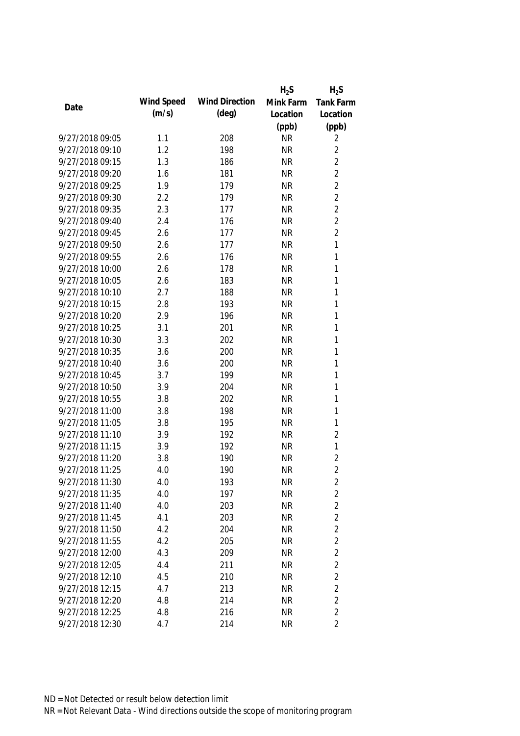| Date | Wind Speed (m/s) | Wind Direction (deg) | $H_2S$ Mink Farm Location (ppb) | $H_2S$ Tank Farm Location (ppb) |
|---|---|---|---|---|
| 9/27/2018 09:05 | 1.1 | 208 | NR | 2 |
| 9/27/2018 09:10 | 1.2 | 198 | NR | 2 |
| 9/27/2018 09:15 | 1.3 | 186 | NR | 2 |
| 9/27/2018 09:20 | 1.6 | 181 | NR | 2 |
| 9/27/2018 09:25 | 1.9 | 179 | NR | 2 |
| 9/27/2018 09:30 | 2.2 | 179 | NR | 2 |
| 9/27/2018 09:35 | 2.3 | 177 | NR | 2 |
| 9/27/2018 09:40 | 2.4 | 176 | NR | 2 |
| 9/27/2018 09:45 | 2.6 | 177 | NR | 2 |
| 9/27/2018 09:50 | 2.6 | 177 | NR | 1 |
| 9/27/2018 09:55 | 2.6 | 176 | NR | 1 |
| 9/27/2018 10:00 | 2.6 | 178 | NR | 1 |
| 9/27/2018 10:05 | 2.6 | 183 | NR | 1 |
| 9/27/2018 10:10 | 2.7 | 188 | NR | 1 |
| 9/27/2018 10:15 | 2.8 | 193 | NR | 1 |
| 9/27/2018 10:20 | 2.9 | 196 | NR | 1 |
| 9/27/2018 10:25 | 3.1 | 201 | NR | 1 |
| 9/27/2018 10:30 | 3.3 | 202 | NR | 1 |
| 9/27/2018 10:35 | 3.6 | 200 | NR | 1 |
| 9/27/2018 10:40 | 3.6 | 200 | NR | 1 |
| 9/27/2018 10:45 | 3.7 | 199 | NR | 1 |
| 9/27/2018 10:50 | 3.9 | 204 | NR | 1 |
| 9/27/2018 10:55 | 3.8 | 202 | NR | 1 |
| 9/27/2018 11:00 | 3.8 | 198 | NR | 1 |
| 9/27/2018 11:05 | 3.8 | 195 | NR | 1 |
| 9/27/2018 11:10 | 3.9 | 192 | NR | 2 |
| 9/27/2018 11:15 | 3.9 | 192 | NR | 1 |
| 9/27/2018 11:20 | 3.8 | 190 | NR | 2 |
| 9/27/2018 11:25 | 4.0 | 190 | NR | 2 |
| 9/27/2018 11:30 | 4.0 | 193 | NR | 2 |
| 9/27/2018 11:35 | 4.0 | 197 | NR | 2 |
| 9/27/2018 11:40 | 4.0 | 203 | NR | 2 |
| 9/27/2018 11:45 | 4.1 | 203 | NR | 2 |
| 9/27/2018 11:50 | 4.2 | 204 | NR | 2 |
| 9/27/2018 11:55 | 4.2 | 205 | NR | 2 |
| 9/27/2018 12:00 | 4.3 | 209 | NR | 2 |
| 9/27/2018 12:05 | 4.4 | 211 | NR | 2 |
| 9/27/2018 12:10 | 4.5 | 210 | NR | 2 |
| 9/27/2018 12:15 | 4.7 | 213 | NR | 2 |
| 9/27/2018 12:20 | 4.8 | 214 | NR | 2 |
| 9/27/2018 12:25 | 4.8 | 216 | NR | 2 |
| 9/27/2018 12:30 | 4.7 | 214 | NR | 2 |

ND = Not Detected or result below detection limit

NR = Not Relevant Data - Wind directions outside the scope of monitoring program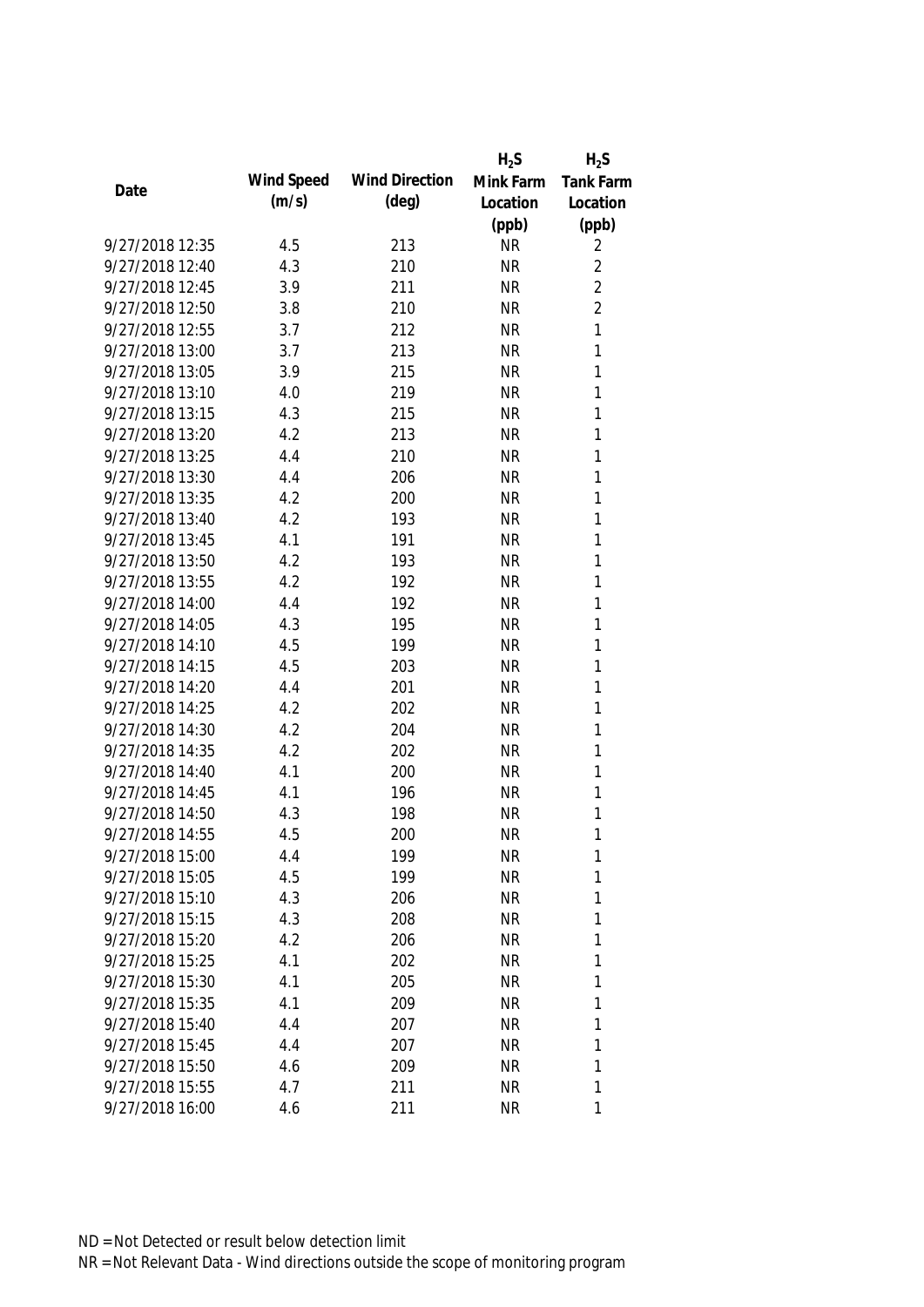| Date | Wind Speed (m/s) | Wind Direction (deg) | $H_2S$ Mink Farm Location (ppb) | $H_2S$ Tank Farm Location (ppb) |
|---|---|---|---|---|
| 9/27/2018 12:35 | 4.5 | 213 | NR | 2 |
| 9/27/2018 12:40 | 4.3 | 210 | NR | 2 |
| 9/27/2018 12:45 | 3.9 | 211 | NR | 2 |
| 9/27/2018 12:50 | 3.8 | 210 | NR | 2 |
| 9/27/2018 12:55 | 3.7 | 212 | NR | 1 |
| 9/27/2018 13:00 | 3.7 | 213 | NR | 1 |
| 9/27/2018 13:05 | 3.9 | 215 | NR | 1 |
| 9/27/2018 13:10 | 4.0 | 219 | NR | 1 |
| 9/27/2018 13:15 | 4.3 | 215 | NR | 1 |
| 9/27/2018 13:20 | 4.2 | 213 | NR | 1 |
| 9/27/2018 13:25 | 4.4 | 210 | NR | 1 |
| 9/27/2018 13:30 | 4.4 | 206 | NR | 1 |
| 9/27/2018 13:35 | 4.2 | 200 | NR | 1 |
| 9/27/2018 13:40 | 4.2 | 193 | NR | 1 |
| 9/27/2018 13:45 | 4.1 | 191 | NR | 1 |
| 9/27/2018 13:50 | 4.2 | 193 | NR | 1 |
| 9/27/2018 13:55 | 4.2 | 192 | NR | 1 |
| 9/27/2018 14:00 | 4.4 | 192 | NR | 1 |
| 9/27/2018 14:05 | 4.3 | 195 | NR | 1 |
| 9/27/2018 14:10 | 4.5 | 199 | NR | 1 |
| 9/27/2018 14:15 | 4.5 | 203 | NR | 1 |
| 9/27/2018 14:20 | 4.4 | 201 | NR | 1 |
| 9/27/2018 14:25 | 4.2 | 202 | NR | 1 |
| 9/27/2018 14:30 | 4.2 | 204 | NR | 1 |
| 9/27/2018 14:35 | 4.2 | 202 | NR | 1 |
| 9/27/2018 14:40 | 4.1 | 200 | NR | 1 |
| 9/27/2018 14:45 | 4.1 | 196 | NR | 1 |
| 9/27/2018 14:50 | 4.3 | 198 | NR | 1 |
| 9/27/2018 14:55 | 4.5 | 200 | NR | 1 |
| 9/27/2018 15:00 | 4.4 | 199 | NR | 1 |
| 9/27/2018 15:05 | 4.5 | 199 | NR | 1 |
| 9/27/2018 15:10 | 4.3 | 206 | NR | 1 |
| 9/27/2018 15:15 | 4.3 | 208 | NR | 1 |
| 9/27/2018 15:20 | 4.2 | 206 | NR | 1 |
| 9/27/2018 15:25 | 4.1 | 202 | NR | 1 |
| 9/27/2018 15:30 | 4.1 | 205 | NR | 1 |
| 9/27/2018 15:35 | 4.1 | 209 | NR | 1 |
| 9/27/2018 15:40 | 4.4 | 207 | NR | 1 |
| 9/27/2018 15:45 | 4.4 | 207 | NR | 1 |
| 9/27/2018 15:50 | 4.6 | 209 | NR | 1 |
| 9/27/2018 15:55 | 4.7 | 211 | NR | 1 |
| 9/27/2018 16:00 | 4.6 | 211 | NR | 1 |

ND = Not Detected or result below detection limit

NR = Not Relevant Data - Wind directions outside the scope of monitoring program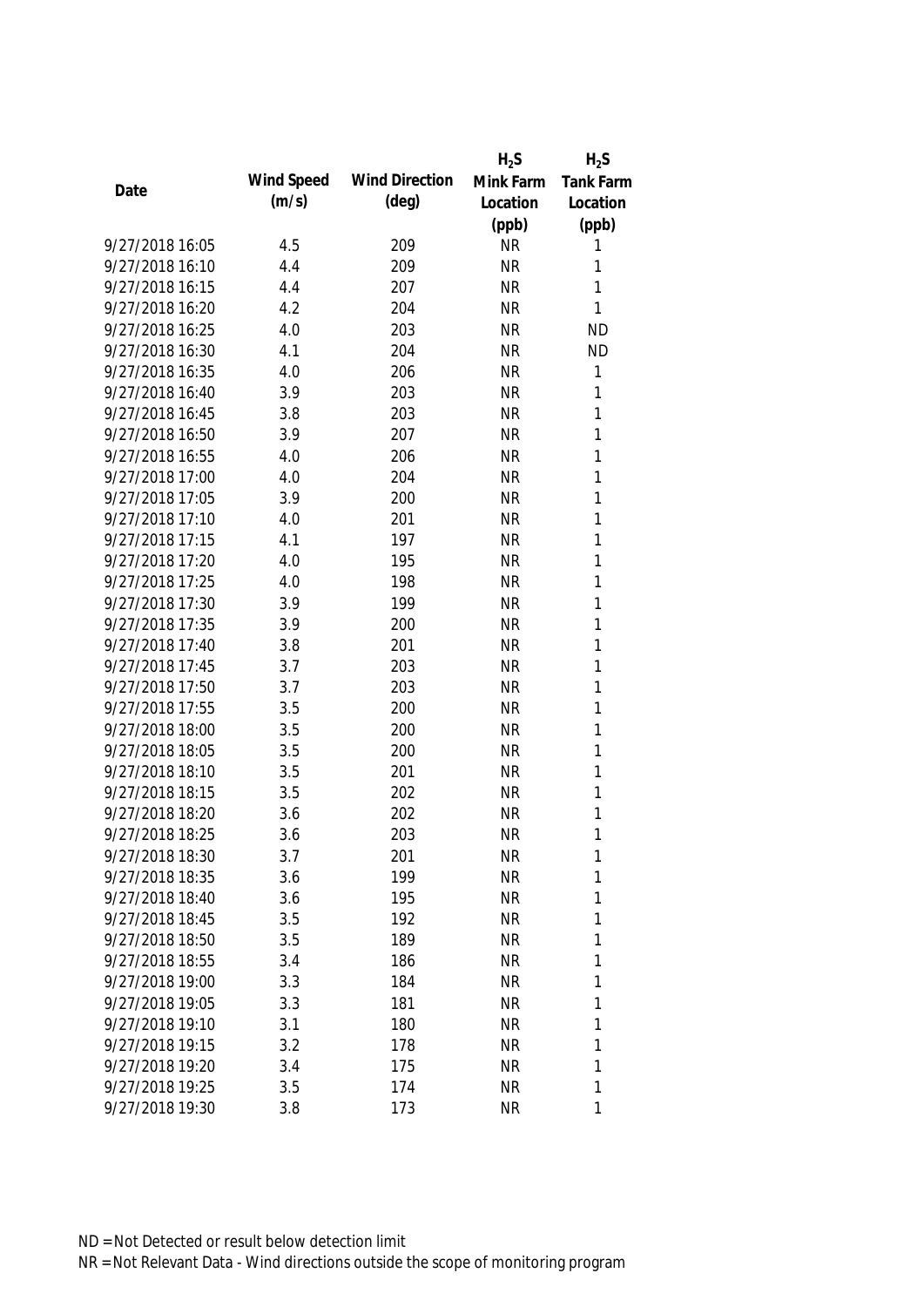| Date | Wind Speed (m/s) | Wind Direction (deg) | $H_2S$ Mink Farm Location (ppb) | $H_2S$ Tank Farm Location (ppb) |
|---|---|---|---|---|
| 9/27/2018 16:05 | 4.5 | 209 | NR | 1 |
| 9/27/2018 16:10 | 4.4 | 209 | NR | 1 |
| 9/27/2018 16:15 | 4.4 | 207 | NR | 1 |
| 9/27/2018 16:20 | 4.2 | 204 | NR | 1 |
| 9/27/2018 16:25 | 4.0 | 203 | NR | ND |
| 9/27/2018 16:30 | 4.1 | 204 | NR | ND |
| 9/27/2018 16:35 | 4.0 | 206 | NR | 1 |
| 9/27/2018 16:40 | 3.9 | 203 | NR | 1 |
| 9/27/2018 16:45 | 3.8 | 203 | NR | 1 |
| 9/27/2018 16:50 | 3.9 | 207 | NR | 1 |
| 9/27/2018 16:55 | 4.0 | 206 | NR | 1 |
| 9/27/2018 17:00 | 4.0 | 204 | NR | 1 |
| 9/27/2018 17:05 | 3.9 | 200 | NR | 1 |
| 9/27/2018 17:10 | 4.0 | 201 | NR | 1 |
| 9/27/2018 17:15 | 4.1 | 197 | NR | 1 |
| 9/27/2018 17:20 | 4.0 | 195 | NR | 1 |
| 9/27/2018 17:25 | 4.0 | 198 | NR | 1 |
| 9/27/2018 17:30 | 3.9 | 199 | NR | 1 |
| 9/27/2018 17:35 | 3.9 | 200 | NR | 1 |
| 9/27/2018 17:40 | 3.8 | 201 | NR | 1 |
| 9/27/2018 17:45 | 3.7 | 203 | NR | 1 |
| 9/27/2018 17:50 | 3.7 | 203 | NR | 1 |
| 9/27/2018 17:55 | 3.5 | 200 | NR | 1 |
| 9/27/2018 18:00 | 3.5 | 200 | NR | 1 |
| 9/27/2018 18:05 | 3.5 | 200 | NR | 1 |
| 9/27/2018 18:10 | 3.5 | 201 | NR | 1 |
| 9/27/2018 18:15 | 3.5 | 202 | NR | 1 |
| 9/27/2018 18:20 | 3.6 | 202 | NR | 1 |
| 9/27/2018 18:25 | 3.6 | 203 | NR | 1 |
| 9/27/2018 18:30 | 3.7 | 201 | NR | 1 |
| 9/27/2018 18:35 | 3.6 | 199 | NR | 1 |
| 9/27/2018 18:40 | 3.6 | 195 | NR | 1 |
| 9/27/2018 18:45 | 3.5 | 192 | NR | 1 |
| 9/27/2018 18:50 | 3.5 | 189 | NR | 1 |
| 9/27/2018 18:55 | 3.4 | 186 | NR | 1 |
| 9/27/2018 19:00 | 3.3 | 184 | NR | 1 |
| 9/27/2018 19:05 | 3.3 | 181 | NR | 1 |
| 9/27/2018 19:10 | 3.1 | 180 | NR | 1 |
| 9/27/2018 19:15 | 3.2 | 178 | NR | 1 |
| 9/27/2018 19:20 | 3.4 | 175 | NR | 1 |
| 9/27/2018 19:25 | 3.5 | 174 | NR | 1 |
| 9/27/2018 19:30 | 3.8 | 173 | NR | 1 |

ND = Not Detected or result below detection limit

NR = Not Relevant Data - Wind directions outside the scope of monitoring program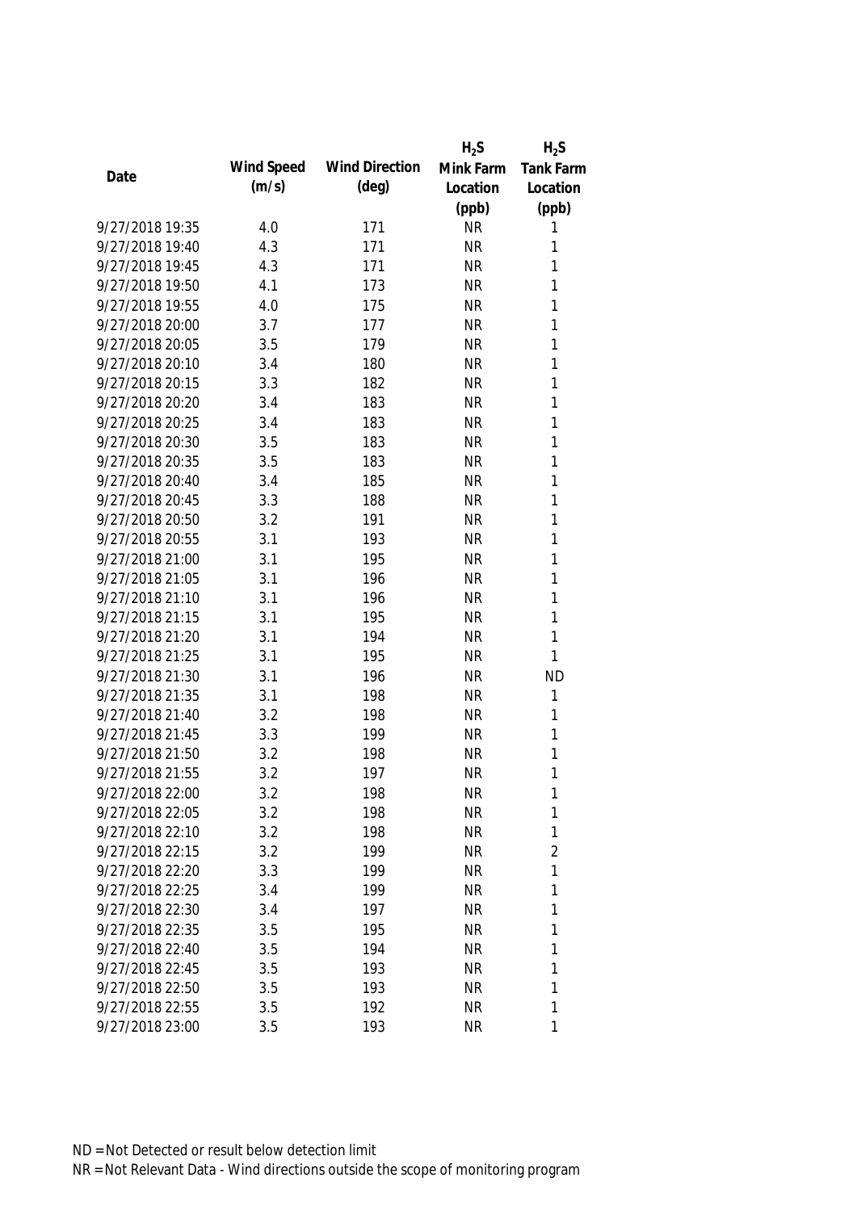| Date | Wind Speed (m/s) | Wind Direction (deg) | $H_2S$ Mink Farm Location (ppb) | $H_2S$ Tank Farm Location (ppb) |
|---|---|---|---|---|
| 9/27/2018 19:35 | 4.0 | 171 | NR | 1 |
| 9/27/2018 19:40 | 4.3 | 171 | NR | 1 |
| 9/27/2018 19:45 | 4.3 | 171 | NR | 1 |
| 9/27/2018 19:50 | 4.1 | 173 | NR | 1 |
| 9/27/2018 19:55 | 4.0 | 175 | NR | 1 |
| 9/27/2018 20:00 | 3.7 | 177 | NR | 1 |
| 9/27/2018 20:05 | 3.5 | 179 | NR | 1 |
| 9/27/2018 20:10 | 3.4 | 180 | NR | 1 |
| 9/27/2018 20:15 | 3.3 | 182 | NR | 1 |
| 9/27/2018 20:20 | 3.4 | 183 | NR | 1 |
| 9/27/2018 20:25 | 3.4 | 183 | NR | 1 |
| 9/27/2018 20:30 | 3.5 | 183 | NR | 1 |
| 9/27/2018 20:35 | 3.5 | 183 | NR | 1 |
| 9/27/2018 20:40 | 3.4 | 185 | NR | 1 |
| 9/27/2018 20:45 | 3.3 | 188 | NR | 1 |
| 9/27/2018 20:50 | 3.2 | 191 | NR | 1 |
| 9/27/2018 20:55 | 3.1 | 193 | NR | 1 |
| 9/27/2018 21:00 | 3.1 | 195 | NR | 1 |
| 9/27/2018 21:05 | 3.1 | 196 | NR | 1 |
| 9/27/2018 21:10 | 3.1 | 196 | NR | 1 |
| 9/27/2018 21:15 | 3.1 | 195 | NR | 1 |
| 9/27/2018 21:20 | 3.1 | 194 | NR | 1 |
| 9/27/2018 21:25 | 3.1 | 195 | NR | 1 |
| 9/27/2018 21:30 | 3.1 | 196 | NR | ND |
| 9/27/2018 21:35 | 3.1 | 198 | NR | 1 |
| 9/27/2018 21:40 | 3.2 | 198 | NR | 1 |
| 9/27/2018 21:45 | 3.3 | 199 | NR | 1 |
| 9/27/2018 21:50 | 3.2 | 198 | NR | 1 |
| 9/27/2018 21:55 | 3.2 | 197 | NR | 1 |
| 9/27/2018 22:00 | 3.2 | 198 | NR | 1 |
| 9/27/2018 22:05 | 3.2 | 198 | NR | 1 |
| 9/27/2018 22:10 | 3.2 | 198 | NR | 1 |
| 9/27/2018 22:15 | 3.2 | 199 | NR | 2 |
| 9/27/2018 22:20 | 3.3 | 199 | NR | 1 |
| 9/27/2018 22:25 | 3.4 | 199 | NR | 1 |
| 9/27/2018 22:30 | 3.4 | 197 | NR | 1 |
| 9/27/2018 22:35 | 3.5 | 195 | NR | 1 |
| 9/27/2018 22:40 | 3.5 | 194 | NR | 1 |
| 9/27/2018 22:45 | 3.5 | 193 | NR | 1 |
| 9/27/2018 22:50 | 3.5 | 193 | NR | 1 |
| 9/27/2018 22:55 | 3.5 | 192 | NR | 1 |
| 9/27/2018 23:00 | 3.5 | 193 | NR | 1 |

ND = Not Detected or result below detection limit

NR = Not Relevant Data - Wind directions outside the scope of monitoring program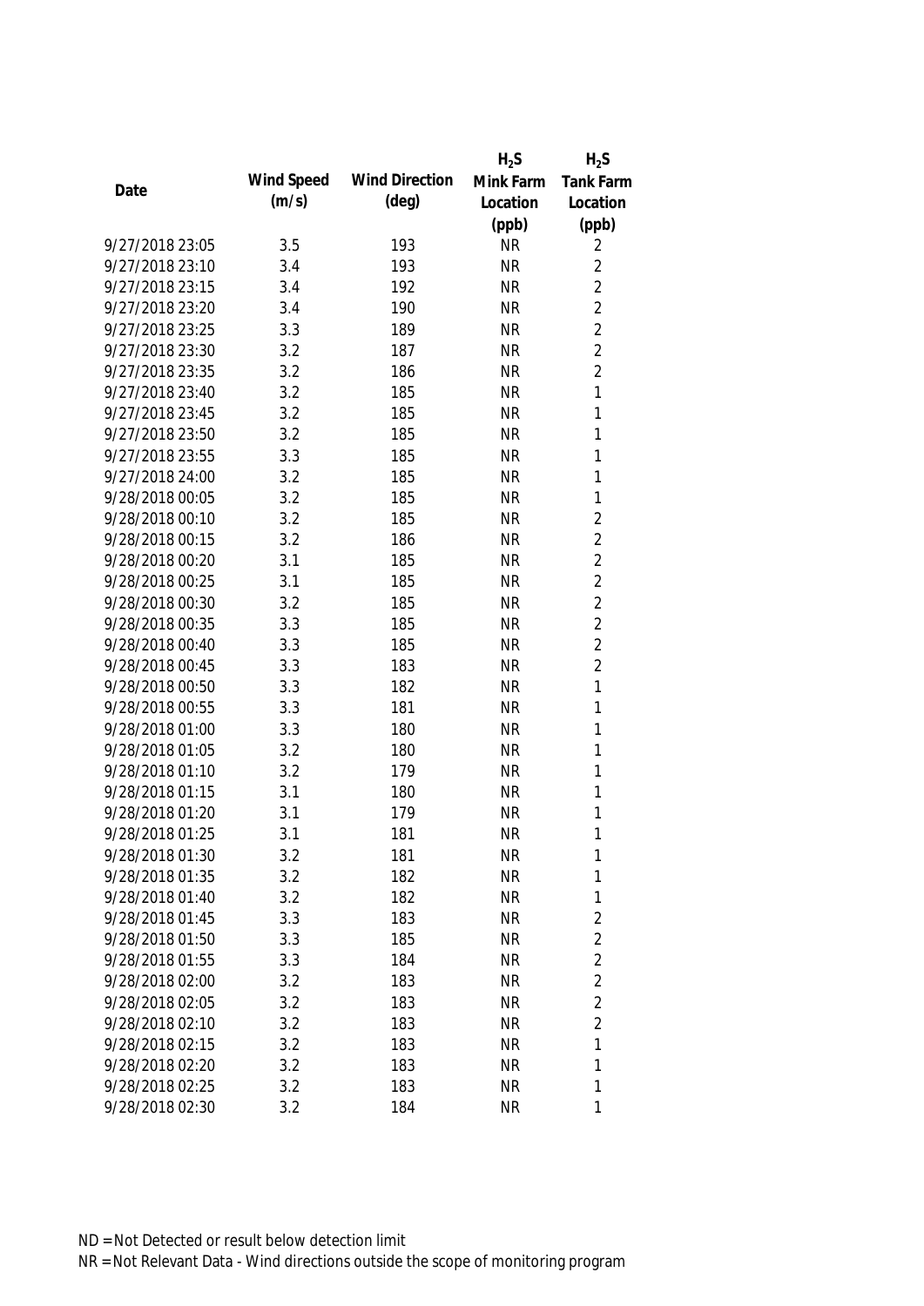| Date | Wind Speed (m/s) | Wind Direction (deg) | $H_2S$ Mink Farm Location (ppb) | $H_2S$ Tank Farm Location (ppb) |
|---|---|---|---|---|
| 9/27/2018 23:05 | 3.5 | 193 | NR | 2 |
| 9/27/2018 23:10 | 3.4 | 193 | NR | 2 |
| 9/27/2018 23:15 | 3.4 | 192 | NR | 2 |
| 9/27/2018 23:20 | 3.4 | 190 | NR | 2 |
| 9/27/2018 23:25 | 3.3 | 189 | NR | 2 |
| 9/27/2018 23:30 | 3.2 | 187 | NR | 2 |
| 9/27/2018 23:35 | 3.2 | 186 | NR | 2 |
| 9/27/2018 23:40 | 3.2 | 185 | NR | 1 |
| 9/27/2018 23:45 | 3.2 | 185 | NR | 1 |
| 9/27/2018 23:50 | 3.2 | 185 | NR | 1 |
| 9/27/2018 23:55 | 3.3 | 185 | NR | 1 |
| 9/27/2018 24:00 | 3.2 | 185 | NR | 1 |
| 9/28/2018 00:05 | 3.2 | 185 | NR | 1 |
| 9/28/2018 00:10 | 3.2 | 185 | NR | 2 |
| 9/28/2018 00:15 | 3.2 | 186 | NR | 2 |
| 9/28/2018 00:20 | 3.1 | 185 | NR | 2 |
| 9/28/2018 00:25 | 3.1 | 185 | NR | 2 |
| 9/28/2018 00:30 | 3.2 | 185 | NR | 2 |
| 9/28/2018 00:35 | 3.3 | 185 | NR | 2 |
| 9/28/2018 00:40 | 3.3 | 185 | NR | 2 |
| 9/28/2018 00:45 | 3.3 | 183 | NR | 2 |
| 9/28/2018 00:50 | 3.3 | 182 | NR | 1 |
| 9/28/2018 00:55 | 3.3 | 181 | NR | 1 |
| 9/28/2018 01:00 | 3.3 | 180 | NR | 1 |
| 9/28/2018 01:05 | 3.2 | 180 | NR | 1 |
| 9/28/2018 01:10 | 3.2 | 179 | NR | 1 |
| 9/28/2018 01:15 | 3.1 | 180 | NR | 1 |
| 9/28/2018 01:20 | 3.1 | 179 | NR | 1 |
| 9/28/2018 01:25 | 3.1 | 181 | NR | 1 |
| 9/28/2018 01:30 | 3.2 | 181 | NR | 1 |
| 9/28/2018 01:35 | 3.2 | 182 | NR | 1 |
| 9/28/2018 01:40 | 3.2 | 182 | NR | 1 |
| 9/28/2018 01:45 | 3.3 | 183 | NR | 2 |
| 9/28/2018 01:50 | 3.3 | 185 | NR | 2 |
| 9/28/2018 01:55 | 3.3 | 184 | NR | 2 |
| 9/28/2018 02:00 | 3.2 | 183 | NR | 2 |
| 9/28/2018 02:05 | 3.2 | 183 | NR | 2 |
| 9/28/2018 02:10 | 3.2 | 183 | NR | 2 |
| 9/28/2018 02:15 | 3.2 | 183 | NR | 1 |
| 9/28/2018 02:20 | 3.2 | 183 | NR | 1 |
| 9/28/2018 02:25 | 3.2 | 183 | NR | 1 |
| 9/28/2018 02:30 | 3.2 | 184 | NR | 1 |

ND = Not Detected or result below detection limit

NR = Not Relevant Data - Wind directions outside the scope of monitoring program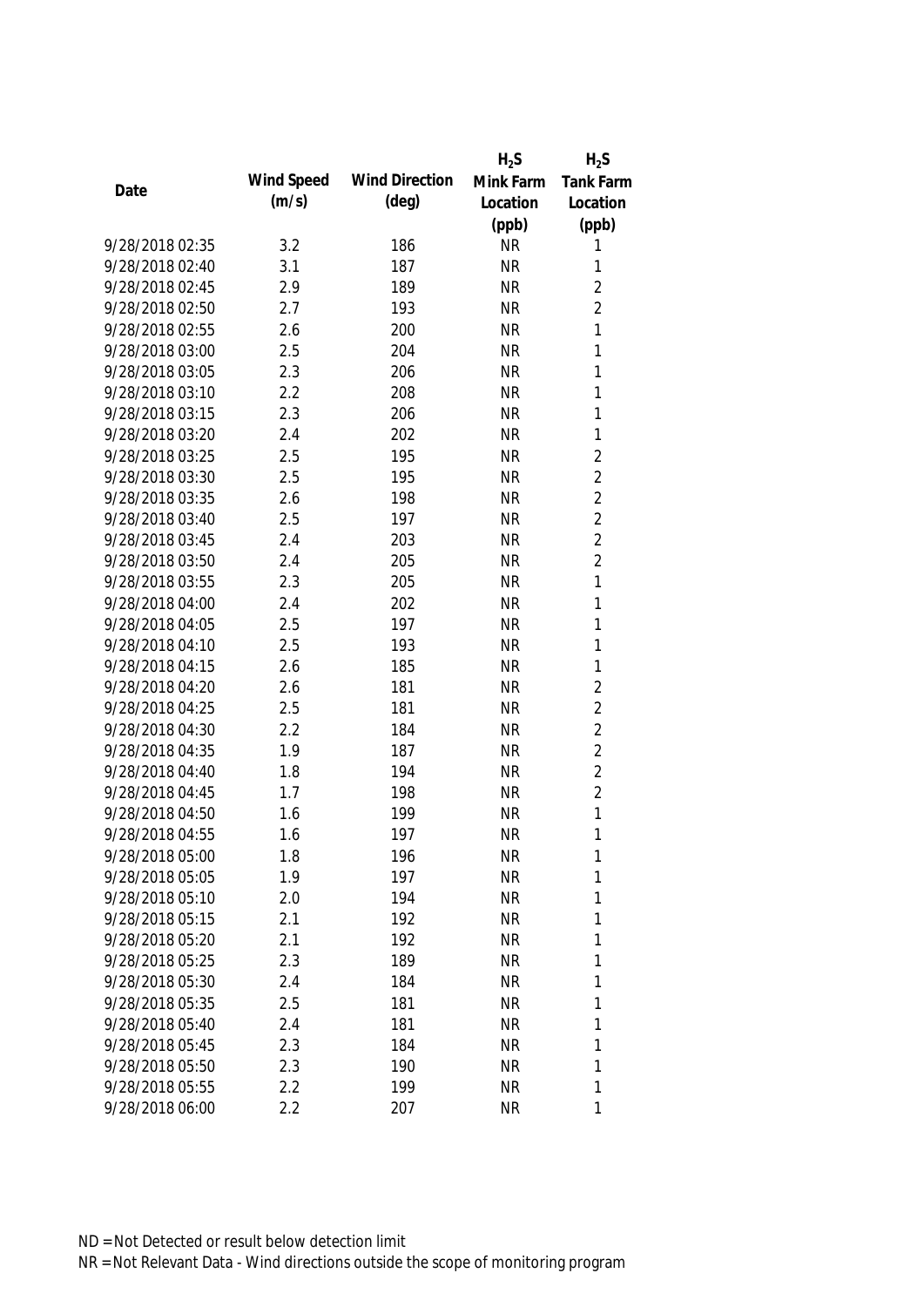| Date | Wind Speed (m/s) | Wind Direction (deg) | $H_2S$ Mink Farm Location (ppb) | $H_2S$ Tank Farm Location (ppb) |
|---|---|---|---|---|
| 9/28/2018 02:35 | 3.2 | 186 | NR | 1 |
| 9/28/2018 02:40 | 3.1 | 187 | NR | 1 |
| 9/28/2018 02:45 | 2.9 | 189 | NR | 2 |
| 9/28/2018 02:50 | 2.7 | 193 | NR | 2 |
| 9/28/2018 02:55 | 2.6 | 200 | NR | 1 |
| 9/28/2018 03:00 | 2.5 | 204 | NR | 1 |
| 9/28/2018 03:05 | 2.3 | 206 | NR | 1 |
| 9/28/2018 03:10 | 2.2 | 208 | NR | 1 |
| 9/28/2018 03:15 | 2.3 | 206 | NR | 1 |
| 9/28/2018 03:20 | 2.4 | 202 | NR | 1 |
| 9/28/2018 03:25 | 2.5 | 195 | NR | 2 |
| 9/28/2018 03:30 | 2.5 | 195 | NR | 2 |
| 9/28/2018 03:35 | 2.6 | 198 | NR | 2 |
| 9/28/2018 03:40 | 2.5 | 197 | NR | 2 |
| 9/28/2018 03:45 | 2.4 | 203 | NR | 2 |
| 9/28/2018 03:50 | 2.4 | 205 | NR | 2 |
| 9/28/2018 03:55 | 2.3 | 205 | NR | 1 |
| 9/28/2018 04:00 | 2.4 | 202 | NR | 1 |
| 9/28/2018 04:05 | 2.5 | 197 | NR | 1 |
| 9/28/2018 04:10 | 2.5 | 193 | NR | 1 |
| 9/28/2018 04:15 | 2.6 | 185 | NR | 1 |
| 9/28/2018 04:20 | 2.6 | 181 | NR | 2 |
| 9/28/2018 04:25 | 2.5 | 181 | NR | 2 |
| 9/28/2018 04:30 | 2.2 | 184 | NR | 2 |
| 9/28/2018 04:35 | 1.9 | 187 | NR | 2 |
| 9/28/2018 04:40 | 1.8 | 194 | NR | 2 |
| 9/28/2018 04:45 | 1.7 | 198 | NR | 2 |
| 9/28/2018 04:50 | 1.6 | 199 | NR | 1 |
| 9/28/2018 04:55 | 1.6 | 197 | NR | 1 |
| 9/28/2018 05:00 | 1.8 | 196 | NR | 1 |
| 9/28/2018 05:05 | 1.9 | 197 | NR | 1 |
| 9/28/2018 05:10 | 2.0 | 194 | NR | 1 |
| 9/28/2018 05:15 | 2.1 | 192 | NR | 1 |
| 9/28/2018 05:20 | 2.1 | 192 | NR | 1 |
| 9/28/2018 05:25 | 2.3 | 189 | NR | 1 |
| 9/28/2018 05:30 | 2.4 | 184 | NR | 1 |
| 9/28/2018 05:35 | 2.5 | 181 | NR | 1 |
| 9/28/2018 05:40 | 2.4 | 181 | NR | 1 |
| 9/28/2018 05:45 | 2.3 | 184 | NR | 1 |
| 9/28/2018 05:50 | 2.3 | 190 | NR | 1 |
| 9/28/2018 05:55 | 2.2 | 199 | NR | 1 |
| 9/28/2018 06:00 | 2.2 | 207 | NR | 1 |

ND = Not Detected or result below detection limit

NR = Not Relevant Data - Wind directions outside the scope of monitoring program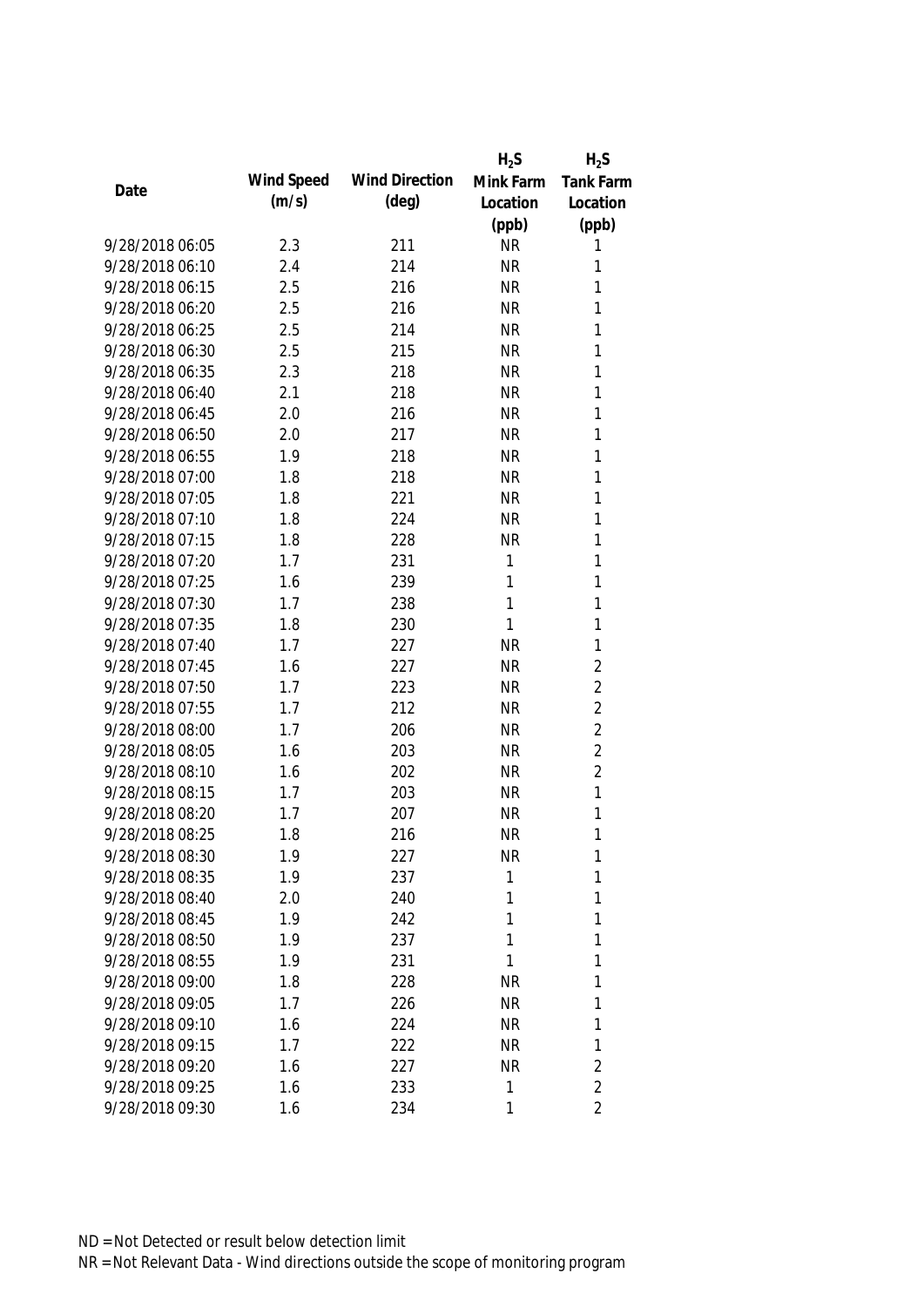| Date | Wind Speed (m/s) | Wind Direction (deg) | $H_2S$ Mink Farm Location (ppb) | $H_2S$ Tank Farm Location (ppb) |
|---|---|---|---|---|
| 9/28/2018 06:05 | 2.3 | 211 | NR | 1 |
| 9/28/2018 06:10 | 2.4 | 214 | NR | 1 |
| 9/28/2018 06:15 | 2.5 | 216 | NR | 1 |
| 9/28/2018 06:20 | 2.5 | 216 | NR | 1 |
| 9/28/2018 06:25 | 2.5 | 214 | NR | 1 |
| 9/28/2018 06:30 | 2.5 | 215 | NR | 1 |
| 9/28/2018 06:35 | 2.3 | 218 | NR | 1 |
| 9/28/2018 06:40 | 2.1 | 218 | NR | 1 |
| 9/28/2018 06:45 | 2.0 | 216 | NR | 1 |
| 9/28/2018 06:50 | 2.0 | 217 | NR | 1 |
| 9/28/2018 06:55 | 1.9 | 218 | NR | 1 |
| 9/28/2018 07:00 | 1.8 | 218 | NR | 1 |
| 9/28/2018 07:05 | 1.8 | 221 | NR | 1 |
| 9/28/2018 07:10 | 1.8 | 224 | NR | 1 |
| 9/28/2018 07:15 | 1.8 | 228 | NR | 1 |
| 9/28/2018 07:20 | 1.7 | 231 | 1 | 1 |
| 9/28/2018 07:25 | 1.6 | 239 | 1 | 1 |
| 9/28/2018 07:30 | 1.7 | 238 | 1 | 1 |
| 9/28/2018 07:35 | 1.8 | 230 | 1 | 1 |
| 9/28/2018 07:40 | 1.7 | 227 | NR | 1 |
| 9/28/2018 07:45 | 1.6 | 227 | NR | 2 |
| 9/28/2018 07:50 | 1.7 | 223 | NR | 2 |
| 9/28/2018 07:55 | 1.7 | 212 | NR | 2 |
| 9/28/2018 08:00 | 1.7 | 206 | NR | 2 |
| 9/28/2018 08:05 | 1.6 | 203 | NR | 2 |
| 9/28/2018 08:10 | 1.6 | 202 | NR | 2 |
| 9/28/2018 08:15 | 1.7 | 203 | NR | 1 |
| 9/28/2018 08:20 | 1.7 | 207 | NR | 1 |
| 9/28/2018 08:25 | 1.8 | 216 | NR | 1 |
| 9/28/2018 08:30 | 1.9 | 227 | NR | 1 |
| 9/28/2018 08:35 | 1.9 | 237 | 1 | 1 |
| 9/28/2018 08:40 | 2.0 | 240 | 1 | 1 |
| 9/28/2018 08:45 | 1.9 | 242 | 1 | 1 |
| 9/28/2018 08:50 | 1.9 | 237 | 1 | 1 |
| 9/28/2018 08:55 | 1.9 | 231 | 1 | 1 |
| 9/28/2018 09:00 | 1.8 | 228 | NR | 1 |
| 9/28/2018 09:05 | 1.7 | 226 | NR | 1 |
| 9/28/2018 09:10 | 1.6 | 224 | NR | 1 |
| 9/28/2018 09:15 | 1.7 | 222 | NR | 1 |
| 9/28/2018 09:20 | 1.6 | 227 | NR | 2 |
| 9/28/2018 09:25 | 1.6 | 233 | 1 | 2 |
| 9/28/2018 09:30 | 1.6 | 234 | 1 | 2 |

ND = Not Detected or result below detection limit

NR = Not Relevant Data - Wind directions outside the scope of monitoring program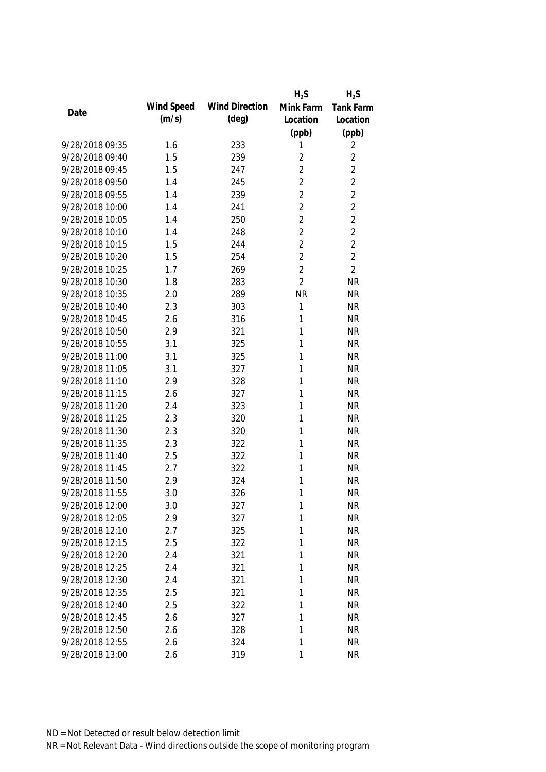| Date | Wind Speed (m/s) | Wind Direction (deg) | $H_2S$ Mink Farm Location (ppb) | $H_2S$ Tank Farm Location (ppb) |
|---|---|---|---|---|
| 9/28/2018 09:35 | 1.6 | 233 | 1 | 2 |
| 9/28/2018 09:40 | 1.5 | 239 | 2 | 2 |
| 9/28/2018 09:45 | 1.5 | 247 | 2 | 2 |
| 9/28/2018 09:50 | 1.4 | 245 | 2 | 2 |
| 9/28/2018 09:55 | 1.4 | 239 | 2 | 2 |
| 9/28/2018 10:00 | 1.4 | 241 | 2 | 2 |
| 9/28/2018 10:05 | 1.4 | 250 | 2 | 2 |
| 9/28/2018 10:10 | 1.4 | 248 | 2 | 2 |
| 9/28/2018 10:15 | 1.5 | 244 | 2 | 2 |
| 9/28/2018 10:20 | 1.5 | 254 | 2 | 2 |
| 9/28/2018 10:25 | 1.7 | 269 | 2 | 2 |
| 9/28/2018 10:30 | 1.8 | 283 | 2 | NR |
| 9/28/2018 10:35 | 2.0 | 289 | NR | NR |
| 9/28/2018 10:40 | 2.3 | 303 | 1 | NR |
| 9/28/2018 10:45 | 2.6 | 316 | 1 | NR |
| 9/28/2018 10:50 | 2.9 | 321 | 1 | NR |
| 9/28/2018 10:55 | 3.1 | 325 | 1 | NR |
| 9/28/2018 11:00 | 3.1 | 325 | 1 | NR |
| 9/28/2018 11:05 | 3.1 | 327 | 1 | NR |
| 9/28/2018 11:10 | 2.9 | 328 | 1 | NR |
| 9/28/2018 11:15 | 2.6 | 327 | 1 | NR |
| 9/28/2018 11:20 | 2.4 | 323 | 1 | NR |
| 9/28/2018 11:25 | 2.3 | 320 | 1 | NR |
| 9/28/2018 11:30 | 2.3 | 320 | 1 | NR |
| 9/28/2018 11:35 | 2.3 | 322 | 1 | NR |
| 9/28/2018 11:40 | 2.5 | 322 | 1 | NR |
| 9/28/2018 11:45 | 2.7 | 322 | 1 | NR |
| 9/28/2018 11:50 | 2.9 | 324 | 1 | NR |
| 9/28/2018 11:55 | 3.0 | 326 | 1 | NR |
| 9/28/2018 12:00 | 3.0 | 327 | 1 | NR |
| 9/28/2018 12:05 | 2.9 | 327 | 1 | NR |
| 9/28/2018 12:10 | 2.7 | 325 | 1 | NR |
| 9/28/2018 12:15 | 2.5 | 322 | 1 | NR |
| 9/28/2018 12:20 | 2.4 | 321 | 1 | NR |
| 9/28/2018 12:25 | 2.4 | 321 | 1 | NR |
| 9/28/2018 12:30 | 2.4 | 321 | 1 | NR |
| 9/28/2018 12:35 | 2.5 | 321 | 1 | NR |
| 9/28/2018 12:40 | 2.5 | 322 | 1 | NR |
| 9/28/2018 12:45 | 2.6 | 327 | 1 | NR |
| 9/28/2018 12:50 | 2.6 | 328 | 1 | NR |
| 9/28/2018 12:55 | 2.6 | 324 | 1 | NR |
| 9/28/2018 13:00 | 2.6 | 319 | 1 | NR |

ND = Not Detected or result below detection limit

NR = Not Relevant Data - Wind directions outside the scope of monitoring program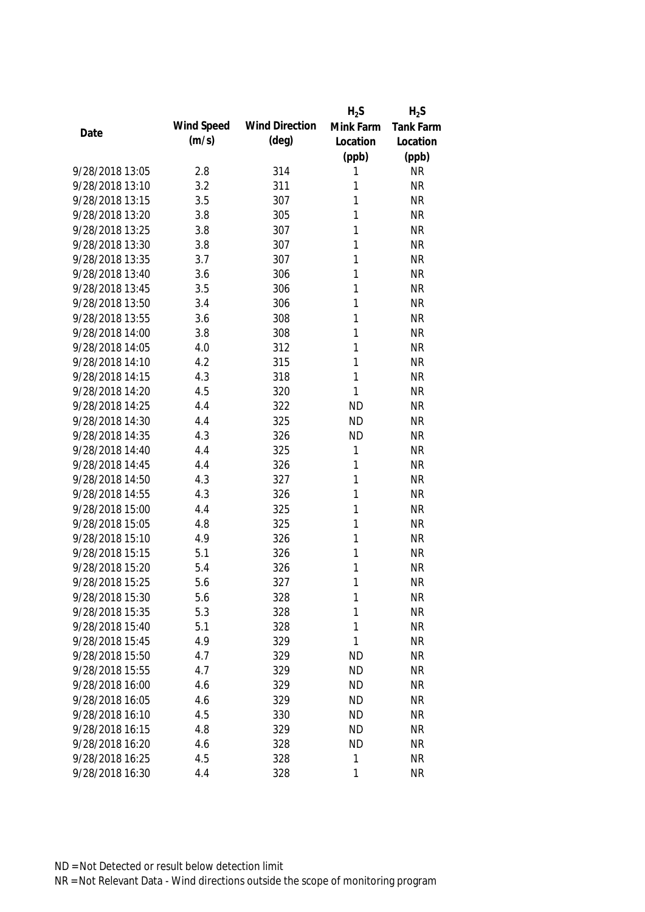| Date | Wind Speed (m/s) | Wind Direction (deg) | $H_2S$ Mink Farm Location (ppb) | $H_2S$ Tank Farm Location (ppb) |
|---|---|---|---|---|
| 9/28/2018 13:05 | 2.8 | 314 | 1 | NR |
| 9/28/2018 13:10 | 3.2 | 311 | 1 | NR |
| 9/28/2018 13:15 | 3.5 | 307 | 1 | NR |
| 9/28/2018 13:20 | 3.8 | 305 | 1 | NR |
| 9/28/2018 13:25 | 3.8 | 307 | 1 | NR |
| 9/28/2018 13:30 | 3.8 | 307 | 1 | NR |
| 9/28/2018 13:35 | 3.7 | 307 | 1 | NR |
| 9/28/2018 13:40 | 3.6 | 306 | 1 | NR |
| 9/28/2018 13:45 | 3.5 | 306 | 1 | NR |
| 9/28/2018 13:50 | 3.4 | 306 | 1 | NR |
| 9/28/2018 13:55 | 3.6 | 308 | 1 | NR |
| 9/28/2018 14:00 | 3.8 | 308 | 1 | NR |
| 9/28/2018 14:05 | 4.0 | 312 | 1 | NR |
| 9/28/2018 14:10 | 4.2 | 315 | 1 | NR |
| 9/28/2018 14:15 | 4.3 | 318 | 1 | NR |
| 9/28/2018 14:20 | 4.5 | 320 | 1 | NR |
| 9/28/2018 14:25 | 4.4 | 322 | ND | NR |
| 9/28/2018 14:30 | 4.4 | 325 | ND | NR |
| 9/28/2018 14:35 | 4.3 | 326 | ND | NR |
| 9/28/2018 14:40 | 4.4 | 325 | 1 | NR |
| 9/28/2018 14:45 | 4.4 | 326 | 1 | NR |
| 9/28/2018 14:50 | 4.3 | 327 | 1 | NR |
| 9/28/2018 14:55 | 4.3 | 326 | 1 | NR |
| 9/28/2018 15:00 | 4.4 | 325 | 1 | NR |
| 9/28/2018 15:05 | 4.8 | 325 | 1 | NR |
| 9/28/2018 15:10 | 4.9 | 326 | 1 | NR |
| 9/28/2018 15:15 | 5.1 | 326 | 1 | NR |
| 9/28/2018 15:20 | 5.4 | 326 | 1 | NR |
| 9/28/2018 15:25 | 5.6 | 327 | 1 | NR |
| 9/28/2018 15:30 | 5.6 | 328 | 1 | NR |
| 9/28/2018 15:35 | 5.3 | 328 | 1 | NR |
| 9/28/2018 15:40 | 5.1 | 328 | 1 | NR |
| 9/28/2018 15:45 | 4.9 | 329 | 1 | NR |
| 9/28/2018 15:50 | 4.7 | 329 | ND | NR |
| 9/28/2018 15:55 | 4.7 | 329 | ND | NR |
| 9/28/2018 16:00 | 4.6 | 329 | ND | NR |
| 9/28/2018 16:05 | 4.6 | 329 | ND | NR |
| 9/28/2018 16:10 | 4.5 | 330 | ND | NR |
| 9/28/2018 16:15 | 4.8 | 329 | ND | NR |
| 9/28/2018 16:20 | 4.6 | 328 | ND | NR |
| 9/28/2018 16:25 | 4.5 | 328 | 1 | NR |
| 9/28/2018 16:30 | 4.4 | 328 | 1 | NR |

ND = Not Detected or result below detection limit

NR = Not Relevant Data - Wind directions outside the scope of monitoring program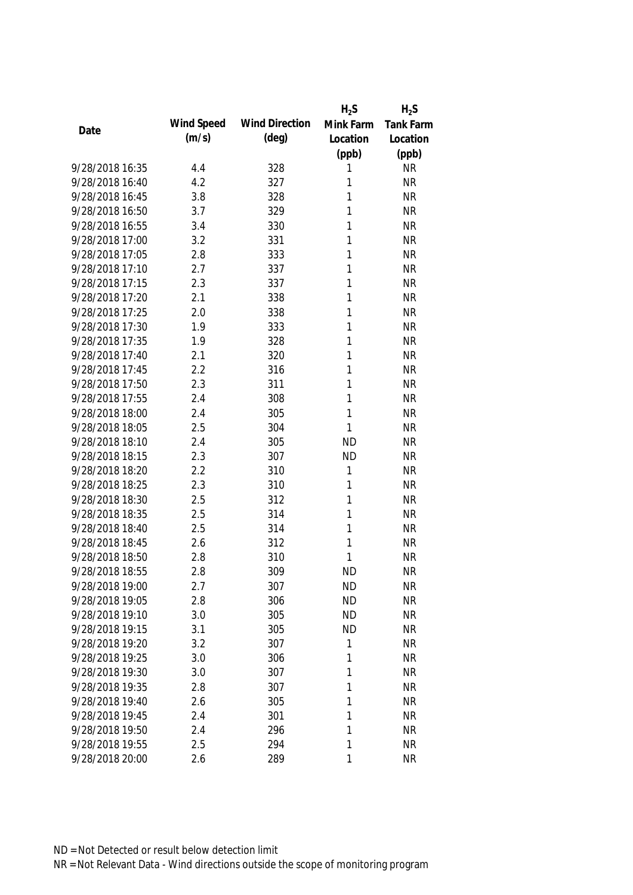| Date | Wind Speed (m/s) | Wind Direction (deg) | $H_2S$ Mink Farm Location (ppb) | $H_2S$ Tank Farm Location (ppb) |
|---|---|---|---|---|
| 9/28/2018 16:35 | 4.4 | 328 | 1 | NR |
| 9/28/2018 16:40 | 4.2 | 327 | 1 | NR |
| 9/28/2018 16:45 | 3.8 | 328 | 1 | NR |
| 9/28/2018 16:50 | 3.7 | 329 | 1 | NR |
| 9/28/2018 16:55 | 3.4 | 330 | 1 | NR |
| 9/28/2018 17:00 | 3.2 | 331 | 1 | NR |
| 9/28/2018 17:05 | 2.8 | 333 | 1 | NR |
| 9/28/2018 17:10 | 2.7 | 337 | 1 | NR |
| 9/28/2018 17:15 | 2.3 | 337 | 1 | NR |
| 9/28/2018 17:20 | 2.1 | 338 | 1 | NR |
| 9/28/2018 17:25 | 2.0 | 338 | 1 | NR |
| 9/28/2018 17:30 | 1.9 | 333 | 1 | NR |
| 9/28/2018 17:35 | 1.9 | 328 | 1 | NR |
| 9/28/2018 17:40 | 2.1 | 320 | 1 | NR |
| 9/28/2018 17:45 | 2.2 | 316 | 1 | NR |
| 9/28/2018 17:50 | 2.3 | 311 | 1 | NR |
| 9/28/2018 17:55 | 2.4 | 308 | 1 | NR |
| 9/28/2018 18:00 | 2.4 | 305 | 1 | NR |
| 9/28/2018 18:05 | 2.5 | 304 | 1 | NR |
| 9/28/2018 18:10 | 2.4 | 305 | ND | NR |
| 9/28/2018 18:15 | 2.3 | 307 | ND | NR |
| 9/28/2018 18:20 | 2.2 | 310 | 1 | NR |
| 9/28/2018 18:25 | 2.3 | 310 | 1 | NR |
| 9/28/2018 18:30 | 2.5 | 312 | 1 | NR |
| 9/28/2018 18:35 | 2.5 | 314 | 1 | NR |
| 9/28/2018 18:40 | 2.5 | 314 | 1 | NR |
| 9/28/2018 18:45 | 2.6 | 312 | 1 | NR |
| 9/28/2018 18:50 | 2.8 | 310 | 1 | NR |
| 9/28/2018 18:55 | 2.8 | 309 | ND | NR |
| 9/28/2018 19:00 | 2.7 | 307 | ND | NR |
| 9/28/2018 19:05 | 2.8 | 306 | ND | NR |
| 9/28/2018 19:10 | 3.0 | 305 | ND | NR |
| 9/28/2018 19:15 | 3.1 | 305 | ND | NR |
| 9/28/2018 19:20 | 3.2 | 307 | 1 | NR |
| 9/28/2018 19:25 | 3.0 | 306 | 1 | NR |
| 9/28/2018 19:30 | 3.0 | 307 | 1 | NR |
| 9/28/2018 19:35 | 2.8 | 307 | 1 | NR |
| 9/28/2018 19:40 | 2.6 | 305 | 1 | NR |
| 9/28/2018 19:45 | 2.4 | 301 | 1 | NR |
| 9/28/2018 19:50 | 2.4 | 296 | 1 | NR |
| 9/28/2018 19:55 | 2.5 | 294 | 1 | NR |
| 9/28/2018 20:00 | 2.6 | 289 | 1 | NR |

ND = Not Detected or result below detection limit

NR = Not Relevant Data - Wind directions outside the scope of monitoring program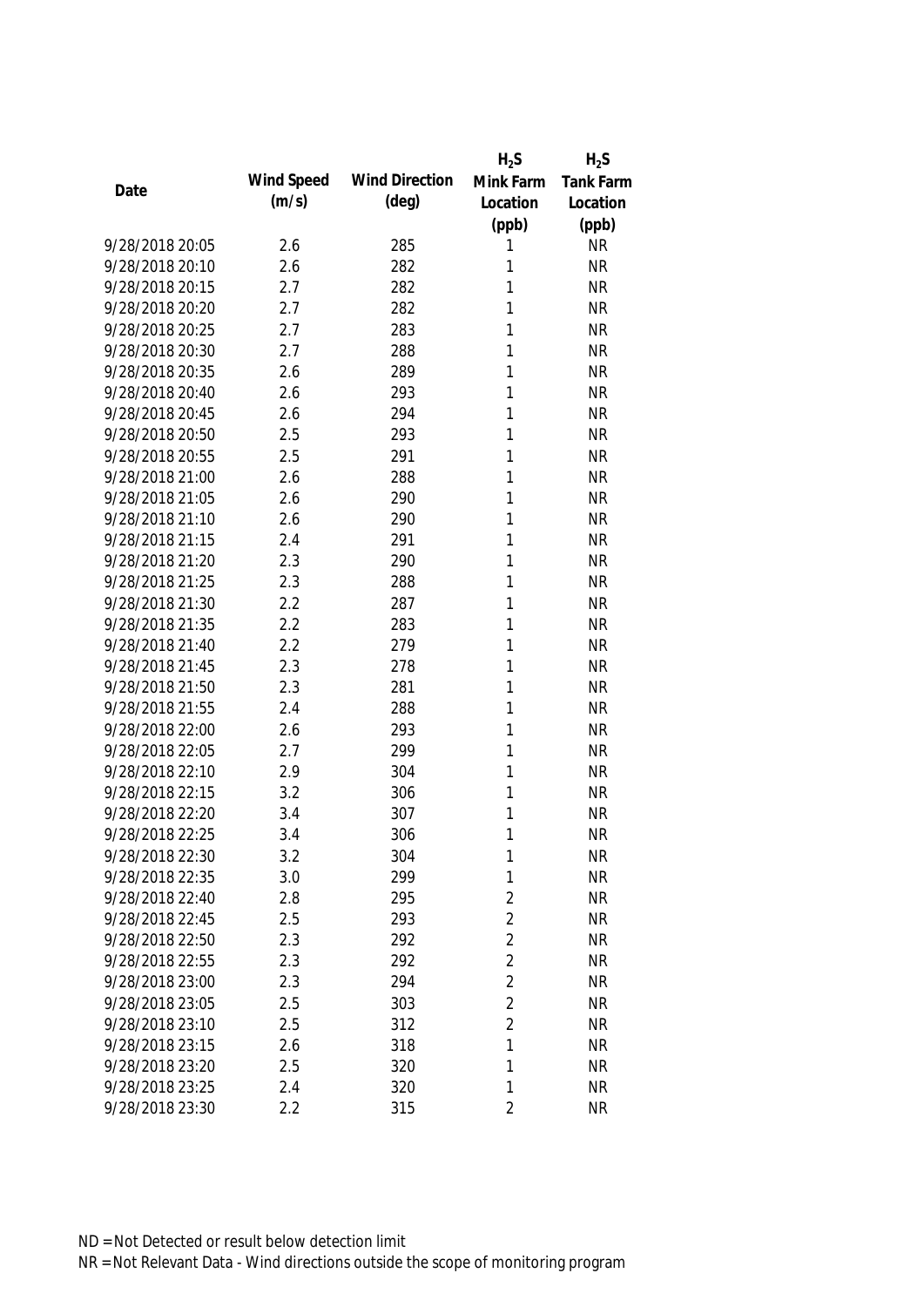| Date | Wind Speed (m/s) | Wind Direction (deg) | $H_2S$ Mink Farm Location (ppb) | $H_2S$ Tank Farm Location (ppb) |
|---|---|---|---|---|
| 9/28/2018 20:05 | 2.6 | 285 | 1 | NR |
| 9/28/2018 20:10 | 2.6 | 282 | 1 | NR |
| 9/28/2018 20:15 | 2.7 | 282 | 1 | NR |
| 9/28/2018 20:20 | 2.7 | 282 | 1 | NR |
| 9/28/2018 20:25 | 2.7 | 283 | 1 | NR |
| 9/28/2018 20:30 | 2.7 | 288 | 1 | NR |
| 9/28/2018 20:35 | 2.6 | 289 | 1 | NR |
| 9/28/2018 20:40 | 2.6 | 293 | 1 | NR |
| 9/28/2018 20:45 | 2.6 | 294 | 1 | NR |
| 9/28/2018 20:50 | 2.5 | 293 | 1 | NR |
| 9/28/2018 20:55 | 2.5 | 291 | 1 | NR |
| 9/28/2018 21:00 | 2.6 | 288 | 1 | NR |
| 9/28/2018 21:05 | 2.6 | 290 | 1 | NR |
| 9/28/2018 21:10 | 2.6 | 290 | 1 | NR |
| 9/28/2018 21:15 | 2.4 | 291 | 1 | NR |
| 9/28/2018 21:20 | 2.3 | 290 | 1 | NR |
| 9/28/2018 21:25 | 2.3 | 288 | 1 | NR |
| 9/28/2018 21:30 | 2.2 | 287 | 1 | NR |
| 9/28/2018 21:35 | 2.2 | 283 | 1 | NR |
| 9/28/2018 21:40 | 2.2 | 279 | 1 | NR |
| 9/28/2018 21:45 | 2.3 | 278 | 1 | NR |
| 9/28/2018 21:50 | 2.3 | 281 | 1 | NR |
| 9/28/2018 21:55 | 2.4 | 288 | 1 | NR |
| 9/28/2018 22:00 | 2.6 | 293 | 1 | NR |
| 9/28/2018 22:05 | 2.7 | 299 | 1 | NR |
| 9/28/2018 22:10 | 2.9 | 304 | 1 | NR |
| 9/28/2018 22:15 | 3.2 | 306 | 1 | NR |
| 9/28/2018 22:20 | 3.4 | 307 | 1 | NR |
| 9/28/2018 22:25 | 3.4 | 306 | 1 | NR |
| 9/28/2018 22:30 | 3.2 | 304 | 1 | NR |
| 9/28/2018 22:35 | 3.0 | 299 | 1 | NR |
| 9/28/2018 22:40 | 2.8 | 295 | 2 | NR |
| 9/28/2018 22:45 | 2.5 | 293 | 2 | NR |
| 9/28/2018 22:50 | 2.3 | 292 | 2 | NR |
| 9/28/2018 22:55 | 2.3 | 292 | 2 | NR |
| 9/28/2018 23:00 | 2.3 | 294 | 2 | NR |
| 9/28/2018 23:05 | 2.5 | 303 | 2 | NR |
| 9/28/2018 23:10 | 2.5 | 312 | 2 | NR |
| 9/28/2018 23:15 | 2.6 | 318 | 1 | NR |
| 9/28/2018 23:20 | 2.5 | 320 | 1 | NR |
| 9/28/2018 23:25 | 2.4 | 320 | 1 | NR |
| 9/28/2018 23:30 | 2.2 | 315 | 2 | NR |

ND = Not Detected or result below detection limit

NR = Not Relevant Data - Wind directions outside the scope of monitoring program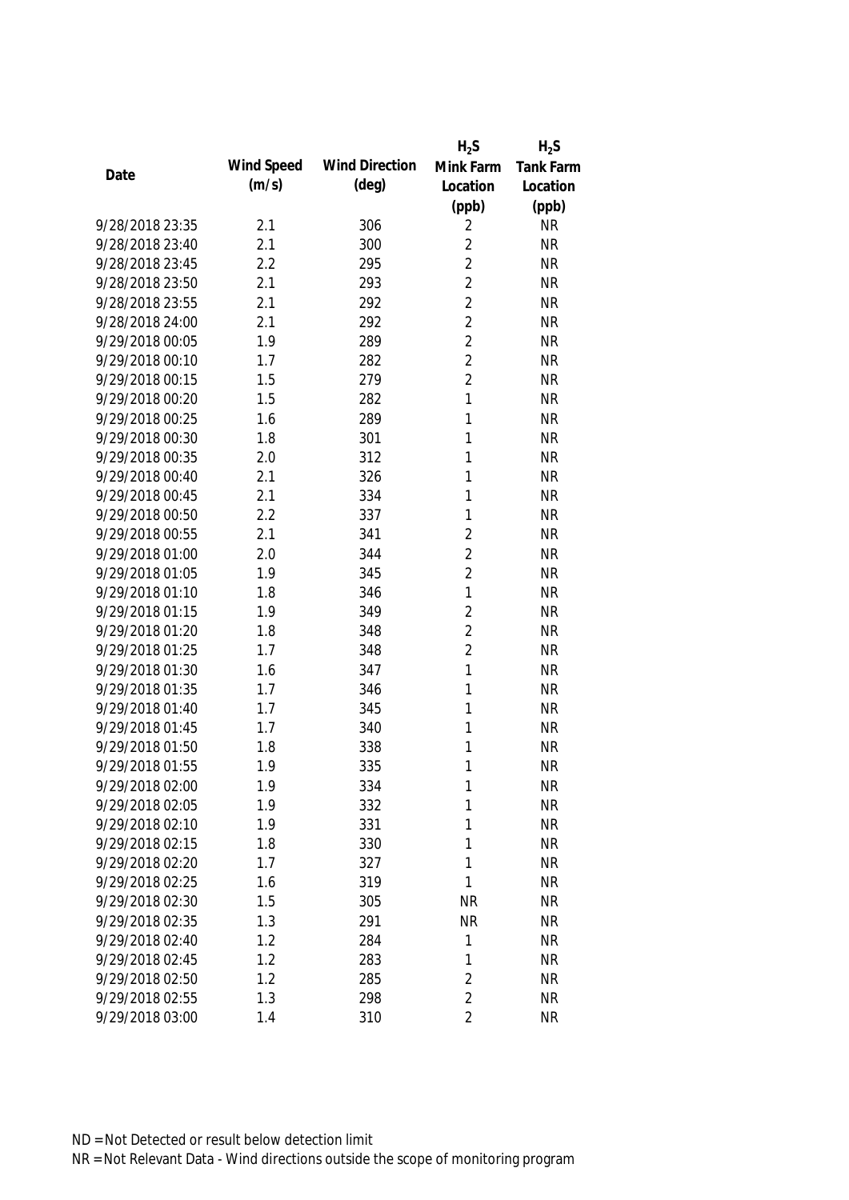| Date | Wind Speed (m/s) | Wind Direction (deg) | $H_2S$ Mink Farm Location (ppb) | $H_2S$ Tank Farm Location (ppb) |
|---|---|---|---|---|
| 9/28/2018 23:35 | 2.1 | 306 | 2 | NR |
| 9/28/2018 23:40 | 2.1 | 300 | 2 | NR |
| 9/28/2018 23:45 | 2.2 | 295 | 2 | NR |
| 9/28/2018 23:50 | 2.1 | 293 | 2 | NR |
| 9/28/2018 23:55 | 2.1 | 292 | 2 | NR |
| 9/28/2018 24:00 | 2.1 | 292 | 2 | NR |
| 9/29/2018 00:05 | 1.9 | 289 | 2 | NR |
| 9/29/2018 00:10 | 1.7 | 282 | 2 | NR |
| 9/29/2018 00:15 | 1.5 | 279 | 2 | NR |
| 9/29/2018 00:20 | 1.5 | 282 | 1 | NR |
| 9/29/2018 00:25 | 1.6 | 289 | 1 | NR |
| 9/29/2018 00:30 | 1.8 | 301 | 1 | NR |
| 9/29/2018 00:35 | 2.0 | 312 | 1 | NR |
| 9/29/2018 00:40 | 2.1 | 326 | 1 | NR |
| 9/29/2018 00:45 | 2.1 | 334 | 1 | NR |
| 9/29/2018 00:50 | 2.2 | 337 | 1 | NR |
| 9/29/2018 00:55 | 2.1 | 341 | 2 | NR |
| 9/29/2018 01:00 | 2.0 | 344 | 2 | NR |
| 9/29/2018 01:05 | 1.9 | 345 | 2 | NR |
| 9/29/2018 01:10 | 1.8 | 346 | 1 | NR |
| 9/29/2018 01:15 | 1.9 | 349 | 2 | NR |
| 9/29/2018 01:20 | 1.8 | 348 | 2 | NR |
| 9/29/2018 01:25 | 1.7 | 348 | 2 | NR |
| 9/29/2018 01:30 | 1.6 | 347 | 1 | NR |
| 9/29/2018 01:35 | 1.7 | 346 | 1 | NR |
| 9/29/2018 01:40 | 1.7 | 345 | 1 | NR |
| 9/29/2018 01:45 | 1.7 | 340 | 1 | NR |
| 9/29/2018 01:50 | 1.8 | 338 | 1 | NR |
| 9/29/2018 01:55 | 1.9 | 335 | 1 | NR |
| 9/29/2018 02:00 | 1.9 | 334 | 1 | NR |
| 9/29/2018 02:05 | 1.9 | 332 | 1 | NR |
| 9/29/2018 02:10 | 1.9 | 331 | 1 | NR |
| 9/29/2018 02:15 | 1.8 | 330 | 1 | NR |
| 9/29/2018 02:20 | 1.7 | 327 | 1 | NR |
| 9/29/2018 02:25 | 1.6 | 319 | 1 | NR |
| 9/29/2018 02:30 | 1.5 | 305 | NR | NR |
| 9/29/2018 02:35 | 1.3 | 291 | NR | NR |
| 9/29/2018 02:40 | 1.2 | 284 | 1 | NR |
| 9/29/2018 02:45 | 1.2 | 283 | 1 | NR |
| 9/29/2018 02:50 | 1.2 | 285 | 2 | NR |
| 9/29/2018 02:55 | 1.3 | 298 | 2 | NR |
| 9/29/2018 03:00 | 1.4 | 310 | 2 | NR |

ND = Not Detected or result below detection limit
NR = Not Relevant Data - Wind directions outside the scope of monitoring program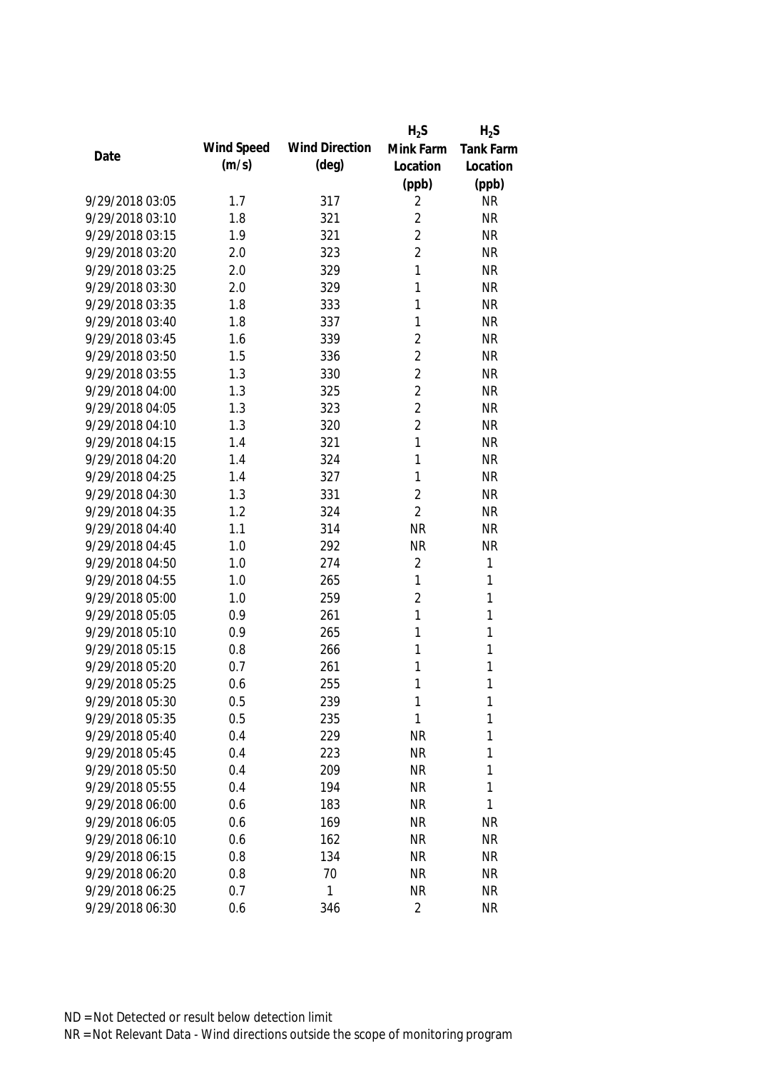| Date | Wind Speed (m/s) | Wind Direction (deg) | $H_2S$ Mink Farm Location (ppb) | $H_2S$ Tank Farm Location (ppb) |
|---|---|---|---|---|
| 9/29/2018 03:05 | 1.7 | 317 | 2 | NR |
| 9/29/2018 03:10 | 1.8 | 321 | 2 | NR |
| 9/29/2018 03:15 | 1.9 | 321 | 2 | NR |
| 9/29/2018 03:20 | 2.0 | 323 | 2 | NR |
| 9/29/2018 03:25 | 2.0 | 329 | 1 | NR |
| 9/29/2018 03:30 | 2.0 | 329 | 1 | NR |
| 9/29/2018 03:35 | 1.8 | 333 | 1 | NR |
| 9/29/2018 03:40 | 1.8 | 337 | 1 | NR |
| 9/29/2018 03:45 | 1.6 | 339 | 2 | NR |
| 9/29/2018 03:50 | 1.5 | 336 | 2 | NR |
| 9/29/2018 03:55 | 1.3 | 330 | 2 | NR |
| 9/29/2018 04:00 | 1.3 | 325 | 2 | NR |
| 9/29/2018 04:05 | 1.3 | 323 | 2 | NR |
| 9/29/2018 04:10 | 1.3 | 320 | 2 | NR |
| 9/29/2018 04:15 | 1.4 | 321 | 1 | NR |
| 9/29/2018 04:20 | 1.4 | 324 | 1 | NR |
| 9/29/2018 04:25 | 1.4 | 327 | 1 | NR |
| 9/29/2018 04:30 | 1.3 | 331 | 2 | NR |
| 9/29/2018 04:35 | 1.2 | 324 | 2 | NR |
| 9/29/2018 04:40 | 1.1 | 314 | NR | NR |
| 9/29/2018 04:45 | 1.0 | 292 | NR | NR |
| 9/29/2018 04:50 | 1.0 | 274 | 2 | 1 |
| 9/29/2018 04:55 | 1.0 | 265 | 1 | 1 |
| 9/29/2018 05:00 | 1.0 | 259 | 2 | 1 |
| 9/29/2018 05:05 | 0.9 | 261 | 1 | 1 |
| 9/29/2018 05:10 | 0.9 | 265 | 1 | 1 |
| 9/29/2018 05:15 | 0.8 | 266 | 1 | 1 |
| 9/29/2018 05:20 | 0.7 | 261 | 1 | 1 |
| 9/29/2018 05:25 | 0.6 | 255 | 1 | 1 |
| 9/29/2018 05:30 | 0.5 | 239 | 1 | 1 |
| 9/29/2018 05:35 | 0.5 | 235 | 1 | 1 |
| 9/29/2018 05:40 | 0.4 | 229 | NR | 1 |
| 9/29/2018 05:45 | 0.4 | 223 | NR | 1 |
| 9/29/2018 05:50 | 0.4 | 209 | NR | 1 |
| 9/29/2018 05:55 | 0.4 | 194 | NR | 1 |
| 9/29/2018 06:00 | 0.6 | 183 | NR | 1 |
| 9/29/2018 06:05 | 0.6 | 169 | NR | NR |
| 9/29/2018 06:10 | 0.6 | 162 | NR | NR |
| 9/29/2018 06:15 | 0.8 | 134 | NR | NR |
| 9/29/2018 06:20 | 0.8 | 70 | NR | NR |
| 9/29/2018 06:25 | 0.7 | 1 | NR | NR |
| 9/29/2018 06:30 | 0.6 | 346 | 2 | NR |

ND = Not Detected or result below detection limit

NR = Not Relevant Data - Wind directions outside the scope of monitoring program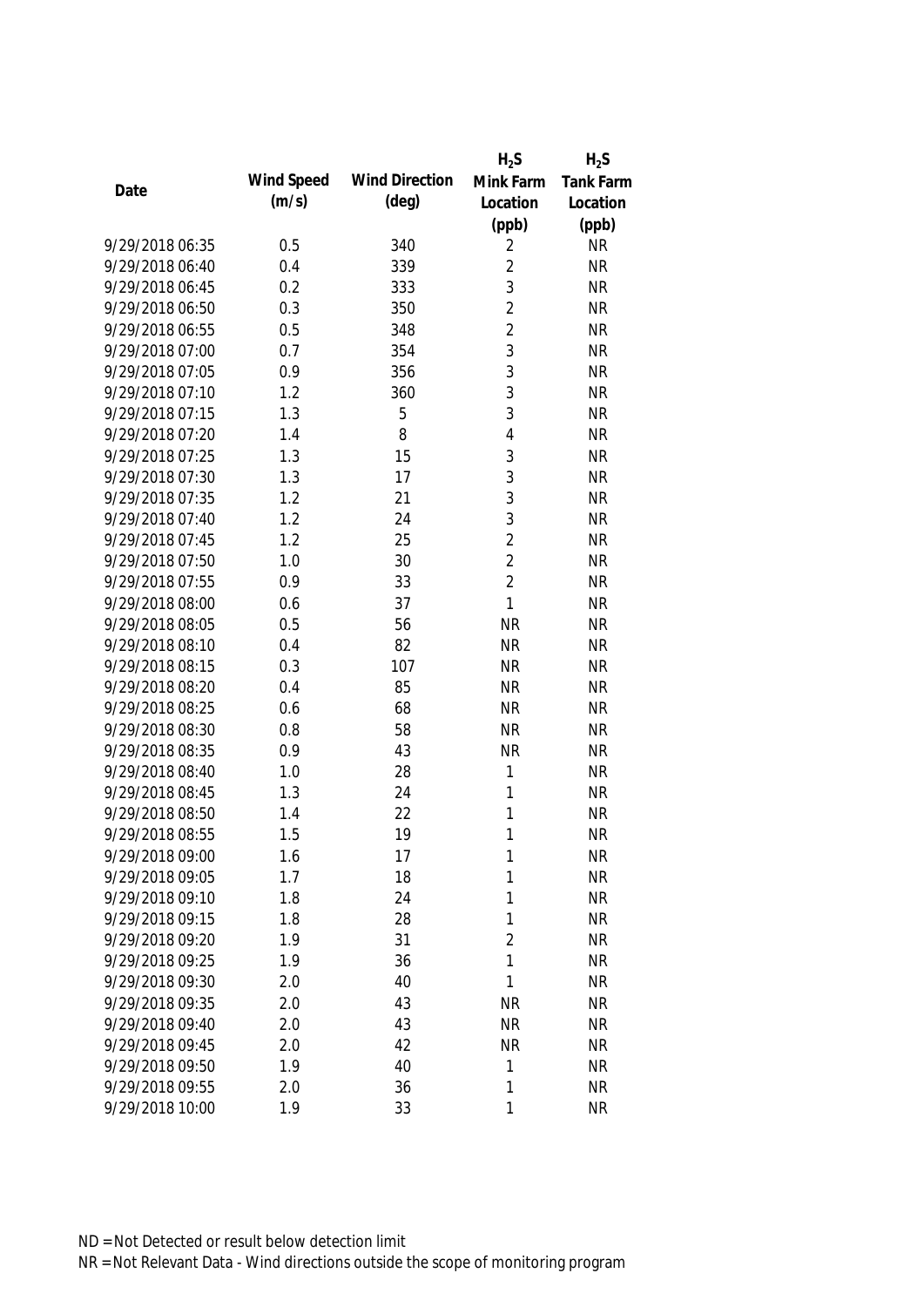| Date | Wind Speed (m/s) | Wind Direction (deg) | $H_2S$ Mink Farm Location (ppb) | $H_2S$ Tank Farm Location (ppb) |
|---|---|---|---|---|
| 9/29/2018 06:35 | 0.5 | 340 | 2 | NR |
| 9/29/2018 06:40 | 0.4 | 339 | 2 | NR |
| 9/29/2018 06:45 | 0.2 | 333 | 3 | NR |
| 9/29/2018 06:50 | 0.3 | 350 | 2 | NR |
| 9/29/2018 06:55 | 0.5 | 348 | 2 | NR |
| 9/29/2018 07:00 | 0.7 | 354 | 3 | NR |
| 9/29/2018 07:05 | 0.9 | 356 | 3 | NR |
| 9/29/2018 07:10 | 1.2 | 360 | 3 | NR |
| 9/29/2018 07:15 | 1.3 | 5 | 3 | NR |
| 9/29/2018 07:20 | 1.4 | 8 | 4 | NR |
| 9/29/2018 07:25 | 1.3 | 15 | 3 | NR |
| 9/29/2018 07:30 | 1.3 | 17 | 3 | NR |
| 9/29/2018 07:35 | 1.2 | 21 | 3 | NR |
| 9/29/2018 07:40 | 1.2 | 24 | 3 | NR |
| 9/29/2018 07:45 | 1.2 | 25 | 2 | NR |
| 9/29/2018 07:50 | 1.0 | 30 | 2 | NR |
| 9/29/2018 07:55 | 0.9 | 33 | 2 | NR |
| 9/29/2018 08:00 | 0.6 | 37 | 1 | NR |
| 9/29/2018 08:05 | 0.5 | 56 | NR | NR |
| 9/29/2018 08:10 | 0.4 | 82 | NR | NR |
| 9/29/2018 08:15 | 0.3 | 107 | NR | NR |
| 9/29/2018 08:20 | 0.4 | 85 | NR | NR |
| 9/29/2018 08:25 | 0.6 | 68 | NR | NR |
| 9/29/2018 08:30 | 0.8 | 58 | NR | NR |
| 9/29/2018 08:35 | 0.9 | 43 | NR | NR |
| 9/29/2018 08:40 | 1.0 | 28 | 1 | NR |
| 9/29/2018 08:45 | 1.3 | 24 | 1 | NR |
| 9/29/2018 08:50 | 1.4 | 22 | 1 | NR |
| 9/29/2018 08:55 | 1.5 | 19 | 1 | NR |
| 9/29/2018 09:00 | 1.6 | 17 | 1 | NR |
| 9/29/2018 09:05 | 1.7 | 18 | 1 | NR |
| 9/29/2018 09:10 | 1.8 | 24 | 1 | NR |
| 9/29/2018 09:15 | 1.8 | 28 | 1 | NR |
| 9/29/2018 09:20 | 1.9 | 31 | 2 | NR |
| 9/29/2018 09:25 | 1.9 | 36 | 1 | NR |
| 9/29/2018 09:30 | 2.0 | 40 | 1 | NR |
| 9/29/2018 09:35 | 2.0 | 43 | NR | NR |
| 9/29/2018 09:40 | 2.0 | 43 | NR | NR |
| 9/29/2018 09:45 | 2.0 | 42 | NR | NR |
| 9/29/2018 09:50 | 1.9 | 40 | 1 | NR |
| 9/29/2018 09:55 | 2.0 | 36 | 1 | NR |
| 9/29/2018 10:00 | 1.9 | 33 | 1 | NR |

ND = Not Detected or result below detection limit

NR = Not Relevant Data - Wind directions outside the scope of monitoring program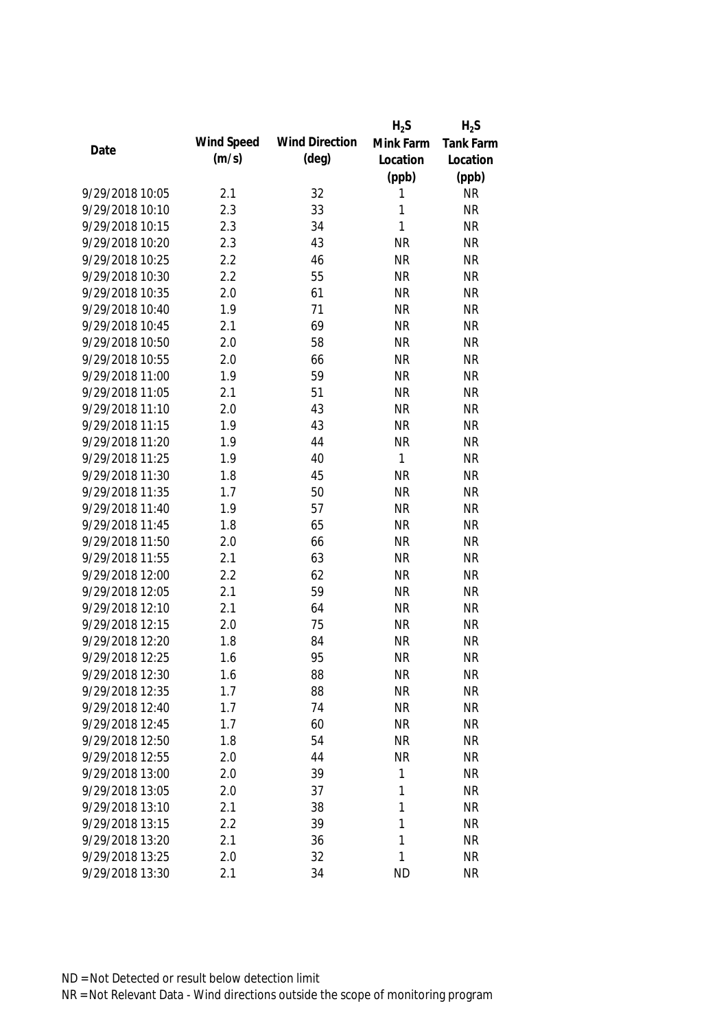| Date | Wind Speed (m/s) | Wind Direction (deg) | $H_2S$ Mink Farm Location (ppb) | $H_2S$ Tank Farm Location (ppb) |
|---|---|---|---|---|
| 9/29/2018 10:05 | 2.1 | 32 | 1 | NR |
| 9/29/2018 10:10 | 2.3 | 33 | 1 | NR |
| 9/29/2018 10:15 | 2.3 | 34 | 1 | NR |
| 9/29/2018 10:20 | 2.3 | 43 | NR | NR |
| 9/29/2018 10:25 | 2.2 | 46 | NR | NR |
| 9/29/2018 10:30 | 2.2 | 55 | NR | NR |
| 9/29/2018 10:35 | 2.0 | 61 | NR | NR |
| 9/29/2018 10:40 | 1.9 | 71 | NR | NR |
| 9/29/2018 10:45 | 2.1 | 69 | NR | NR |
| 9/29/2018 10:50 | 2.0 | 58 | NR | NR |
| 9/29/2018 10:55 | 2.0 | 66 | NR | NR |
| 9/29/2018 11:00 | 1.9 | 59 | NR | NR |
| 9/29/2018 11:05 | 2.1 | 51 | NR | NR |
| 9/29/2018 11:10 | 2.0 | 43 | NR | NR |
| 9/29/2018 11:15 | 1.9 | 43 | NR | NR |
| 9/29/2018 11:20 | 1.9 | 44 | NR | NR |
| 9/29/2018 11:25 | 1.9 | 40 | 1 | NR |
| 9/29/2018 11:30 | 1.8 | 45 | NR | NR |
| 9/29/2018 11:35 | 1.7 | 50 | NR | NR |
| 9/29/2018 11:40 | 1.9 | 57 | NR | NR |
| 9/29/2018 11:45 | 1.8 | 65 | NR | NR |
| 9/29/2018 11:50 | 2.0 | 66 | NR | NR |
| 9/29/2018 11:55 | 2.1 | 63 | NR | NR |
| 9/29/2018 12:00 | 2.2 | 62 | NR | NR |
| 9/29/2018 12:05 | 2.1 | 59 | NR | NR |
| 9/29/2018 12:10 | 2.1 | 64 | NR | NR |
| 9/29/2018 12:15 | 2.0 | 75 | NR | NR |
| 9/29/2018 12:20 | 1.8 | 84 | NR | NR |
| 9/29/2018 12:25 | 1.6 | 95 | NR | NR |
| 9/29/2018 12:30 | 1.6 | 88 | NR | NR |
| 9/29/2018 12:35 | 1.7 | 88 | NR | NR |
| 9/29/2018 12:40 | 1.7 | 74 | NR | NR |
| 9/29/2018 12:45 | 1.7 | 60 | NR | NR |
| 9/29/2018 12:50 | 1.8 | 54 | NR | NR |
| 9/29/2018 12:55 | 2.0 | 44 | NR | NR |
| 9/29/2018 13:00 | 2.0 | 39 | 1 | NR |
| 9/29/2018 13:05 | 2.0 | 37 | 1 | NR |
| 9/29/2018 13:10 | 2.1 | 38 | 1 | NR |
| 9/29/2018 13:15 | 2.2 | 39 | 1 | NR |
| 9/29/2018 13:20 | 2.1 | 36 | 1 | NR |
| 9/29/2018 13:25 | 2.0 | 32 | 1 | NR |
| 9/29/2018 13:30 | 2.1 | 34 | ND | NR |

ND = Not Detected or result below detection limit

NR = Not Relevant Data - Wind directions outside the scope of monitoring program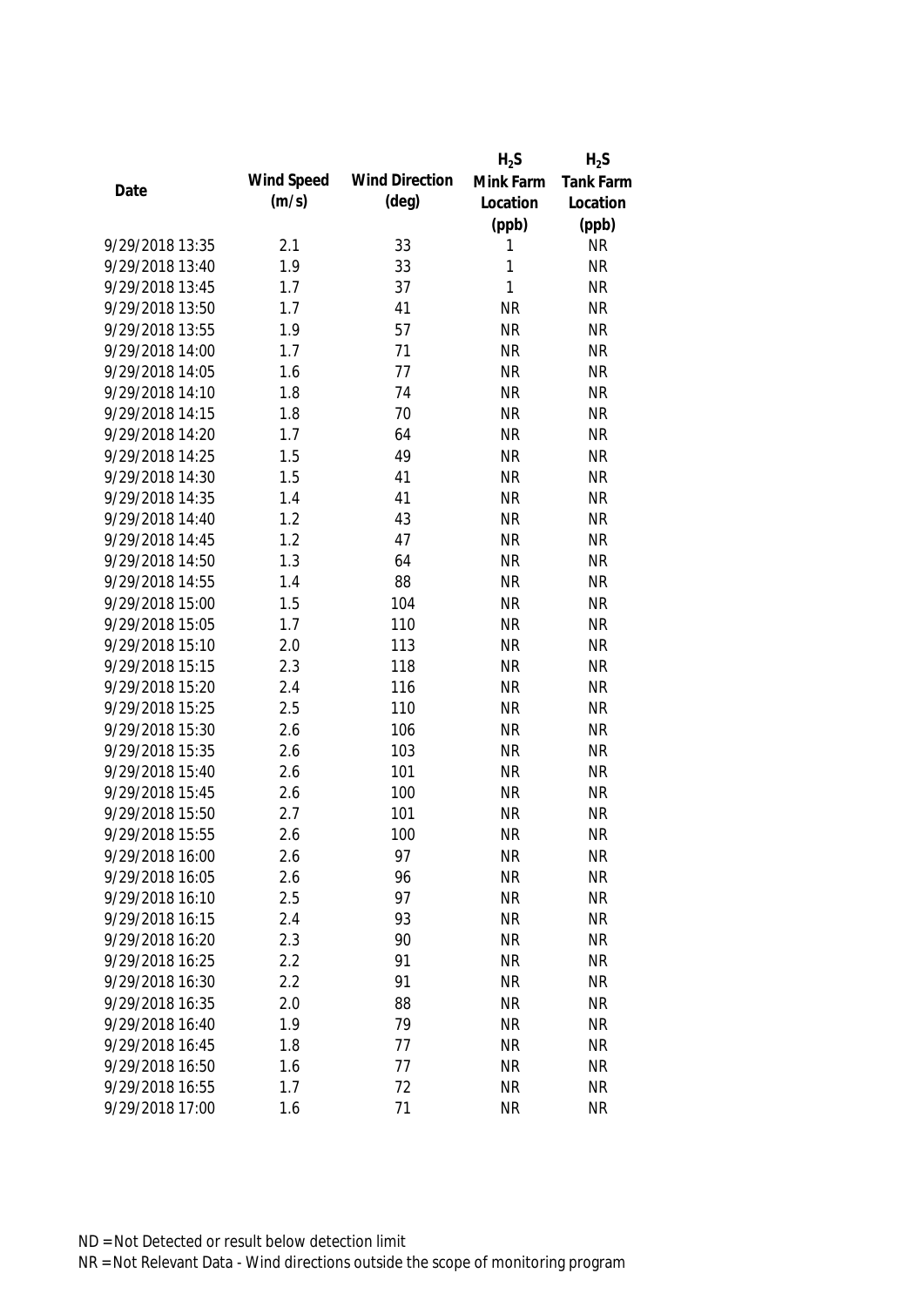| Date | Wind Speed (m/s) | Wind Direction (deg) | $H_2S$ Mink Farm Location (ppb) | $H_2S$ Tank Farm Location (ppb) |
|---|---|---|---|---|
| 9/29/2018 13:35 | 2.1 | 33 | 1 | NR |
| 9/29/2018 13:40 | 1.9 | 33 | 1 | NR |
| 9/29/2018 13:45 | 1.7 | 37 | 1 | NR |
| 9/29/2018 13:50 | 1.7 | 41 | NR | NR |
| 9/29/2018 13:55 | 1.9 | 57 | NR | NR |
| 9/29/2018 14:00 | 1.7 | 71 | NR | NR |
| 9/29/2018 14:05 | 1.6 | 77 | NR | NR |
| 9/29/2018 14:10 | 1.8 | 74 | NR | NR |
| 9/29/2018 14:15 | 1.8 | 70 | NR | NR |
| 9/29/2018 14:20 | 1.7 | 64 | NR | NR |
| 9/29/2018 14:25 | 1.5 | 49 | NR | NR |
| 9/29/2018 14:30 | 1.5 | 41 | NR | NR |
| 9/29/2018 14:35 | 1.4 | 41 | NR | NR |
| 9/29/2018 14:40 | 1.2 | 43 | NR | NR |
| 9/29/2018 14:45 | 1.2 | 47 | NR | NR |
| 9/29/2018 14:50 | 1.3 | 64 | NR | NR |
| 9/29/2018 14:55 | 1.4 | 88 | NR | NR |
| 9/29/2018 15:00 | 1.5 | 104 | NR | NR |
| 9/29/2018 15:05 | 1.7 | 110 | NR | NR |
| 9/29/2018 15:10 | 2.0 | 113 | NR | NR |
| 9/29/2018 15:15 | 2.3 | 118 | NR | NR |
| 9/29/2018 15:20 | 2.4 | 116 | NR | NR |
| 9/29/2018 15:25 | 2.5 | 110 | NR | NR |
| 9/29/2018 15:30 | 2.6 | 106 | NR | NR |
| 9/29/2018 15:35 | 2.6 | 103 | NR | NR |
| 9/29/2018 15:40 | 2.6 | 101 | NR | NR |
| 9/29/2018 15:45 | 2.6 | 100 | NR | NR |
| 9/29/2018 15:50 | 2.7 | 101 | NR | NR |
| 9/29/2018 15:55 | 2.6 | 100 | NR | NR |
| 9/29/2018 16:00 | 2.6 | 97 | NR | NR |
| 9/29/2018 16:05 | 2.6 | 96 | NR | NR |
| 9/29/2018 16:10 | 2.5 | 97 | NR | NR |
| 9/29/2018 16:15 | 2.4 | 93 | NR | NR |
| 9/29/2018 16:20 | 2.3 | 90 | NR | NR |
| 9/29/2018 16:25 | 2.2 | 91 | NR | NR |
| 9/29/2018 16:30 | 2.2 | 91 | NR | NR |
| 9/29/2018 16:35 | 2.0 | 88 | NR | NR |
| 9/29/2018 16:40 | 1.9 | 79 | NR | NR |
| 9/29/2018 16:45 | 1.8 | 77 | NR | NR |
| 9/29/2018 16:50 | 1.6 | 77 | NR | NR |
| 9/29/2018 16:55 | 1.7 | 72 | NR | NR |
| 9/29/2018 17:00 | 1.6 | 71 | NR | NR |

ND = Not Detected or result below detection limit

NR = Not Relevant Data - Wind directions outside the scope of monitoring program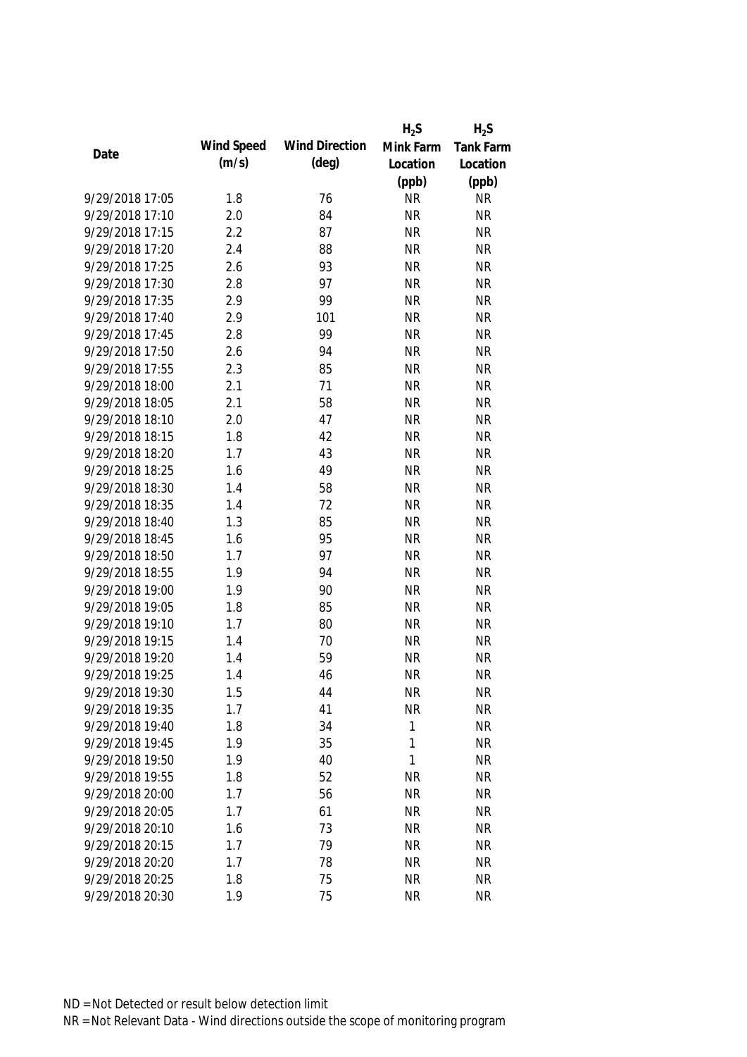| Date | Wind Speed (m/s) | Wind Direction (deg) | $H_2S$ Mink Farm Location (ppb) | $H_2S$ Tank Farm Location (ppb) |
|---|---|---|---|---|
| 9/29/2018 17:05 | 1.8 | 76 | NR | NR |
| 9/29/2018 17:10 | 2.0 | 84 | NR | NR |
| 9/29/2018 17:15 | 2.2 | 87 | NR | NR |
| 9/29/2018 17:20 | 2.4 | 88 | NR | NR |
| 9/29/2018 17:25 | 2.6 | 93 | NR | NR |
| 9/29/2018 17:30 | 2.8 | 97 | NR | NR |
| 9/29/2018 17:35 | 2.9 | 99 | NR | NR |
| 9/29/2018 17:40 | 2.9 | 101 | NR | NR |
| 9/29/2018 17:45 | 2.8 | 99 | NR | NR |
| 9/29/2018 17:50 | 2.6 | 94 | NR | NR |
| 9/29/2018 17:55 | 2.3 | 85 | NR | NR |
| 9/29/2018 18:00 | 2.1 | 71 | NR | NR |
| 9/29/2018 18:05 | 2.1 | 58 | NR | NR |
| 9/29/2018 18:10 | 2.0 | 47 | NR | NR |
| 9/29/2018 18:15 | 1.8 | 42 | NR | NR |
| 9/29/2018 18:20 | 1.7 | 43 | NR | NR |
| 9/29/2018 18:25 | 1.6 | 49 | NR | NR |
| 9/29/2018 18:30 | 1.4 | 58 | NR | NR |
| 9/29/2018 18:35 | 1.4 | 72 | NR | NR |
| 9/29/2018 18:40 | 1.3 | 85 | NR | NR |
| 9/29/2018 18:45 | 1.6 | 95 | NR | NR |
| 9/29/2018 18:50 | 1.7 | 97 | NR | NR |
| 9/29/2018 18:55 | 1.9 | 94 | NR | NR |
| 9/29/2018 19:00 | 1.9 | 90 | NR | NR |
| 9/29/2018 19:05 | 1.8 | 85 | NR | NR |
| 9/29/2018 19:10 | 1.7 | 80 | NR | NR |
| 9/29/2018 19:15 | 1.4 | 70 | NR | NR |
| 9/29/2018 19:20 | 1.4 | 59 | NR | NR |
| 9/29/2018 19:25 | 1.4 | 46 | NR | NR |
| 9/29/2018 19:30 | 1.5 | 44 | NR | NR |
| 9/29/2018 19:35 | 1.7 | 41 | NR | NR |
| 9/29/2018 19:40 | 1.8 | 34 | 1 | NR |
| 9/29/2018 19:45 | 1.9 | 35 | 1 | NR |
| 9/29/2018 19:50 | 1.9 | 40 | 1 | NR |
| 9/29/2018 19:55 | 1.8 | 52 | NR | NR |
| 9/29/2018 20:00 | 1.7 | 56 | NR | NR |
| 9/29/2018 20:05 | 1.7 | 61 | NR | NR |
| 9/29/2018 20:10 | 1.6 | 73 | NR | NR |
| 9/29/2018 20:15 | 1.7 | 79 | NR | NR |
| 9/29/2018 20:20 | 1.7 | 78 | NR | NR |
| 9/29/2018 20:25 | 1.8 | 75 | NR | NR |
| 9/29/2018 20:30 | 1.9 | 75 | NR | NR |

ND = Not Detected or result below detection limit

NR = Not Relevant Data - Wind directions outside the scope of monitoring program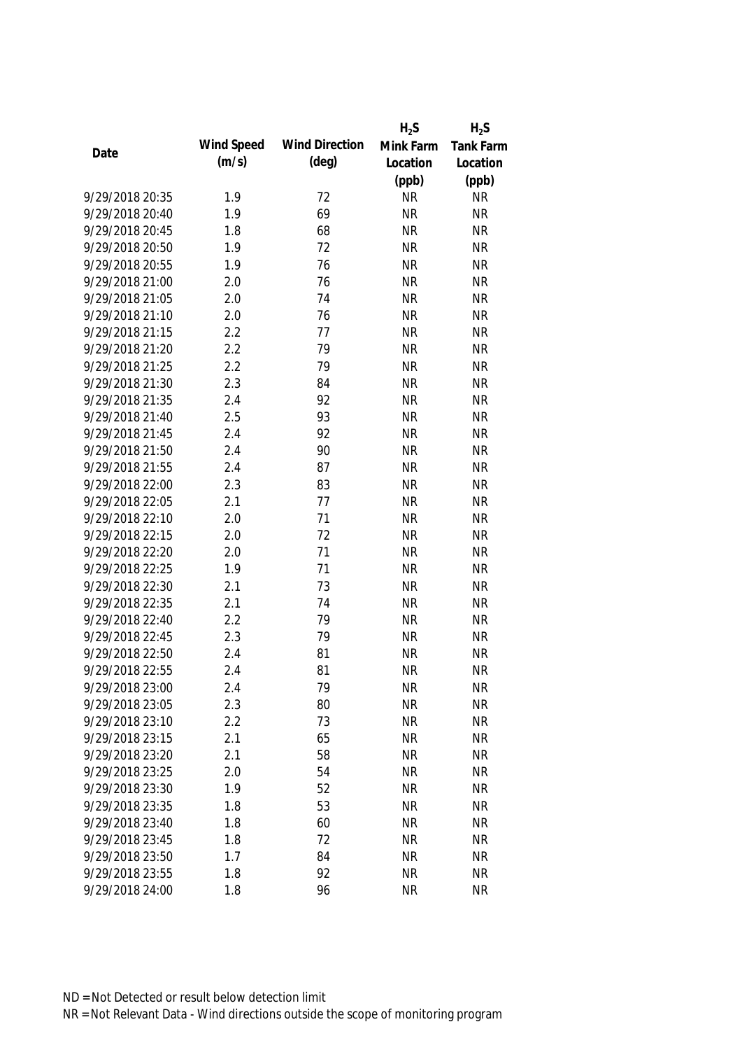| Date | Wind Speed (m/s) | Wind Direction (deg) | $H_2S$ Mink Farm Location (ppb) | $H_2S$ Tank Farm Location (ppb) |
|---|---|---|---|---|
| 9/29/2018 20:35 | 1.9 | 72 | NR | NR |
| 9/29/2018 20:40 | 1.9 | 69 | NR | NR |
| 9/29/2018 20:45 | 1.8 | 68 | NR | NR |
| 9/29/2018 20:50 | 1.9 | 72 | NR | NR |
| 9/29/2018 20:55 | 1.9 | 76 | NR | NR |
| 9/29/2018 21:00 | 2.0 | 76 | NR | NR |
| 9/29/2018 21:05 | 2.0 | 74 | NR | NR |
| 9/29/2018 21:10 | 2.0 | 76 | NR | NR |
| 9/29/2018 21:15 | 2.2 | 77 | NR | NR |
| 9/29/2018 21:20 | 2.2 | 79 | NR | NR |
| 9/29/2018 21:25 | 2.2 | 79 | NR | NR |
| 9/29/2018 21:30 | 2.3 | 84 | NR | NR |
| 9/29/2018 21:35 | 2.4 | 92 | NR | NR |
| 9/29/2018 21:40 | 2.5 | 93 | NR | NR |
| 9/29/2018 21:45 | 2.4 | 92 | NR | NR |
| 9/29/2018 21:50 | 2.4 | 90 | NR | NR |
| 9/29/2018 21:55 | 2.4 | 87 | NR | NR |
| 9/29/2018 22:00 | 2.3 | 83 | NR | NR |
| 9/29/2018 22:05 | 2.1 | 77 | NR | NR |
| 9/29/2018 22:10 | 2.0 | 71 | NR | NR |
| 9/29/2018 22:15 | 2.0 | 72 | NR | NR |
| 9/29/2018 22:20 | 2.0 | 71 | NR | NR |
| 9/29/2018 22:25 | 1.9 | 71 | NR | NR |
| 9/29/2018 22:30 | 2.1 | 73 | NR | NR |
| 9/29/2018 22:35 | 2.1 | 74 | NR | NR |
| 9/29/2018 22:40 | 2.2 | 79 | NR | NR |
| 9/29/2018 22:45 | 2.3 | 79 | NR | NR |
| 9/29/2018 22:50 | 2.4 | 81 | NR | NR |
| 9/29/2018 22:55 | 2.4 | 81 | NR | NR |
| 9/29/2018 23:00 | 2.4 | 79 | NR | NR |
| 9/29/2018 23:05 | 2.3 | 80 | NR | NR |
| 9/29/2018 23:10 | 2.2 | 73 | NR | NR |
| 9/29/2018 23:15 | 2.1 | 65 | NR | NR |
| 9/29/2018 23:20 | 2.1 | 58 | NR | NR |
| 9/29/2018 23:25 | 2.0 | 54 | NR | NR |
| 9/29/2018 23:30 | 1.9 | 52 | NR | NR |
| 9/29/2018 23:35 | 1.8 | 53 | NR | NR |
| 9/29/2018 23:40 | 1.8 | 60 | NR | NR |
| 9/29/2018 23:45 | 1.8 | 72 | NR | NR |
| 9/29/2018 23:50 | 1.7 | 84 | NR | NR |
| 9/29/2018 23:55 | 1.8 | 92 | NR | NR |
| 9/29/2018 24:00 | 1.8 | 96 | NR | NR |

ND = Not Detected or result below detection limit
NR = Not Relevant Data - Wind directions outside the scope of monitoring program